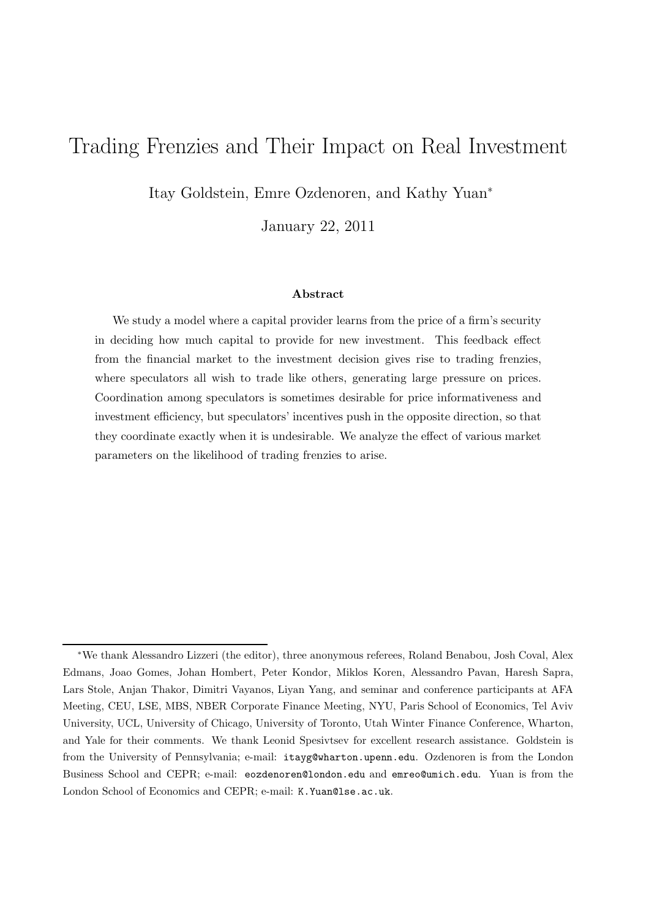# Trading Frenzies and Their Impact on Real Investment

Itay Goldstein, Emre Ozdenoren, and Kathy Yuan*

January 22, 2011

### Abstract

We study a model where a capital provider learns from the price of a firm's security in deciding how much capital to provide for new investment. This feedback effect from the financial market to the investment decision gives rise to trading frenzies, where speculators all wish to trade like others, generating large pressure on prices. Coordination among speculators is sometimes desirable for price informativeness and investment efficiency, but speculators' incentives push in the opposite direction, so that they coordinate exactly when it is undesirable. We analyze the effect of various market parameters on the likelihood of trading frenzies to arise.

---

*We thank Alessandro Lizzeri (the editor), three anonymous referees, Roland Benabou, Josh Coval, Alex Edmans, Joao Gomes, Johan Hombert, Peter Kondor, Miklos Koren, Alessandro Pavan, Haresh Sapra, Lars Stole, Anjan Thakor, Dimitri Vayanos, Liyan Yang, and seminar and conference participants at AFA Meeting, CEU, LSE, MBS, NBER Corporate Finance Meeting, NYU, Paris School of Economics, Tel Aviv University, UCL, University of Chicago, University of Toronto, Utah Winter Finance Conference, Wharton, and Yale for their comments. We thank Leonid Spesivtsev for excellent research assistance. Goldstein is from the University of Pennsylvania; e-mail: itayg@wharton.upenn.edu. Ozdenoren is from the London Business School and CEPR; e-mail: eozdenoren@london.edu and emreo@umich.edu. Yuan is from the London School of Economics and CEPR; e-mail: K.Yuan@lse.ac.uk.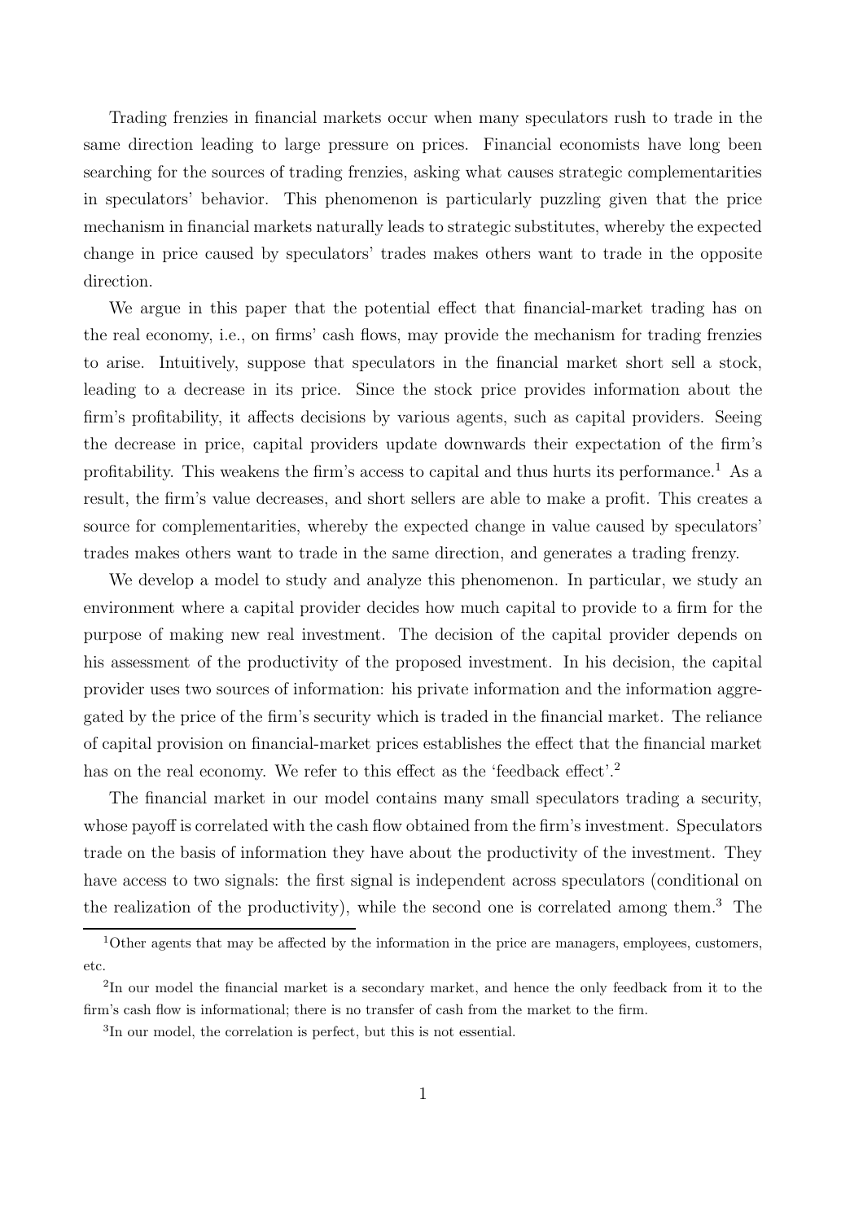Trading frenzies in financial markets occur when many speculators rush to trade in the same direction leading to large pressure on prices. Financial economists have long been searching for the sources of trading frenzies, asking what causes strategic complementarities in speculators' behavior. This phenomenon is particularly puzzling given that the price mechanism in financial markets naturally leads to strategic substitutes, whereby the expected change in price caused by speculators' trades makes others want to trade in the opposite direction.

We argue in this paper that the potential effect that financial-market trading has on the real economy, i.e., on firms' cash flows, may provide the mechanism for trading frenzies to arise. Intuitively, suppose that speculators in the financial market short sell a stock, leading to a decrease in its price. Since the stock price provides information about the firm's profitability, it affects decisions by various agents, such as capital providers. Seeing the decrease in price, capital providers update downwards their expectation of the firm's profitability. This weakens the firm's access to capital and thus hurts its performance.[1] As a result, the firm's value decreases, and short sellers are able to make a profit. This creates a source for complementarities, whereby the expected change in value caused by speculators' trades makes others want to trade in the same direction, and generates a trading frenzy.

We develop a model to study and analyze this phenomenon. In particular, we study an environment where a capital provider decides how much capital to provide to a firm for the purpose of making new real investment. The decision of the capital provider depends on his assessment of the productivity of the proposed investment. In his decision, the capital provider uses two sources of information: his private information and the information aggregated by the price of the firm's security which is traded in the financial market. The reliance of capital provision on financial-market prices establishes the effect that the financial market has on the real economy. We refer to this effect as the 'feedback effect'.[2]

The financial market in our model contains many small speculators trading a security, whose payoff is correlated with the cash flow obtained from the firm's investment. Speculators trade on the basis of information they have about the productivity of the investment. They have access to two signals: the first signal is independent across speculators (conditional on the realization of the productivity), while the second one is correlated among them.[3] The

[1] Other agents that may be affected by the information in the price are managers, employees, customers, etc.

[2] In our model the financial market is a secondary market, and hence the only feedback from it to the firm's cash flow is informational; there is no transfer of cash from the market to the firm.

[3] In our model, the correlation is perfect, but this is not essential.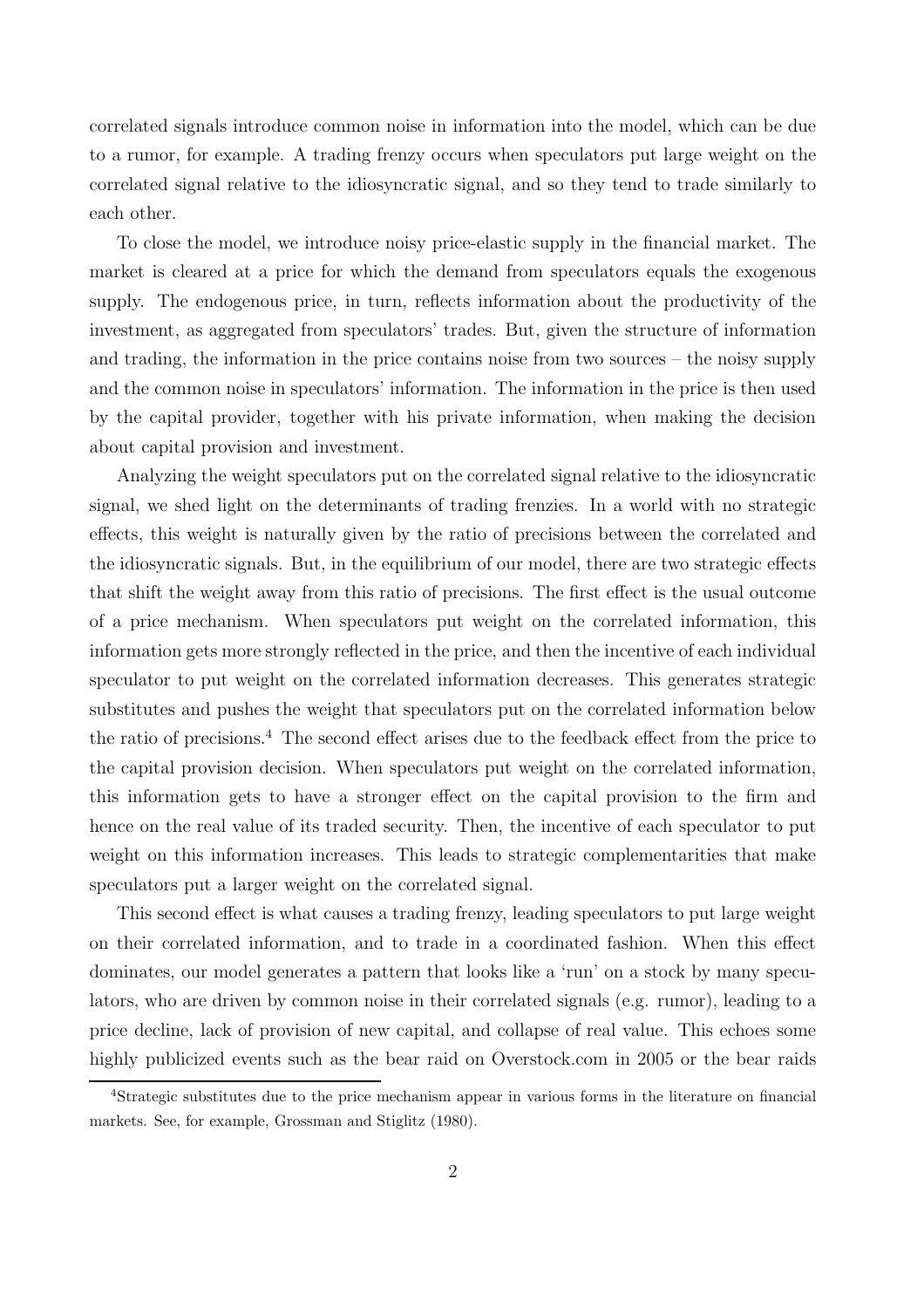correlated signals introduce common noise in information into the model, which can be due to a rumor, for example. A trading frenzy occurs when speculators put large weight on the correlated signal relative to the idiosyncratic signal, and so they tend to trade similarly to each other.

To close the model, we introduce noisy price-elastic supply in the financial market. The market is cleared at a price for which the demand from speculators equals the exogenous supply. The endogenous price, in turn, reflects information about the productivity of the investment, as aggregated from speculators' trades. But, given the structure of information and trading, the information in the price contains noise from two sources – the noisy supply and the common noise in speculators' information. The information in the price is then used by the capital provider, together with his private information, when making the decision about capital provision and investment.

Analyzing the weight speculators put on the correlated signal relative to the idiosyncratic signal, we shed light on the determinants of trading frenzies. In a world with no strategic effects, this weight is naturally given by the ratio of precisions between the correlated and the idiosyncratic signals. But, in the equilibrium of our model, there are two strategic effects that shift the weight away from this ratio of precisions. The first effect is the usual outcome of a price mechanism. When speculators put weight on the correlated information, this information gets more strongly reflected in the price, and then the incentive of each individual speculator to put weight on the correlated information decreases. This generates strategic substitutes and pushes the weight that speculators put on the correlated information below the ratio of precisions.[4] The second effect arises due to the feedback effect from the price to the capital provision decision. When speculators put weight on the correlated information, this information gets to have a stronger effect on the capital provision to the firm and hence on the real value of its traded security. Then, the incentive of each speculator to put weight on this information increases. This leads to strategic complementarities that make speculators put a larger weight on the correlated signal.

This second effect is what causes a trading frenzy, leading speculators to put large weight on their correlated information, and to trade in a coordinated fashion. When this effect dominates, our model generates a pattern that looks like a 'run' on a stock by many speculators, who are driven by common noise in their correlated signals (e.g. rumor), leading to a price decline, lack of provision of new capital, and collapse of real value. This echoes some highly publicized events such as the bear raid on Overstock.com in 2005 or the bear raids

[4] Strategic substitutes due to the price mechanism appear in various forms in the literature on financial markets. See, for example, Grossman and Stiglitz (1980).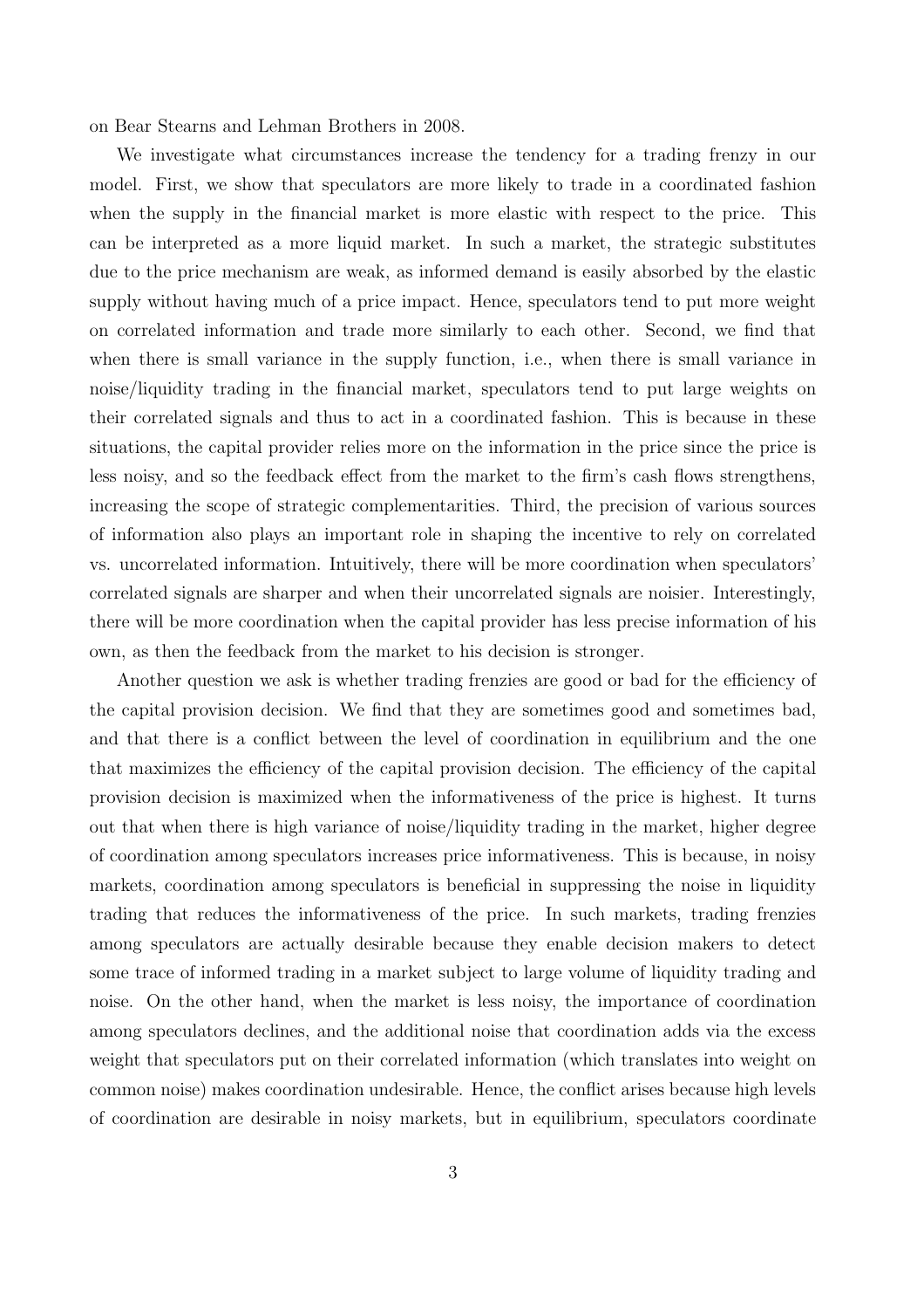on Bear Stearns and Lehman Brothers in 2008.

We investigate what circumstances increase the tendency for a trading frenzy in our model. First, we show that speculators are more likely to trade in a coordinated fashion when the supply in the financial market is more elastic with respect to the price. This can be interpreted as a more liquid market. In such a market, the strategic substitutes due to the price mechanism are weak, as informed demand is easily absorbed by the elastic supply without having much of a price impact. Hence, speculators tend to put more weight on correlated information and trade more similarly to each other. Second, we find that when there is small variance in the supply function, i.e., when there is small variance in noise/liquidity trading in the financial market, speculators tend to put large weights on their correlated signals and thus to act in a coordinated fashion. This is because in these situations, the capital provider relies more on the information in the price since the price is less noisy, and so the feedback effect from the market to the firm's cash flows strengthens, increasing the scope of strategic complementarities. Third, the precision of various sources of information also plays an important role in shaping the incentive to rely on correlated vs. uncorrelated information. Intuitively, there will be more coordination when speculators' correlated signals are sharper and when their uncorrelated signals are noisier. Interestingly, there will be more coordination when the capital provider has less precise information of his own, as then the feedback from the market to his decision is stronger.

Another question we ask is whether trading frenzies are good or bad for the efficiency of the capital provision decision. We find that they are sometimes good and sometimes bad, and that there is a conflict between the level of coordination in equilibrium and the one that maximizes the efficiency of the capital provision decision. The efficiency of the capital provision decision is maximized when the informativeness of the price is highest. It turns out that when there is high variance of noise/liquidity trading in the market, higher degree of coordination among speculators increases price informativeness. This is because, in noisy markets, coordination among speculators is beneficial in suppressing the noise in liquidity trading that reduces the informativeness of the price. In such markets, trading frenzies among speculators are actually desirable because they enable decision makers to detect some trace of informed trading in a market subject to large volume of liquidity trading and noise. On the other hand, when the market is less noisy, the importance of coordination among speculators declines, and the additional noise that coordination adds via the excess weight that speculators put on their correlated information (which translates into weight on common noise) makes coordination undesirable. Hence, the conflict arises because high levels of coordination are desirable in noisy markets, but in equilibrium, speculators coordinate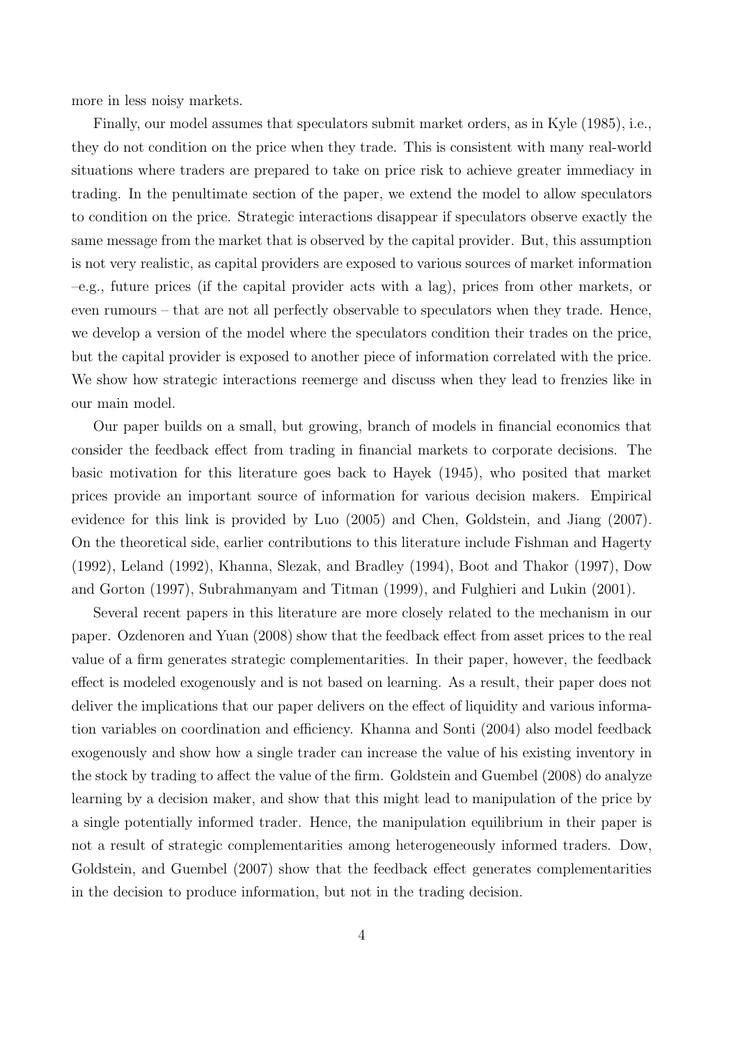more in less noisy markets.

Finally, our model assumes that speculators submit market orders, as in Kyle (1985), i.e., they do not condition on the price when they trade. This is consistent with many real-world situations where traders are prepared to take on price risk to achieve greater immediacy in trading. In the penultimate section of the paper, we extend the model to allow speculators to condition on the price. Strategic interactions disappear if speculators observe exactly the same message from the market that is observed by the capital provider. But, this assumption is not very realistic, as capital providers are exposed to various sources of market information –e.g., future prices (if the capital provider acts with a lag), prices from other markets, or even rumours – that are not all perfectly observable to speculators when they trade. Hence, we develop a version of the model where the speculators condition their trades on the price, but the capital provider is exposed to another piece of information correlated with the price. We show how strategic interactions reemerge and discuss when they lead to frenzies like in our main model.

Our paper builds on a small, but growing, branch of models in financial economics that consider the feedback effect from trading in financial markets to corporate decisions. The basic motivation for this literature goes back to Hayek (1945), who posited that market prices provide an important source of information for various decision makers. Empirical evidence for this link is provided by Luo (2005) and Chen, Goldstein, and Jiang (2007). On the theoretical side, earlier contributions to this literature include Fishman and Hagerty (1992), Leland (1992), Khanna, Slezak, and Bradley (1994), Boot and Thakor (1997), Dow and Gorton (1997), Subrahmanyam and Titman (1999), and Fulghieri and Lukin (2001).

Several recent papers in this literature are more closely related to the mechanism in our paper. Ozdenoren and Yuan (2008) show that the feedback effect from asset prices to the real value of a firm generates strategic complementarities. In their paper, however, the feedback effect is modeled exogenously and is not based on learning. As a result, their paper does not deliver the implications that our paper delivers on the effect of liquidity and various information variables on coordination and efficiency. Khanna and Sonti (2004) also model feedback exogenously and show how a single trader can increase the value of his existing inventory in the stock by trading to affect the value of the firm. Goldstein and Guembel (2008) do analyze learning by a decision maker, and show that this might lead to manipulation of the price by a single potentially informed trader. Hence, the manipulation equilibrium in their paper is not a result of strategic complementarities among heterogeneously informed traders. Dow, Goldstein, and Guembel (2007) show that the feedback effect generates complementarities in the decision to produce information, but not in the trading decision.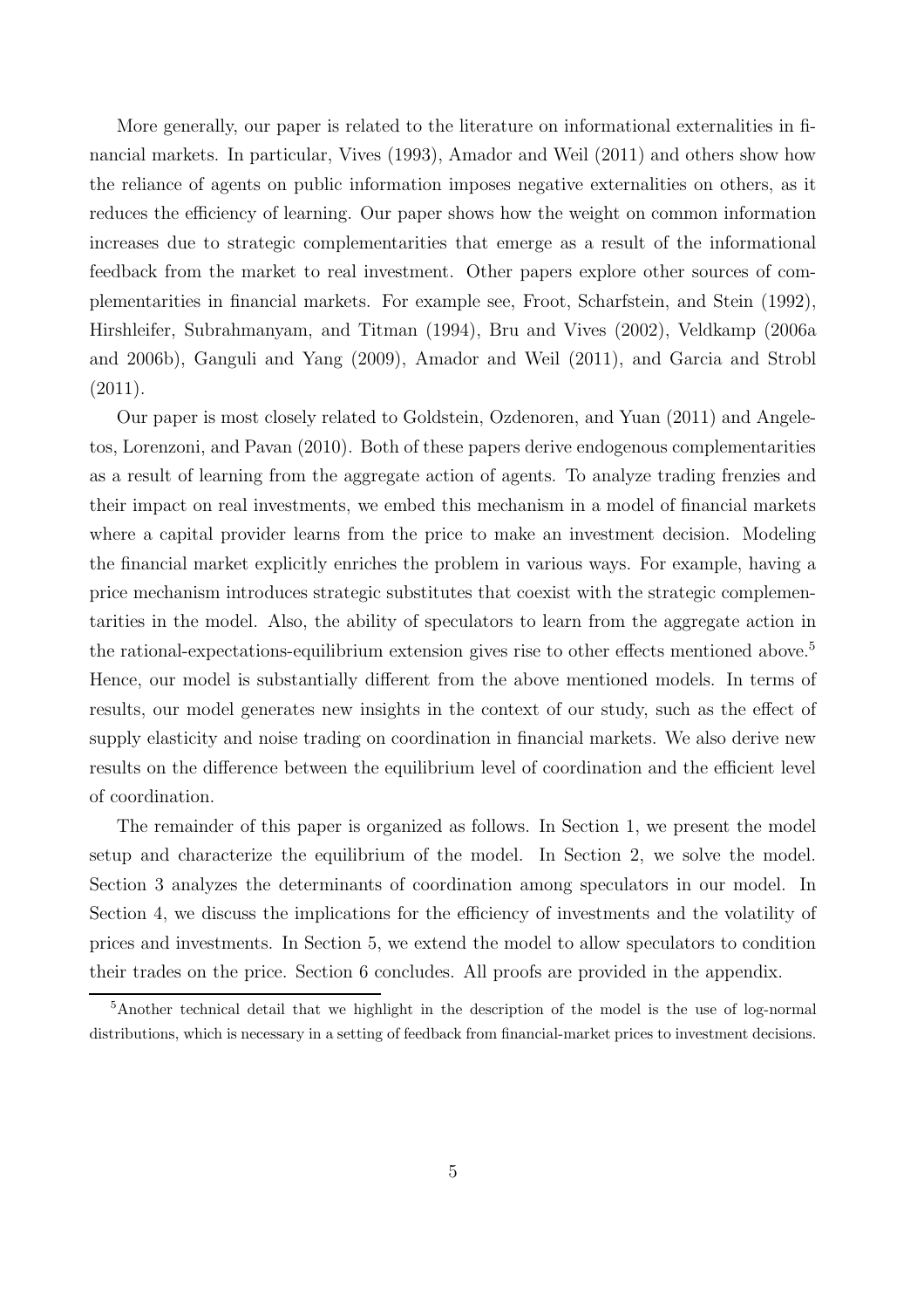More generally, our paper is related to the literature on informational externalities in financial markets. In particular, Vives (1993), Amador and Weil (2011) and others show how the reliance of agents on public information imposes negative externalities on others, as it reduces the efficiency of learning. Our paper shows how the weight on common information increases due to strategic complementarities that emerge as a result of the informational feedback from the market to real investment. Other papers explore other sources of complementarities in financial markets. For example see, Froot, Scharfstein, and Stein (1992), Hirshleifer, Subrahmanyam, and Titman (1994), Bru and Vives (2002), Veldkamp (2006a and 2006b), Ganguli and Yang (2009), Amador and Weil (2011), and Garcia and Strobl (2011).

Our paper is most closely related to Goldstein, Ozdenoren, and Yuan (2011) and Angeletos, Lorenzoni, and Pavan (2010). Both of these papers derive endogenous complementarities as a result of learning from the aggregate action of agents. To analyze trading frenzies and their impact on real investments, we embed this mechanism in a model of financial markets where a capital provider learns from the price to make an investment decision. Modeling the financial market explicitly enriches the problem in various ways. For example, having a price mechanism introduces strategic substitutes that coexist with the strategic complementarities in the model. Also, the ability of speculators to learn from the aggregate action in the rational-expectations-equilibrium extension gives rise to other effects mentioned above.[5] Hence, our model is substantially different from the above mentioned models. In terms of results, our model generates new insights in the context of our study, such as the effect of supply elasticity and noise trading on coordination in financial markets. We also derive new results on the difference between the equilibrium level of coordination and the efficient level of coordination.

The remainder of this paper is organized as follows. In Section 1, we present the model setup and characterize the equilibrium of the model. In Section 2, we solve the model. Section 3 analyzes the determinants of coordination among speculators in our model. In Section 4, we discuss the implications for the efficiency of investments and the volatility of prices and investments. In Section 5, we extend the model to allow speculators to condition their trades on the price. Section 6 concludes. All proofs are provided in the appendix.

[5] Another technical detail that we highlight in the description of the model is the use of log-normal distributions, which is necessary in a setting of feedback from financial-market prices to investment decisions.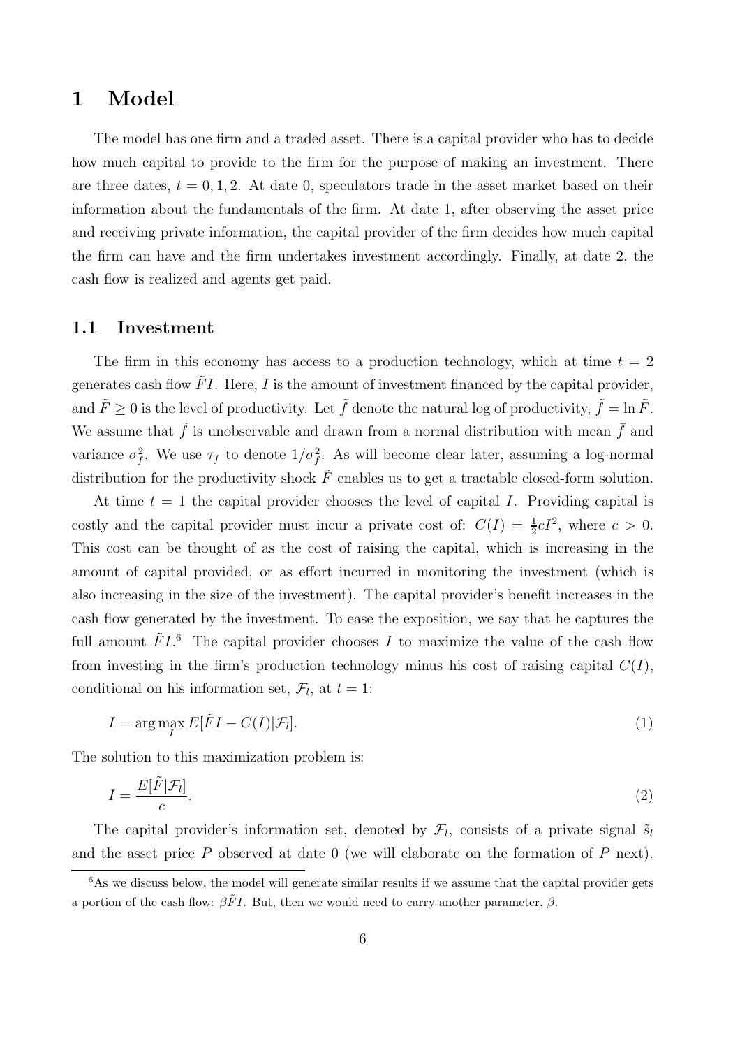# 1 Model

The model has one firm and a traded asset. There is a capital provider who has to decide how much capital to provide to the firm for the purpose of making an investment. There are three dates, $t = 0, 1, 2$. At date 0, speculators trade in the asset market based on their information about the fundamentals of the firm. At date 1, after observing the asset price and receiving private information, the capital provider of the firm decides how much capital the firm can have and the firm undertakes investment accordingly. Finally, at date 2, the cash flow is realized and agents get paid.

## 1.1 Investment

The firm in this economy has access to a production technology, which at time $t = 2$ generates cash flow $\tilde{F}I$. Here, $I$ is the amount of investment financed by the capital provider, and $\tilde{F} \geq 0$ is the level of productivity. Let $\tilde{f}$ denote the natural log of productivity, $\tilde{f} = \ln \tilde{F}$. We assume that $\tilde{f}$ is unobservable and drawn from a normal distribution with mean $\bar{f}$ and variance $\sigma_f^2$. We use $\tau_f$ to denote $1/\sigma_f^2$. As will become clear later, assuming a log-normal distribution for the productivity shock $\tilde{F}$ enables us to get a tractable closed-form solution.

At time $t = 1$ the capital provider chooses the level of capital $I$. Providing capital is costly and the capital provider must incur a private cost of: $C(I) = \frac{1}{2}cI^2$, where $c > 0$. This cost can be thought of as the cost of raising the capital, which is increasing in the amount of capital provided, or as effort incurred in monitoring the investment (which is also increasing in the size of the investment). The capital provider's benefit increases in the cash flow generated by the investment. To ease the exposition, we say that he captures the full amount $\tilde{F}I$.[6] The capital provider chooses $I$ to maximize the value of the cash flow from investing in the firm's production technology minus his cost of raising capital $C(I)$, conditional on his information set, $\mathcal{F}_l$, at $t = 1$:

$$I = \arg\max_I E[\tilde{F}I - C(I)|\mathcal{F}_l]. \tag{1}$$

The solution to this maximization problem is:

$$I = \frac{E[\tilde{F}|\mathcal{F}_l]}{c}. \tag{2}$$

The capital provider's information set, denoted by $\mathcal{F}_l$, consists of a private signal $\tilde{s}_l$ and the asset price $P$ observed at date 0 (we will elaborate on the formation of $P$ next).

[6] As we discuss below, the model will generate similar results if we assume that the capital provider gets a portion of the cash flow: $\beta\tilde{F}I$. But, then we would need to carry another parameter, $\beta$.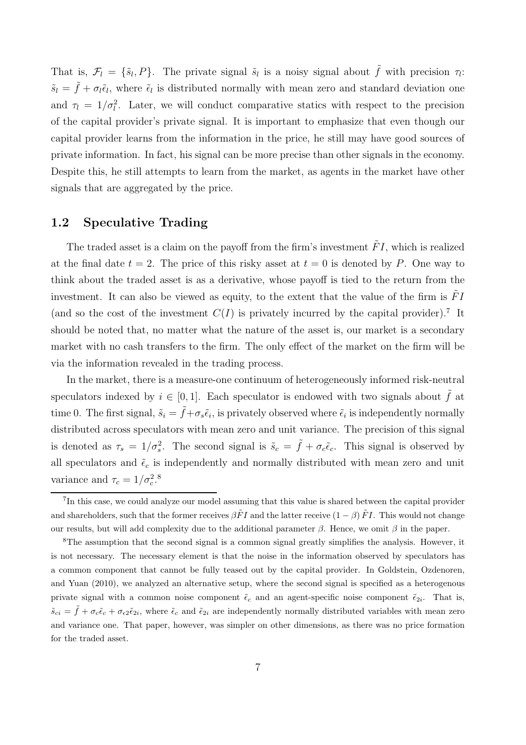That is, $\mathcal{F}_l = \{\tilde{s}_l, P\}$. The private signal $\tilde{s}_l$ is a noisy signal about $\tilde{f}$ with precision $\tau_l$: $\tilde{s}_l = \tilde{f} + \sigma_l \tilde{\epsilon}_l$, where $\tilde{\epsilon}_l$ is distributed normally with mean zero and standard deviation one and $\tau_l = 1/\sigma_l^2$. Later, we will conduct comparative statics with respect to the precision of the capital provider's private signal. It is important to emphasize that even though our capital provider learns from the information in the price, he still may have good sources of private information. In fact, his signal can be more precise than other signals in the economy. Despite this, he still attempts to learn from the market, as agents in the market have other signals that are aggregated by the price.

## 1.2 Speculative Trading

The traded asset is a claim on the payoff from the firm's investment $\tilde{F}I$, which is realized at the final date $t = 2$. The price of this risky asset at $t = 0$ is denoted by $P$. One way to think about the traded asset is as a derivative, whose payoff is tied to the return from the investment. It can also be viewed as equity, to the extent that the value of the firm is $\tilde{F}I$ (and so the cost of the investment $C(I)$ is privately incurred by the capital provider).[7] It should be noted that, no matter what the nature of the asset is, our market is a secondary market with no cash transfers to the firm. The only effect of the market on the firm will be via the information revealed in the trading process.

In the market, there is a measure-one continuum of heterogeneously informed risk-neutral speculators indexed by $i \in [0, 1]$. Each speculator is endowed with two signals about $\tilde{f}$ at time 0. The first signal, $\tilde{s}_i = \tilde{f} + \sigma_s \tilde{\epsilon}_i$, is privately observed where $\tilde{\epsilon}_i$ is independently normally distributed across speculators with mean zero and unit variance. The precision of this signal is denoted as $\tau_s = 1/\sigma_s^2$. The second signal is $\tilde{s}_c = \tilde{f} + \sigma_c \tilde{\epsilon}_c$. This signal is observed by all speculators and $\tilde{\epsilon}_c$ is independently and normally distributed with mean zero and unit variance and $\tau_c = 1/\sigma_c^2$.[8]

---

[7] In this case, we could analyze our model assuming that this value is shared between the capital provider and shareholders, such that the former receives $\beta \tilde{F}I$ and the latter receive $(1 - \beta) \tilde{F}I$. This would not change our results, but will add complexity due to the additional parameter $\beta$. Hence, we omit $\beta$ in the paper.

[8] The assumption that the second signal is a common signal greatly simplifies the analysis. However, it is not necessary. The necessary element is that the noise in the information observed by speculators has a common component that cannot be fully teased out by the capital provider. In Goldstein, Ozdenoren, and Yuan (2010), we analyzed an alternative setup, where the second signal is specified as a heterogenous private signal with a common noise component $\tilde{\epsilon}_c$ and an agent-specific noise component $\tilde{\epsilon}_{2i}$. That is, $\tilde{s}_{ci} = \tilde{f} + \sigma_c \tilde{\epsilon}_c + \sigma_{\epsilon 2} \tilde{\epsilon}_{2i}$, where $\tilde{\epsilon}_c$ and $\tilde{\epsilon}_{2i}$ are independently normally distributed variables with mean zero and variance one. That paper, however, was simpler on other dimensions, as there was no price formation for the traded asset.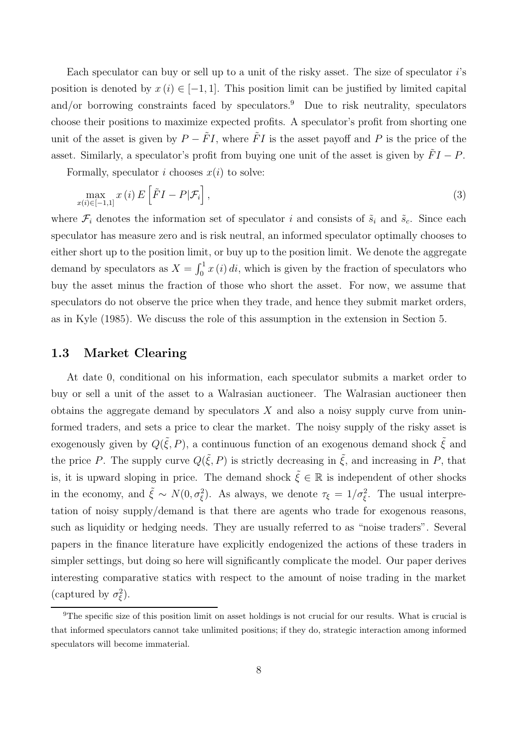Each speculator can buy or sell up to a unit of the risky asset. The size of speculator $i$'s position is denoted by $x(i) \in [-1, 1]$. This position limit can be justified by limited capital and/or borrowing constraints faced by speculators.[9] Due to risk neutrality, speculators choose their positions to maximize expected profits. A speculator's profit from shorting one unit of the asset is given by $P - \tilde{F}I$, where $\tilde{F}I$ is the asset payoff and $P$ is the price of the asset. Similarly, a speculator's profit from buying one unit of the asset is given by $\tilde{F}I - P$.

Formally, speculator $i$ chooses $x(i)$ to solve:

$$\max_{x(i) \in [-1,1]} x(i) E\left[\tilde{F}I - P | \mathcal{F}_i\right], \tag{3}$$

where $\mathcal{F}_i$ denotes the information set of speculator $i$ and consists of $\tilde{s}_i$ and $\tilde{s}_c$. Since each speculator has measure zero and is risk neutral, an informed speculator optimally chooses to either short up to the position limit, or buy up to the position limit. We denote the aggregate demand by speculators as $X = \int_0^1 x(i)\, di$, which is given by the fraction of speculators who buy the asset minus the fraction of those who short the asset. For now, we assume that speculators do not observe the price when they trade, and hence they submit market orders, as in Kyle (1985). We discuss the role of this assumption in the extension in Section 5.

### 1.3 Market Clearing

At date 0, conditional on his information, each speculator submits a market order to buy or sell a unit of the asset to a Walrasian auctioneer. The Walrasian auctioneer then obtains the aggregate demand by speculators $X$ and also a noisy supply curve from uninformed traders, and sets a price to clear the market. The noisy supply of the risky asset is exogenously given by $Q(\tilde{\xi}, P)$, a continuous function of an exogenous demand shock $\tilde{\xi}$ and the price $P$. The supply curve $Q(\tilde{\xi}, P)$ is strictly decreasing in $\tilde{\xi}$, and increasing in $P$, that is, it is upward sloping in price. The demand shock $\tilde{\xi} \in \mathbb{R}$ is independent of other shocks in the economy, and $\tilde{\xi} \sim N(0, \sigma_\xi^2)$. As always, we denote $\tau_\xi = 1/\sigma_\xi^2$. The usual interpretation of noisy supply/demand is that there are agents who trade for exogenous reasons, such as liquidity or hedging needs. They are usually referred to as "noise traders". Several papers in the finance literature have explicitly endogenized the actions of these traders in simpler settings, but doing so here will significantly complicate the model. Our paper derives interesting comparative statics with respect to the amount of noise trading in the market (captured by $\sigma_\xi^2$).

[9] The specific size of this position limit on asset holdings is not crucial for our results. What is crucial is that informed speculators cannot take unlimited positions; if they do, strategic interaction among informed speculators will become immaterial.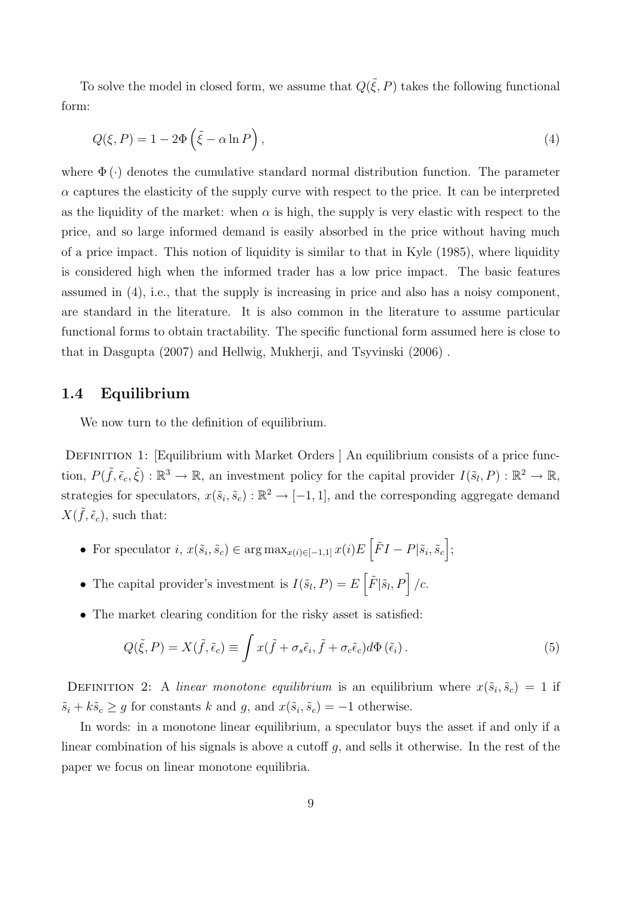To solve the model in closed form, we assume that $Q(\tilde{\xi}, P)$ takes the following functional form:

$$Q(\xi, P) = 1 - 2\Phi\left(\tilde{\xi} - \alpha \ln P\right), \tag{4}$$

where $\Phi(\cdot)$ denotes the cumulative standard normal distribution function. The parameter $\alpha$ captures the elasticity of the supply curve with respect to the price. It can be interpreted as the liquidity of the market: when $\alpha$ is high, the supply is very elastic with respect to the price, and so large informed demand is easily absorbed in the price without having much of a price impact. This notion of liquidity is similar to that in Kyle (1985), where liquidity is considered high when the informed trader has a low price impact. The basic features assumed in (4), i.e., that the supply is increasing in price and also has a noisy component, are standard in the literature. It is also common in the literature to assume particular functional forms to obtain tractability. The specific functional form assumed here is close to that in Dasgupta (2007) and Hellwig, Mukherji, and Tsyvinski (2006) .

## 1.4 Equilibrium

We now turn to the definition of equilibrium.

Definition 1: [Equilibrium with Market Orders ] An equilibrium consists of a price function, $P(\tilde{f}, \tilde{\epsilon}_c, \tilde{\xi}) : \mathbb{R}^3 \rightarrow \mathbb{R}$, an investment policy for the capital provider $I(\tilde{s}_l, P) : \mathbb{R}^2 \rightarrow \mathbb{R}$, strategies for speculators, $x(\tilde{s}_i, \tilde{s}_c) : \mathbb{R}^2 \rightarrow [-1, 1]$, and the corresponding aggregate demand $X(\tilde{f}, \tilde{\epsilon}_c)$, such that:

- For speculator $i$, $x(\tilde{s}_i, \tilde{s}_c) \in \arg\max_{x(i) \in [-1,1]} x(i) E\left[\tilde{F}I - P|\tilde{s}_i, \tilde{s}_c\right]$;
- The capital provider's investment is $I(\tilde{s}_l, P) = E\left[\tilde{F}|\tilde{s}_l, P\right]/c$.
- The market clearing condition for the risky asset is satisfied:

$$Q(\tilde{\xi}, P) = X(\tilde{f}, \tilde{\epsilon}_c) \equiv \int x(\tilde{f} + \sigma_s \tilde{\epsilon}_i, \tilde{f} + \sigma_c \tilde{\epsilon}_c) d\Phi\left(\tilde{\epsilon}_i\right). \tag{5}$$

Definition 2: A *linear monotone equilibrium* is an equilibrium where $x(\tilde{s}_i, \tilde{s}_c) = 1$ if $\tilde{s}_i + k\tilde{s}_c \geq g$ for constants $k$ and $g$, and $x(\tilde{s}_i, \tilde{s}_c) = -1$ otherwise.

In words: in a monotone linear equilibrium, a speculator buys the asset if and only if a linear combination of his signals is above a cutoff $g$, and sells it otherwise. In the rest of the paper we focus on linear monotone equilibria.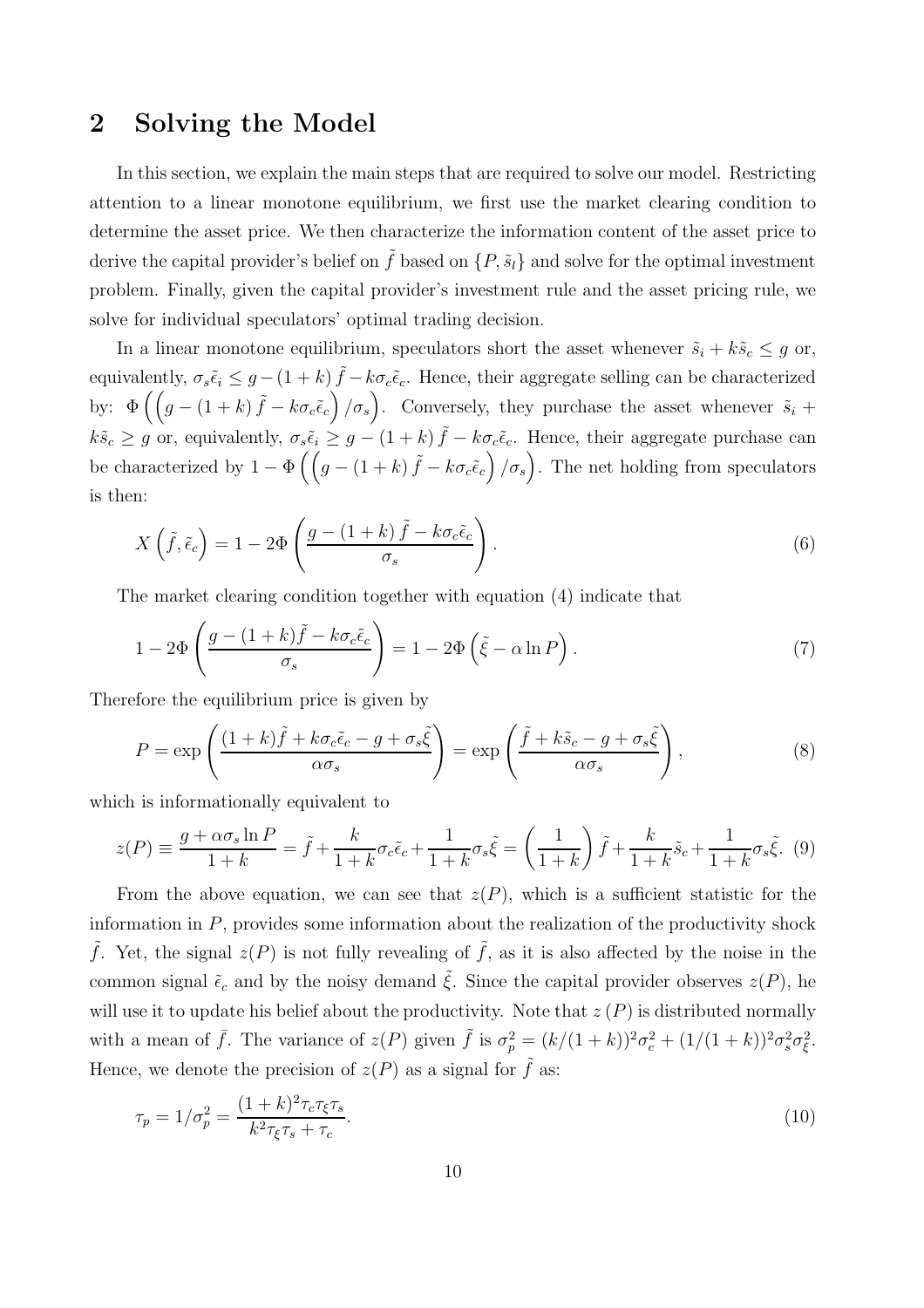## 2 Solving the Model

In this section, we explain the main steps that are required to solve our model. Restricting attention to a linear monotone equilibrium, we first use the market clearing condition to determine the asset price. We then characterize the information content of the asset price to derive the capital provider's belief on $\tilde{f}$ based on $\{P, \tilde{s}_l\}$ and solve for the optimal investment problem. Finally, given the capital provider's investment rule and the asset pricing rule, we solve for individual speculators' optimal trading decision.

In a linear monotone equilibrium, speculators short the asset whenever $\tilde{s}_i + k\tilde{s}_c \leq g$ or, equivalently, $\sigma_s \tilde{\epsilon}_i \leq g - (1+k)\tilde{f} - k\sigma_c\tilde{\epsilon}_c$. Hence, their aggregate selling can be characterized by: $\Phi\left(\left(g - (1+k)\tilde{f} - k\sigma_c\tilde{\epsilon}_c\right)/\sigma_s\right)$. Conversely, they purchase the asset whenever $\tilde{s}_i + k\tilde{s}_c \geq g$ or, equivalently, $\sigma_s\tilde{\epsilon}_i \geq g - (1+k)\tilde{f} - k\sigma_c\tilde{\epsilon}_c$. Hence, their aggregate purchase can be characterized by $1 - \Phi\left(\left(g - (1+k)\tilde{f} - k\sigma_c\tilde{\epsilon}_c\right)/\sigma_s\right)$. The net holding from speculators is then:

$$X\left(\tilde{f}, \tilde{\epsilon}_c\right) = 1 - 2\Phi\left(\frac{g - (1+k)\tilde{f} - k\sigma_c\tilde{\epsilon}_c}{\sigma_s}\right). \tag{6}$$

The market clearing condition together with equation (4) indicate that

$$1 - 2\Phi\left(\frac{g - (1+k)\tilde{f} - k\sigma_c\tilde{\epsilon}_c}{\sigma_s}\right) = 1 - 2\Phi\left(\tilde{\xi} - \alpha \ln P\right). \tag{7}$$

Therefore the equilibrium price is given by

$$P = \exp\left(\frac{(1+k)\tilde{f} + k\sigma_c\tilde{\epsilon}_c - g + \sigma_s\tilde{\xi}}{\alpha\sigma_s}\right) = \exp\left(\frac{\tilde{f} + k\tilde{s}_c - g + \sigma_s\tilde{\xi}}{\alpha\sigma_s}\right), \tag{8}$$

which is informationally equivalent to

$$z(P) \equiv \frac{g + \alpha\sigma_s \ln P}{1+k} = \tilde{f} + \frac{k}{1+k}\sigma_c\tilde{\epsilon}_c + \frac{1}{1+k}\sigma_s\tilde{\xi} = \left(\frac{1}{1+k}\right)\tilde{f} + \frac{k}{1+k}\tilde{s}_c + \frac{1}{1+k}\sigma_s\tilde{\xi}. \tag{9}$$

From the above equation, we can see that $z(P)$, which is a sufficient statistic for the information in $P$, provides some information about the realization of the productivity shock $\tilde{f}$. Yet, the signal $z(P)$ is not fully revealing of $\tilde{f}$, as it is also affected by the noise in the common signal $\tilde{\epsilon}_c$ and by the noisy demand $\tilde{\xi}$. Since the capital provider observes $z(P)$, he will use it to update his belief about the productivity. Note that $z(P)$ is distributed normally with a mean of $\bar{f}$. The variance of $z(P)$ given $\tilde{f}$ is $\sigma_p^2 = (k/(1+k))^2\sigma_c^2 + (1/(1+k))^2\sigma_s^2\sigma_\xi^2$. Hence, we denote the precision of $z(P)$ as a signal for $\tilde{f}$ as:

$$\tau_p = 1/\sigma_p^2 = \frac{(1+k)^2\tau_c\tau_\xi\tau_s}{k^2\tau_\xi\tau_s + \tau_c}. \tag{10}$$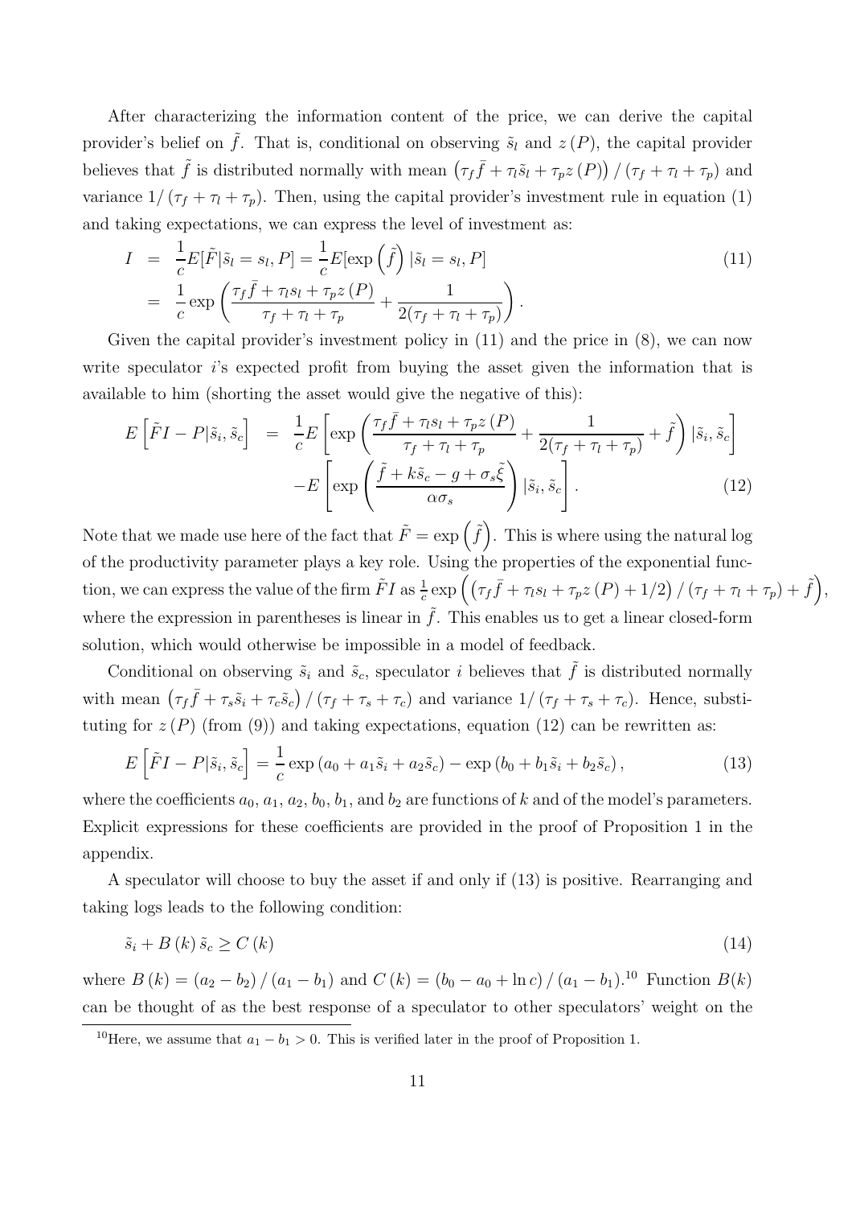After characterizing the information content of the price, we can derive the capital provider's belief on $\tilde{f}$. That is, conditional on observing $\tilde{s}_l$ and $z(P)$, the capital provider believes that $\tilde{f}$ is distributed normally with mean $\left(\tau_f \bar{f} + \tau_l \tilde{s}_l + \tau_p z(P)\right) / (\tau_f + \tau_l + \tau_p)$ and variance $1/(\tau_f + \tau_l + \tau_p)$. Then, using the capital provider's investment rule in equation (1) and taking expectations, we can express the level of investment as:

$$
\begin{aligned}
I &= \frac{1}{c} E[\tilde{F} | \tilde{s}_l = s_l, P] = \frac{1}{c} E[\exp\left(\tilde{f}\right) | \tilde{s}_l = s_l, P] \\
&= \frac{1}{c} \exp\left( \frac{\tau_f \bar{f} + \tau_l s_l + \tau_p z(P)}{\tau_f + \tau_l + \tau_p} + \frac{1}{2(\tau_f + \tau_l + \tau_p)} \right).
\end{aligned} \tag{11}
$$

Given the capital provider's investment policy in (11) and the price in (8), we can now write speculator $i$'s expected profit from buying the asset given the information that is available to him (shorting the asset would give the negative of this):

$$
\begin{aligned}
E\left[\tilde{F} I - P | \tilde{s}_i, \tilde{s}_c\right] &= \frac{1}{c} E\left[ \exp\left( \frac{\tau_f \bar{f} + \tau_l s_l + \tau_p z(P)}{\tau_f + \tau_l + \tau_p} + \frac{1}{2(\tau_f + \tau_l + \tau_p)} + \tilde{f} \right) | \tilde{s}_i, \tilde{s}_c \right] \\
&\quad - E\left[ \exp\left( \frac{\tilde{f} + k\tilde{s}_c - g + \sigma_s \tilde{\xi}}{\alpha \sigma_s} \right) | \tilde{s}_i, \tilde{s}_c \right].
\end{aligned} \tag{12}
$$

Note that we made use here of the fact that $\tilde{F} = \exp\left(\tilde{f}\right)$. This is where using the natural log of the productivity parameter plays a key role. Using the properties of the exponential function, we can express the value of the firm $\tilde{F} I$ as $\frac{1}{c} \exp\left( \left(\tau_f \bar{f} + \tau_l s_l + \tau_p z(P) + 1/2\right) / (\tau_f + \tau_l + \tau_p) + \tilde{f} \right)$, where the expression in parentheses is linear in $\tilde{f}$. This enables us to get a linear closed-form solution, which would otherwise be impossible in a model of feedback.

Conditional on observing $\tilde{s}_i$ and $\tilde{s}_c$, speculator $i$ believes that $\tilde{f}$ is distributed normally with mean $\left(\tau_f \bar{f} + \tau_s \tilde{s}_i + \tau_c \tilde{s}_c\right) / (\tau_f + \tau_s + \tau_c)$ and variance $1/(\tau_f + \tau_s + \tau_c)$. Hence, substituting for $z(P)$ (from (9)) and taking expectations, equation (12) can be rewritten as:

$$
E\left[\tilde{F} I - P | \tilde{s}_i, \tilde{s}_c\right] = \frac{1}{c} \exp\left(a_0 + a_1 \tilde{s}_i + a_2 \tilde{s}_c\right) - \exp\left(b_0 + b_1 \tilde{s}_i + b_2 \tilde{s}_c\right), \tag{13}
$$

where the coefficients $a_0$, $a_1$, $a_2$, $b_0$, $b_1$, and $b_2$ are functions of $k$ and of the model's parameters. Explicit expressions for these coefficients are provided in the proof of Proposition 1 in the appendix.

A speculator will choose to buy the asset if and only if (13) is positive. Rearranging and taking logs leads to the following condition:

$$
\tilde{s}_i + B(k) \tilde{s}_c \geq C(k) \tag{14}
$$

where $B(k) = (a_2 - b_2) / (a_1 - b_1)$ and $C(k) = (b_0 - a_0 + \ln c) / (a_1 - b_1)$.[10] Function $B(k)$ can be thought of as the best response of a speculator to other speculators' weight on the

[10] Here, we assume that $a_1 - b_1 > 0$. This is verified later in the proof of Proposition 1.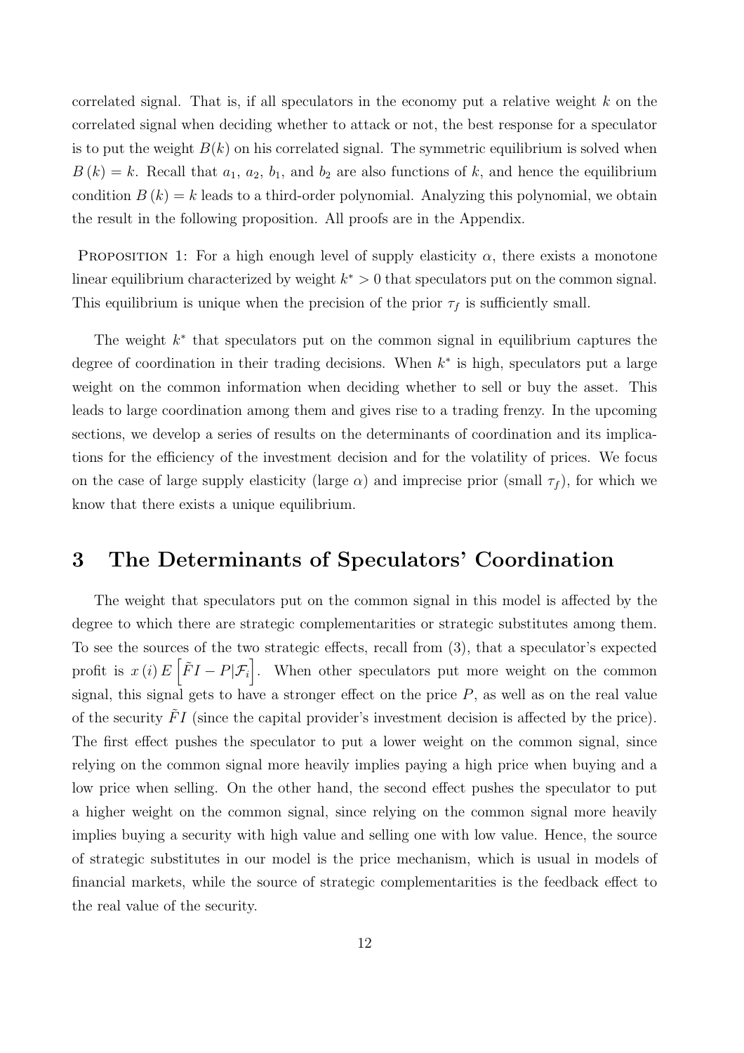correlated signal. That is, if all speculators in the economy put a relative weight $k$ on the correlated signal when deciding whether to attack or not, the best response for a speculator is to put the weight $B(k)$ on his correlated signal. The symmetric equilibrium is solved when $B(k) = k$. Recall that $a_1$, $a_2$, $b_1$, and $b_2$ are also functions of $k$, and hence the equilibrium condition $B(k) = k$ leads to a third-order polynomial. Analyzing this polynomial, we obtain the result in the following proposition. All proofs are in the Appendix.

PROPOSITION 1: For a high enough level of supply elasticity $\alpha$, there exists a monotone linear equilibrium characterized by weight $k^* > 0$ that speculators put on the common signal. This equilibrium is unique when the precision of the prior $\tau_f$ is sufficiently small.

The weight $k^*$ that speculators put on the common signal in equilibrium captures the degree of coordination in their trading decisions. When $k^*$ is high, speculators put a large weight on the common information when deciding whether to sell or buy the asset. This leads to large coordination among them and gives rise to a trading frenzy. In the upcoming sections, we develop a series of results on the determinants of coordination and its implications for the efficiency of the investment decision and for the volatility of prices. We focus on the case of large supply elasticity (large $\alpha$) and imprecise prior (small $\tau_f$), for which we know that there exists a unique equilibrium.

# 3 The Determinants of Speculators' Coordination

The weight that speculators put on the common signal in this model is affected by the degree to which there are strategic complementarities or strategic substitutes among them. To see the sources of the two strategic effects, recall from (3), that a speculator's expected profit is $x(i) E\left[\tilde{F}I - P|\mathcal{F}_i\right]$. When other speculators put more weight on the common signal, this signal gets to have a stronger effect on the price $P$, as well as on the real value of the security $\tilde{F}I$ (since the capital provider's investment decision is affected by the price). The first effect pushes the speculator to put a lower weight on the common signal, since relying on the common signal more heavily implies paying a high price when buying and a low price when selling. On the other hand, the second effect pushes the speculator to put a higher weight on the common signal, since relying on the common signal more heavily implies buying a security with high value and selling one with low value. Hence, the source of strategic substitutes in our model is the price mechanism, which is usual in models of financial markets, while the source of strategic complementarities is the feedback effect to the real value of the security.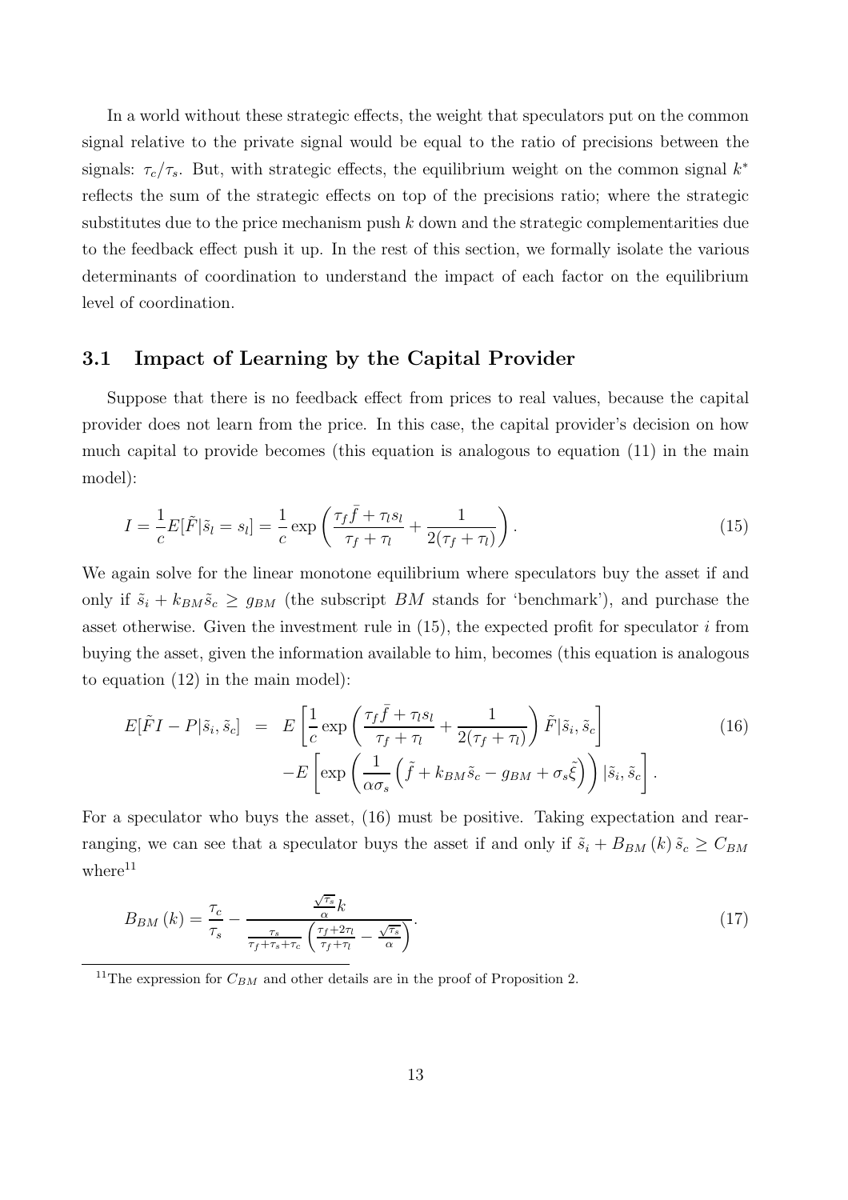In a world without these strategic effects, the weight that speculators put on the common signal relative to the private signal would be equal to the ratio of precisions between the signals: $\tau_c/\tau_s$. But, with strategic effects, the equilibrium weight on the common signal $k^*$ reflects the sum of the strategic effects on top of the precisions ratio; where the strategic substitutes due to the price mechanism push $k$ down and the strategic complementarities due to the feedback effect push it up. In the rest of this section, we formally isolate the various determinants of coordination to understand the impact of each factor on the equilibrium level of coordination.

## 3.1 Impact of Learning by the Capital Provider

Suppose that there is no feedback effect from prices to real values, because the capital provider does not learn from the price. In this case, the capital provider's decision on how much capital to provide becomes (this equation is analogous to equation (11) in the main model):

$$I = \frac{1}{c}E[\tilde{F}|\tilde{s}_l = s_l] = \frac{1}{c}\exp\left(\frac{\tau_f \bar{f} + \tau_l s_l}{\tau_f + \tau_l} + \frac{1}{2(\tau_f + \tau_l)}\right). \tag{15}$$

We again solve for the linear monotone equilibrium where speculators buy the asset if and only if $\tilde{s}_i + k_{BM}\tilde{s}_c \geq g_{BM}$ (the subscript $BM$ stands for 'benchmark'), and purchase the asset otherwise. Given the investment rule in (15), the expected profit for speculator $i$ from buying the asset, given the information available to him, becomes (this equation is analogous to equation (12) in the main model):

$$\begin{aligned} E[\tilde{F}I - P|\tilde{s}_i, \tilde{s}_c] &= E\left[\frac{1}{c}\exp\left(\frac{\tau_f \bar{f} + \tau_l s_l}{\tau_f + \tau_l} + \frac{1}{2(\tau_f + \tau_l)}\right)\tilde{F}|\tilde{s}_i, \tilde{s}_c\right] \\ &\quad - E\left[\exp\left(\frac{1}{\alpha\sigma_s}\left(\tilde{f} + k_{BM}\tilde{s}_c - g_{BM} + \sigma_s\tilde{\xi}\right)\right)|\tilde{s}_i, \tilde{s}_c\right]. \end{aligned} \tag{16}$$

For a speculator who buys the asset, (16) must be positive. Taking expectation and rearranging, we can see that a speculator buys the asset if and only if $\tilde{s}_i + B_{BM}(k)\,\tilde{s}_c \geq C_{BM}$ where[11]

$$B_{BM}(k) = \frac{\tau_c}{\tau_s} - \frac{\frac{\sqrt{\tau_s}}{\alpha}k}{\frac{\tau_s}{\tau_f + \tau_s + \tau_c}\left(\frac{\tau_f + 2\tau_l}{\tau_f + \tau_l} - \frac{\sqrt{\tau_s}}{\alpha}\right)}. \tag{17}$$

[11] The expression for $C_{BM}$ and other details are in the proof of Proposition 2.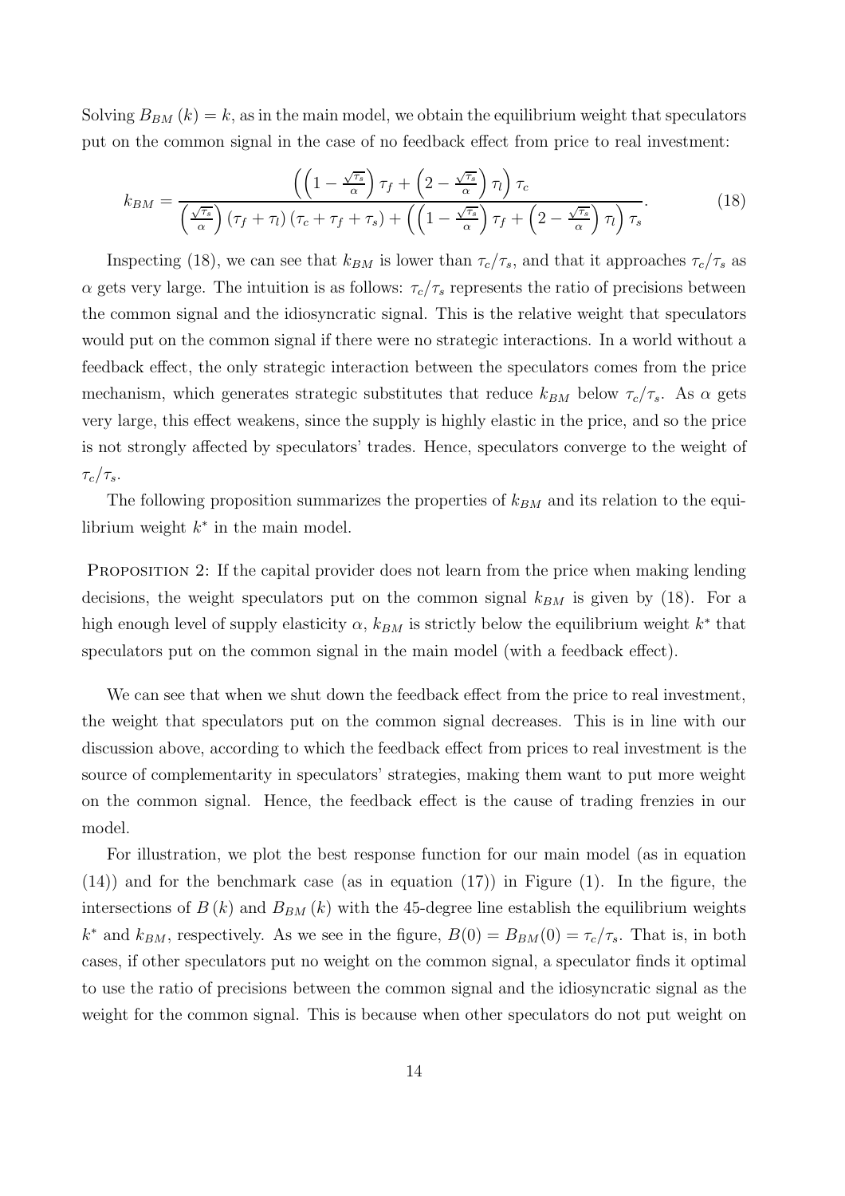Solving $B_{BM}(k) = k$, as in the main model, we obtain the equilibrium weight that speculators put on the common signal in the case of no feedback effect from price to real investment:

$$k_{BM} = \frac{\left(\left(1 - \frac{\sqrt{\tau_s}}{\alpha}\right)\tau_f + \left(2 - \frac{\sqrt{\tau_s}}{\alpha}\right)\tau_l\right)\tau_c}{\left(\frac{\sqrt{\tau_s}}{\alpha}\right)(\tau_f + \tau_l)(\tau_c + \tau_f + \tau_s) + \left(\left(1 - \frac{\sqrt{\tau_s}}{\alpha}\right)\tau_f + \left(2 - \frac{\sqrt{\tau_s}}{\alpha}\right)\tau_l\right)\tau_s}. \tag{18}$$

Inspecting (18), we can see that $k_{BM}$ is lower than $\tau_c/\tau_s$, and that it approaches $\tau_c/\tau_s$ as $\alpha$ gets very large. The intuition is as follows: $\tau_c/\tau_s$ represents the ratio of precisions between the common signal and the idiosyncratic signal. This is the relative weight that speculators would put on the common signal if there were no strategic interactions. In a world without a feedback effect, the only strategic interaction between the speculators comes from the price mechanism, which generates strategic substitutes that reduce $k_{BM}$ below $\tau_c/\tau_s$. As $\alpha$ gets very large, this effect weakens, since the supply is highly elastic in the price, and so the price is not strongly affected by speculators' trades. Hence, speculators converge to the weight of $\tau_c/\tau_s$.

The following proposition summarizes the properties of $k_{BM}$ and its relation to the equilibrium weight $k^*$ in the main model.

PROPOSITION 2: If the capital provider does not learn from the price when making lending decisions, the weight speculators put on the common signal $k_{BM}$ is given by (18). For a high enough level of supply elasticity $\alpha$, $k_{BM}$ is strictly below the equilibrium weight $k^*$ that speculators put on the common signal in the main model (with a feedback effect).

We can see that when we shut down the feedback effect from the price to real investment, the weight that speculators put on the common signal decreases. This is in line with our discussion above, according to which the feedback effect from prices to real investment is the source of complementarity in speculators' strategies, making them want to put more weight on the common signal. Hence, the feedback effect is the cause of trading frenzies in our model.

For illustration, we plot the best response function for our main model (as in equation (14)) and for the benchmark case (as in equation (17)) in Figure (1). In the figure, the intersections of $B(k)$ and $B_{BM}(k)$ with the 45-degree line establish the equilibrium weights $k^*$ and $k_{BM}$, respectively. As we see in the figure, $B(0) = B_{BM}(0) = \tau_c/\tau_s$. That is, in both cases, if other speculators put no weight on the common signal, a speculator finds it optimal to use the ratio of precisions between the common signal and the idiosyncratic signal as the weight for the common signal. This is because when other speculators do not put weight on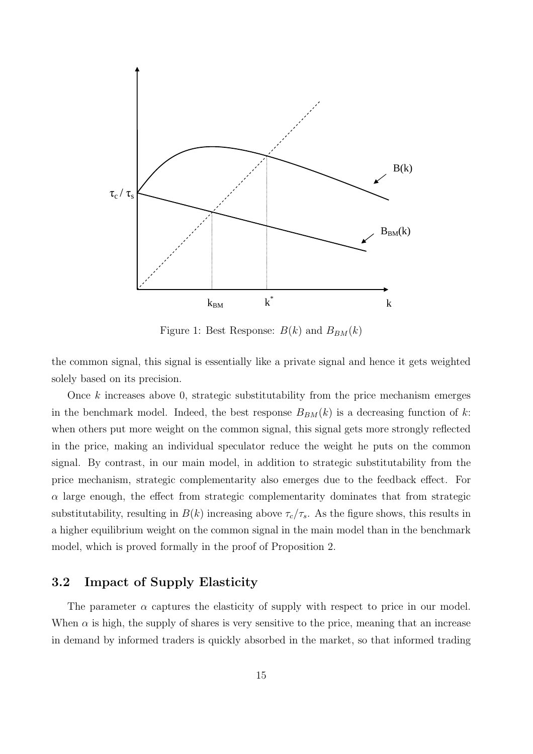Figure 1: Best Response: $B(k)$ and $B_{BM}(k)$

the common signal, this signal is essentially like a private signal and hence it gets weighted solely based on its precision.

Once $k$ increases above 0, strategic substitutability from the price mechanism emerges in the benchmark model. Indeed, the best response $B_{BM}(k)$ is a decreasing function of $k$: when others put more weight on the common signal, this signal gets more strongly reflected in the price, making an individual speculator reduce the weight he puts on the common signal. By contrast, in our main model, in addition to strategic substitutability from the price mechanism, strategic complementarity also emerges due to the feedback effect. For $\alpha$ large enough, the effect from strategic complementarity dominates that from strategic substitutability, resulting in $B(k)$ increasing above $\tau_c/\tau_s$. As the figure shows, this results in a higher equilibrium weight on the common signal in the main model than in the benchmark model, which is proved formally in the proof of Proposition 2.

## 3.2 Impact of Supply Elasticity

The parameter $\alpha$ captures the elasticity of supply with respect to price in our model. When $\alpha$ is high, the supply of shares is very sensitive to the price, meaning that an increase in demand by informed traders is quickly absorbed in the market, so that informed trading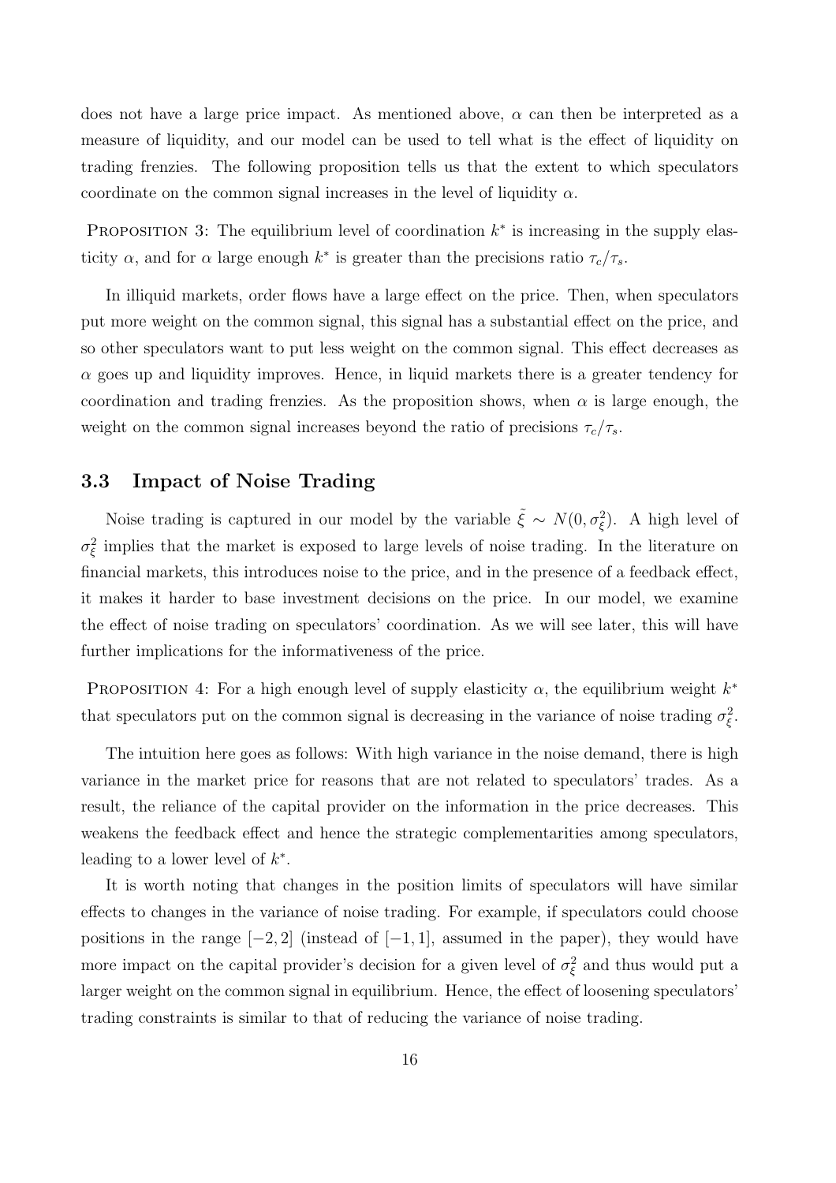does not have a large price impact. As mentioned above, $\alpha$ can then be interpreted as a measure of liquidity, and our model can be used to tell what is the effect of liquidity on trading frenzies. The following proposition tells us that the extent to which speculators coordinate on the common signal increases in the level of liquidity $\alpha$.

PROPOSITION 3: The equilibrium level of coordination $k^*$ is increasing in the supply elasticity $\alpha$, and for $\alpha$ large enough $k^*$ is greater than the precisions ratio $\tau_c/\tau_s$.

In illiquid markets, order flows have a large effect on the price. Then, when speculators put more weight on the common signal, this signal has a substantial effect on the price, and so other speculators want to put less weight on the common signal. This effect decreases as $\alpha$ goes up and liquidity improves. Hence, in liquid markets there is a greater tendency for coordination and trading frenzies. As the proposition shows, when $\alpha$ is large enough, the weight on the common signal increases beyond the ratio of precisions $\tau_c/\tau_s$.

### 3.3 Impact of Noise Trading

Noise trading is captured in our model by the variable $\tilde{\xi} \sim N(0, \sigma_\xi^2)$. A high level of $\sigma_\xi^2$ implies that the market is exposed to large levels of noise trading. In the literature on financial markets, this introduces noise to the price, and in the presence of a feedback effect, it makes it harder to base investment decisions on the price. In our model, we examine the effect of noise trading on speculators' coordination. As we will see later, this will have further implications for the informativeness of the price.

PROPOSITION 4: For a high enough level of supply elasticity $\alpha$, the equilibrium weight $k^*$ that speculators put on the common signal is decreasing in the variance of noise trading $\sigma_\xi^2$.

The intuition here goes as follows: With high variance in the noise demand, there is high variance in the market price for reasons that are not related to speculators' trades. As a result, the reliance of the capital provider on the information in the price decreases. This weakens the feedback effect and hence the strategic complementarities among speculators, leading to a lower level of $k^*$.

It is worth noting that changes in the position limits of speculators will have similar effects to changes in the variance of noise trading. For example, if speculators could choose positions in the range $[-2, 2]$ (instead of $[-1, 1]$, assumed in the paper), they would have more impact on the capital provider's decision for a given level of $\sigma_\xi^2$ and thus would put a larger weight on the common signal in equilibrium. Hence, the effect of loosening speculators' trading constraints is similar to that of reducing the variance of noise trading.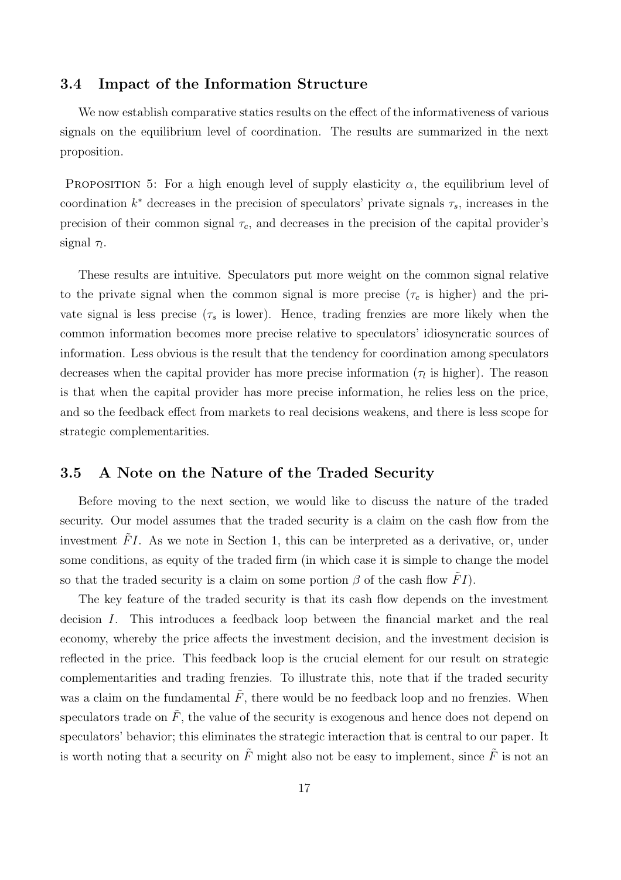### 3.4 Impact of the Information Structure

We now establish comparative statics results on the effect of the informativeness of various signals on the equilibrium level of coordination. The results are summarized in the next proposition.

PROPOSITION 5: For a high enough level of supply elasticity $\alpha$, the equilibrium level of coordination $k^*$ decreases in the precision of speculators' private signals $\tau_s$, increases in the precision of their common signal $\tau_c$, and decreases in the precision of the capital provider's signal $\tau_l$.

These results are intuitive. Speculators put more weight on the common signal relative to the private signal when the common signal is more precise ($\tau_c$ is higher) and the private signal is less precise ($\tau_s$ is lower). Hence, trading frenzies are more likely when the common information becomes more precise relative to speculators' idiosyncratic sources of information. Less obvious is the result that the tendency for coordination among speculators decreases when the capital provider has more precise information ($\tau_l$ is higher). The reason is that when the capital provider has more precise information, he relies less on the price, and so the feedback effect from markets to real decisions weakens, and there is less scope for strategic complementarities.

### 3.5 A Note on the Nature of the Traded Security

Before moving to the next section, we would like to discuss the nature of the traded security. Our model assumes that the traded security is a claim on the cash flow from the investment $\tilde{F}I$. As we note in Section 1, this can be interpreted as a derivative, or, under some conditions, as equity of the traded firm (in which case it is simple to change the model so that the traded security is a claim on some portion $\beta$ of the cash flow $\tilde{F}I$).

The key feature of the traded security is that its cash flow depends on the investment decision $I$. This introduces a feedback loop between the financial market and the real economy, whereby the price affects the investment decision, and the investment decision is reflected in the price. This feedback loop is the crucial element for our result on strategic complementarities and trading frenzies. To illustrate this, note that if the traded security was a claim on the fundamental $\tilde{F}$, there would be no feedback loop and no frenzies. When speculators trade on $\tilde{F}$, the value of the security is exogenous and hence does not depend on speculators' behavior; this eliminates the strategic interaction that is central to our paper. It is worth noting that a security on $\tilde{F}$ might also not be easy to implement, since $\tilde{F}$ is not an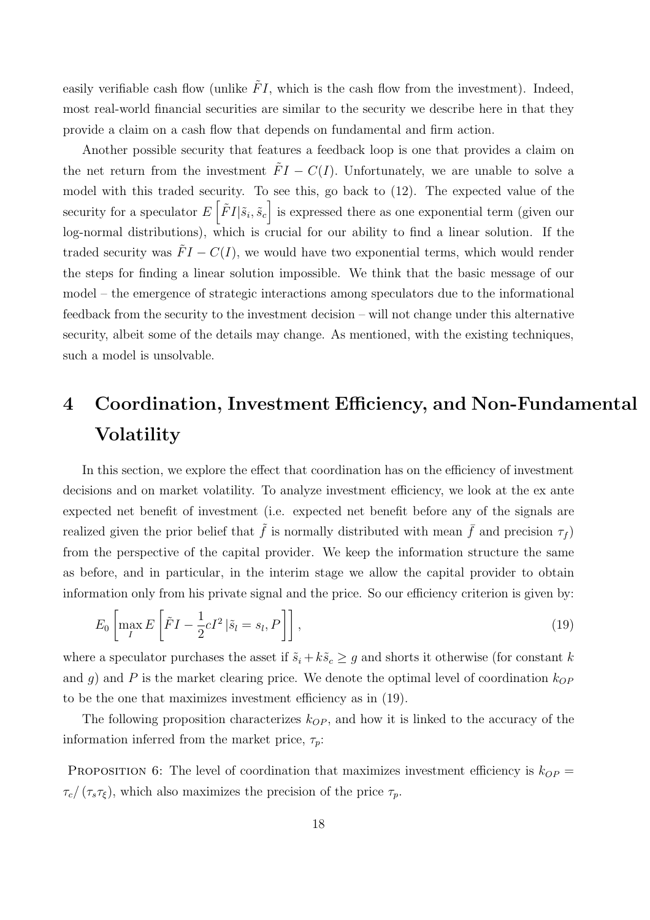easily verifiable cash flow (unlike $\tilde{F}I$, which is the cash flow from the investment). Indeed, most real-world financial securities are similar to the security we describe here in that they provide a claim on a cash flow that depends on fundamental and firm action.

Another possible security that features a feedback loop is one that provides a claim on the net return from the investment $\tilde{F}I - C(I)$. Unfortunately, we are unable to solve a model with this traded security. To see this, go back to (12). The expected value of the security for a speculator $E\left[\tilde{F}I|\tilde{s}_i, \tilde{s}_c\right]$ is expressed there as one exponential term (given our log-normal distributions), which is crucial for our ability to find a linear solution. If the traded security was $\tilde{F}I - C(I)$, we would have two exponential terms, which would render the steps for finding a linear solution impossible. We think that the basic message of our model – the emergence of strategic interactions among speculators due to the informational feedback from the security to the investment decision – will not change under this alternative security, albeit some of the details may change. As mentioned, with the existing techniques, such a model is unsolvable.

# 4 Coordination, Investment Efficiency, and Non-Fundamental Volatility

In this section, we explore the effect that coordination has on the efficiency of investment decisions and on market volatility. To analyze investment efficiency, we look at the ex ante expected net benefit of investment (i.e. expected net benefit before any of the signals are realized given the prior belief that $\tilde{f}$ is normally distributed with mean $\bar{f}$ and precision $\tau_f$) from the perspective of the capital provider. We keep the information structure the same as before, and in particular, in the interim stage we allow the capital provider to obtain information only from his private signal and the price. So our efficiency criterion is given by:

$$E_0\left[\max_I E\left[\tilde{F}I - \frac{1}{2}cI^2\,|\tilde{s}_l = s_l, P\right]\right], \tag{19}$$

where a speculator purchases the asset if $\tilde{s}_i + k\tilde{s}_c \geq g$ and shorts it otherwise (for constant $k$ and $g$) and $P$ is the market clearing price. We denote the optimal level of coordination $k_{OP}$ to be the one that maximizes investment efficiency as in (19).

The following proposition characterizes $k_{OP}$, and how it is linked to the accuracy of the information inferred from the market price, $\tau_p$:

Proposition 6: The level of coordination that maximizes investment efficiency is $k_{OP} = \tau_c/(\tau_s\tau_\xi)$, which also maximizes the precision of the price $\tau_p$.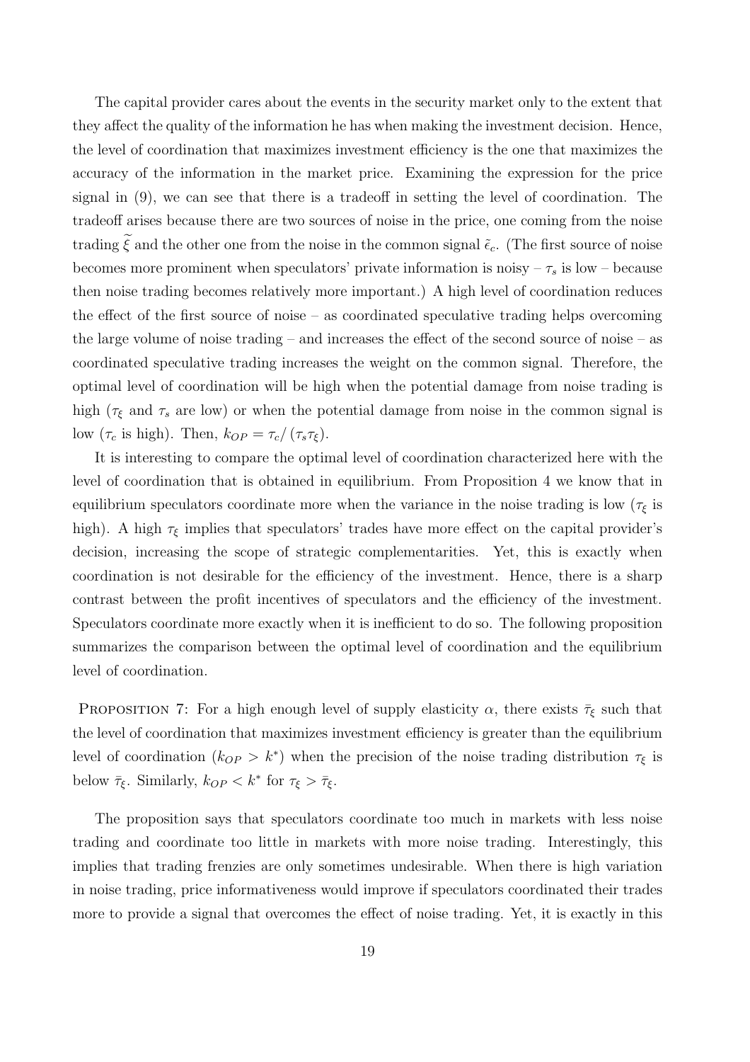The capital provider cares about the events in the security market only to the extent that they affect the quality of the information he has when making the investment decision. Hence, the level of coordination that maximizes investment efficiency is the one that maximizes the accuracy of the information in the market price. Examining the expression for the price signal in (9), we can see that there is a tradeoff in setting the level of coordination. The tradeoff arises because there are two sources of noise in the price, one coming from the noise trading $\widetilde{\xi}$ and the other one from the noise in the common signal $\tilde{\epsilon}_c$. (The first source of noise becomes more prominent when speculators' private information is noisy – $\tau_s$ is low – because then noise trading becomes relatively more important.) A high level of coordination reduces the effect of the first source of noise – as coordinated speculative trading helps overcoming the large volume of noise trading – and increases the effect of the second source of noise – as coordinated speculative trading increases the weight on the common signal. Therefore, the optimal level of coordination will be high when the potential damage from noise trading is high ($\tau_\xi$ and $\tau_s$ are low) or when the potential damage from noise in the common signal is low ($\tau_c$ is high). Then, $k_{OP} = \tau_c / (\tau_s \tau_\xi)$.

It is interesting to compare the optimal level of coordination characterized here with the level of coordination that is obtained in equilibrium. From Proposition 4 we know that in equilibrium speculators coordinate more when the variance in the noise trading is low ($\tau_\xi$ is high). A high $\tau_\xi$ implies that speculators' trades have more effect on the capital provider's decision, increasing the scope of strategic complementarities. Yet, this is exactly when coordination is not desirable for the efficiency of the investment. Hence, there is a sharp contrast between the profit incentives of speculators and the efficiency of the investment. Speculators coordinate more exactly when it is inefficient to do so. The following proposition summarizes the comparison between the optimal level of coordination and the equilibrium level of coordination.

Proposition 7: For a high enough level of supply elasticity $\alpha$, there exists $\bar{\tau}_\xi$ such that the level of coordination that maximizes investment efficiency is greater than the equilibrium level of coordination ($k_{OP} > k^*$) when the precision of the noise trading distribution $\tau_\xi$ is below $\bar{\tau}_\xi$. Similarly, $k_{OP} < k^*$ for $\tau_\xi > \bar{\tau}_\xi$.

The proposition says that speculators coordinate too much in markets with less noise trading and coordinate too little in markets with more noise trading. Interestingly, this implies that trading frenzies are only sometimes undesirable. When there is high variation in noise trading, price informativeness would improve if speculators coordinated their trades more to provide a signal that overcomes the effect of noise trading. Yet, it is exactly in this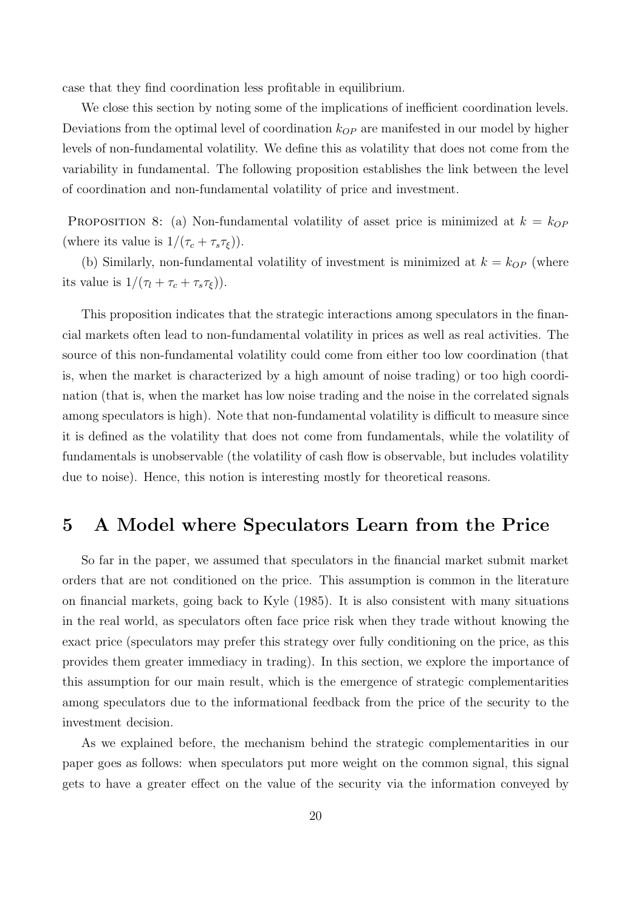case that they find coordination less profitable in equilibrium.

We close this section by noting some of the implications of inefficient coordination levels. Deviations from the optimal level of coordination $k_{OP}$ are manifested in our model by higher levels of non-fundamental volatility. We define this as volatility that does not come from the variability in fundamental. The following proposition establishes the link between the level of coordination and non-fundamental volatility of price and investment.

PROPOSITION 8: (a) Non-fundamental volatility of asset price is minimized at $k = k_{OP}$ (where its value is $1/(\tau_c + \tau_s \tau_\xi)$).

(b) Similarly, non-fundamental volatility of investment is minimized at $k = k_{OP}$ (where its value is $1/(\tau_l + \tau_c + \tau_s \tau_\xi)$).

This proposition indicates that the strategic interactions among speculators in the financial markets often lead to non-fundamental volatility in prices as well as real activities. The source of this non-fundamental volatility could come from either too low coordination (that is, when the market is characterized by a high amount of noise trading) or too high coordination (that is, when the market has low noise trading and the noise in the correlated signals among speculators is high). Note that non-fundamental volatility is difficult to measure since it is defined as the volatility that does not come from fundamentals, while the volatility of fundamentals is unobservable (the volatility of cash flow is observable, but includes volatility due to noise). Hence, this notion is interesting mostly for theoretical reasons.

# 5 A Model where Speculators Learn from the Price

So far in the paper, we assumed that speculators in the financial market submit market orders that are not conditioned on the price. This assumption is common in the literature on financial markets, going back to Kyle (1985). It is also consistent with many situations in the real world, as speculators often face price risk when they trade without knowing the exact price (speculators may prefer this strategy over fully conditioning on the price, as this provides them greater immediacy in trading). In this section, we explore the importance of this assumption for our main result, which is the emergence of strategic complementarities among speculators due to the informational feedback from the price of the security to the investment decision.

As we explained before, the mechanism behind the strategic complementarities in our paper goes as follows: when speculators put more weight on the common signal, this signal gets to have a greater effect on the value of the security via the information conveyed by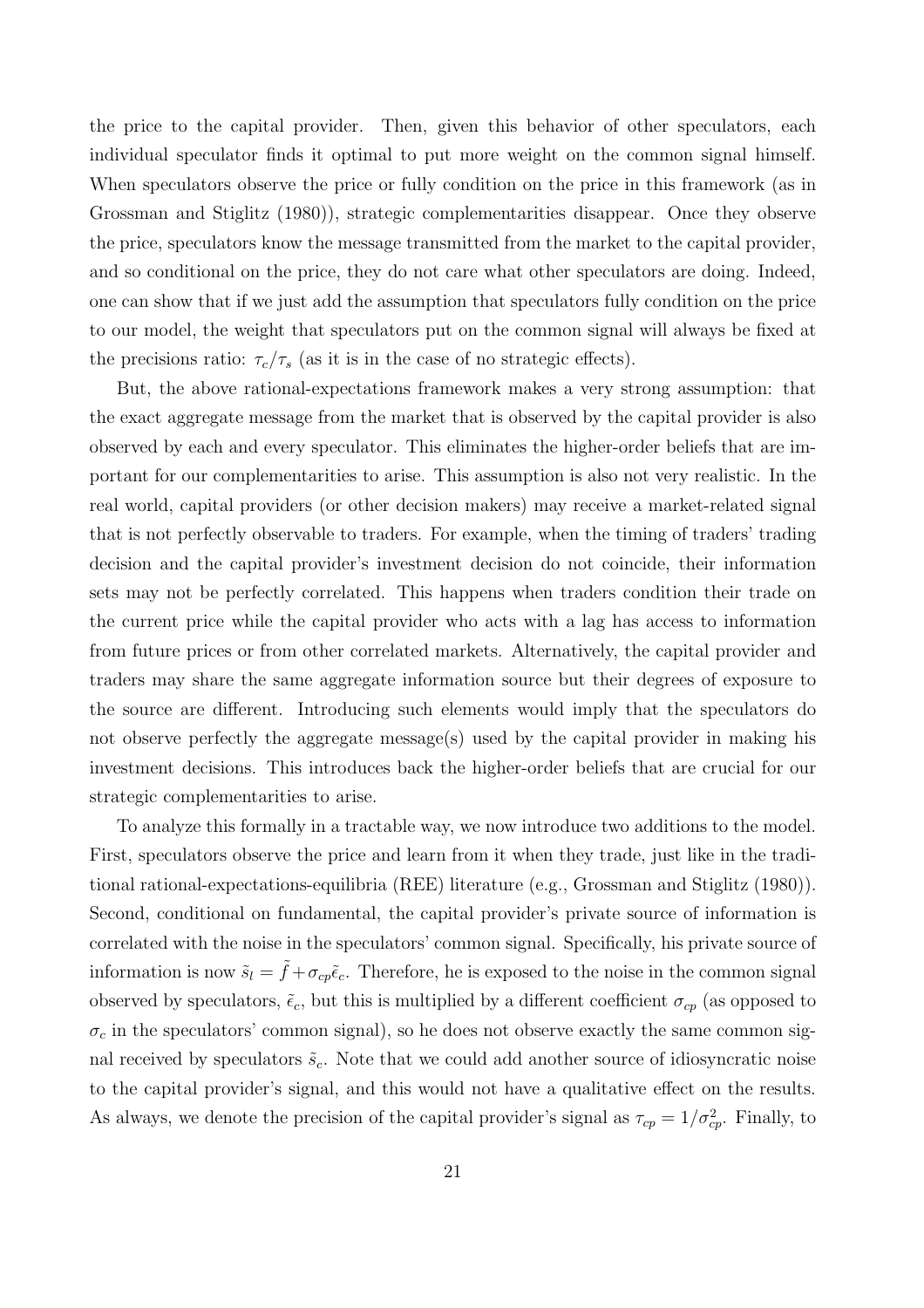the price to the capital provider. Then, given this behavior of other speculators, each individual speculator finds it optimal to put more weight on the common signal himself. When speculators observe the price or fully condition on the price in this framework (as in Grossman and Stiglitz (1980)), strategic complementarities disappear. Once they observe the price, speculators know the message transmitted from the market to the capital provider, and so conditional on the price, they do not care what other speculators are doing. Indeed, one can show that if we just add the assumption that speculators fully condition on the price to our model, the weight that speculators put on the common signal will always be fixed at the precisions ratio: $\tau_c/\tau_s$ (as it is in the case of no strategic effects).

But, the above rational-expectations framework makes a very strong assumption: that the exact aggregate message from the market that is observed by the capital provider is also observed by each and every speculator. This eliminates the higher-order beliefs that are important for our complementarities to arise. This assumption is also not very realistic. In the real world, capital providers (or other decision makers) may receive a market-related signal that is not perfectly observable to traders. For example, when the timing of traders' trading decision and the capital provider's investment decision do not coincide, their information sets may not be perfectly correlated. This happens when traders condition their trade on the current price while the capital provider who acts with a lag has access to information from future prices or from other correlated markets. Alternatively, the capital provider and traders may share the same aggregate information source but their degrees of exposure to the source are different. Introducing such elements would imply that the speculators do not observe perfectly the aggregate message(s) used by the capital provider in making his investment decisions. This introduces back the higher-order beliefs that are crucial for our strategic complementarities to arise.

To analyze this formally in a tractable way, we now introduce two additions to the model. First, speculators observe the price and learn from it when they trade, just like in the traditional rational-expectations-equilibria (REE) literature (e.g., Grossman and Stiglitz (1980)). Second, conditional on fundamental, the capital provider's private source of information is correlated with the noise in the speculators' common signal. Specifically, his private source of information is now $\tilde{s}_l = \tilde{f} + \sigma_{cp}\tilde{\epsilon}_c$. Therefore, he is exposed to the noise in the common signal observed by speculators, $\tilde{\epsilon}_c$, but this is multiplied by a different coefficient $\sigma_{cp}$ (as opposed to $\sigma_c$ in the speculators' common signal), so he does not observe exactly the same common signal received by speculators $\tilde{s}_c$. Note that we could add another source of idiosyncratic noise to the capital provider's signal, and this would not have a qualitative effect on the results. As always, we denote the precision of the capital provider's signal as $\tau_{cp} = 1/\sigma_{cp}^2$. Finally, to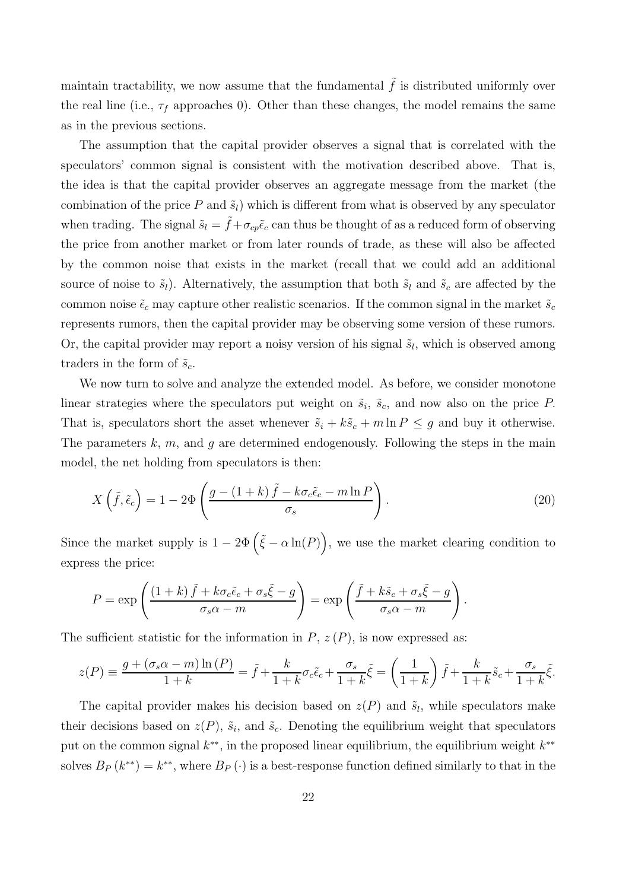maintain tractability, we now assume that the fundamental $\tilde{f}$ is distributed uniformly over the real line (i.e., $\tau_f$ approaches 0). Other than these changes, the model remains the same as in the previous sections.

The assumption that the capital provider observes a signal that is correlated with the speculators' common signal is consistent with the motivation described above. That is, the idea is that the capital provider observes an aggregate message from the market (the combination of the price $P$ and $\tilde{s}_l$) which is different from what is observed by any speculator when trading. The signal $\tilde{s}_l = \tilde{f} + \sigma_{cp}\tilde{\epsilon}_c$ can thus be thought of as a reduced form of observing the price from another market or from later rounds of trade, as these will also be affected by the common noise that exists in the market (recall that we could add an additional source of noise to $\tilde{s}_l$). Alternatively, the assumption that both $\tilde{s}_l$ and $\tilde{s}_c$ are affected by the common noise $\tilde{\epsilon}_c$ may capture other realistic scenarios. If the common signal in the market $\tilde{s}_c$ represents rumors, then the capital provider may be observing some version of these rumors. Or, the capital provider may report a noisy version of his signal $\tilde{s}_l$, which is observed among traders in the form of $\tilde{s}_c$.

We now turn to solve and analyze the extended model. As before, we consider monotone linear strategies where the speculators put weight on $\tilde{s}_i$, $\tilde{s}_c$, and now also on the price $P$. That is, speculators short the asset whenever $\tilde{s}_i + k\tilde{s}_c + m \ln P \leq g$ and buy it otherwise. The parameters $k$, $m$, and $g$ are determined endogenously. Following the steps in the main model, the net holding from speculators is then:

$$X\left(\tilde{f}, \tilde{\epsilon}_c\right) = 1 - 2\Phi\left(\frac{g - (1+k)\tilde{f} - k\sigma_c\tilde{\epsilon}_c - m \ln P}{\sigma_s}\right). \tag{20}$$

Since the market supply is $1 - 2\Phi\left(\tilde{\xi} - \alpha \ln(P)\right)$, we use the market clearing condition to express the price:

$$P = \exp\left(\frac{(1+k)\tilde{f} + k\sigma_c\tilde{\epsilon}_c + \sigma_s\tilde{\xi} - g}{\sigma_s\alpha - m}\right) = \exp\left(\frac{\tilde{f} + k\tilde{s}_c + \sigma_s\tilde{\xi} - g}{\sigma_s\alpha - m}\right).$$

The sufficient statistic for the information in $P$, $z(P)$, is now expressed as:

$$z(P) \equiv \frac{g + (\sigma_s\alpha - m)\ln(P)}{1+k} = \tilde{f} + \frac{k}{1+k}\sigma_c\tilde{\epsilon}_c + \frac{\sigma_s}{1+k}\tilde{\xi} = \left(\frac{1}{1+k}\right)\tilde{f} + \frac{k}{1+k}\tilde{s}_c + \frac{\sigma_s}{1+k}\tilde{\xi}.$$

The capital provider makes his decision based on $z(P)$ and $\tilde{s}_l$, while speculators make their decisions based on $z(P)$, $\tilde{s}_i$, and $\tilde{s}_c$. Denoting the equilibrium weight that speculators put on the common signal $k^{**}$, in the proposed linear equilibrium, the equilibrium weight $k^{**}$ solves $B_P(k^{**}) = k^{**}$, where $B_P(\cdot)$ is a best-response function defined similarly to that in the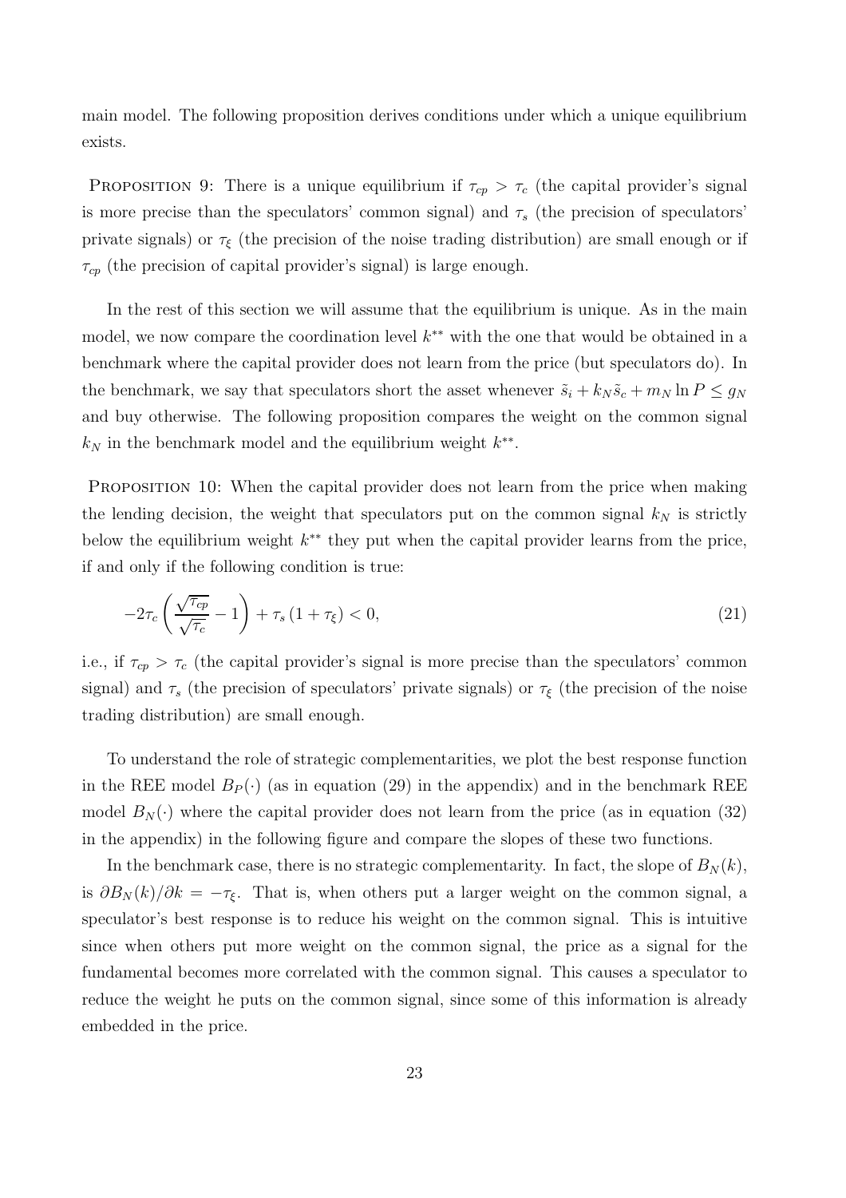main model. The following proposition derives conditions under which a unique equilibrium exists.

PROPOSITION 9: There is a unique equilibrium if $\tau_{cp} > \tau_c$ (the capital provider's signal is more precise than the speculators' common signal) and $\tau_s$ (the precision of speculators' private signals) or $\tau_\xi$ (the precision of the noise trading distribution) are small enough or if $\tau_{cp}$ (the precision of capital provider's signal) is large enough.

In the rest of this section we will assume that the equilibrium is unique. As in the main model, we now compare the coordination level $k^{**}$ with the one that would be obtained in a benchmark where the capital provider does not learn from the price (but speculators do). In the benchmark, we say that speculators short the asset whenever $\tilde{s}_i + k_N \tilde{s}_c + m_N \ln P \leq g_N$ and buy otherwise. The following proposition compares the weight on the common signal $k_N$ in the benchmark model and the equilibrium weight $k^{**}$.

PROPOSITION 10: When the capital provider does not learn from the price when making the lending decision, the weight that speculators put on the common signal $k_N$ is strictly below the equilibrium weight $k^{**}$ they put when the capital provider learns from the price, if and only if the following condition is true:

$$-2\tau_c \left( \frac{\sqrt{\tau_{cp}}}{\sqrt{\tau_c}} - 1 \right) + \tau_s \left(1 + \tau_\xi\right) < 0, \tag{21}$$

i.e., if $\tau_{cp} > \tau_c$ (the capital provider's signal is more precise than the speculators' common signal) and $\tau_s$ (the precision of speculators' private signals) or $\tau_\xi$ (the precision of the noise trading distribution) are small enough.

To understand the role of strategic complementarities, we plot the best response function in the REE model $B_P(\cdot)$ (as in equation (29) in the appendix) and in the benchmark REE model $B_N(\cdot)$ where the capital provider does not learn from the price (as in equation (32) in the appendix) in the following figure and compare the slopes of these two functions.

In the benchmark case, there is no strategic complementarity. In fact, the slope of $B_N(k)$, is $\partial B_N(k)/\partial k = -\tau_\xi$. That is, when others put a larger weight on the common signal, a speculator's best response is to reduce his weight on the common signal. This is intuitive since when others put more weight on the common signal, the price as a signal for the fundamental becomes more correlated with the common signal. This causes a speculator to reduce the weight he puts on the common signal, since some of this information is already embedded in the price.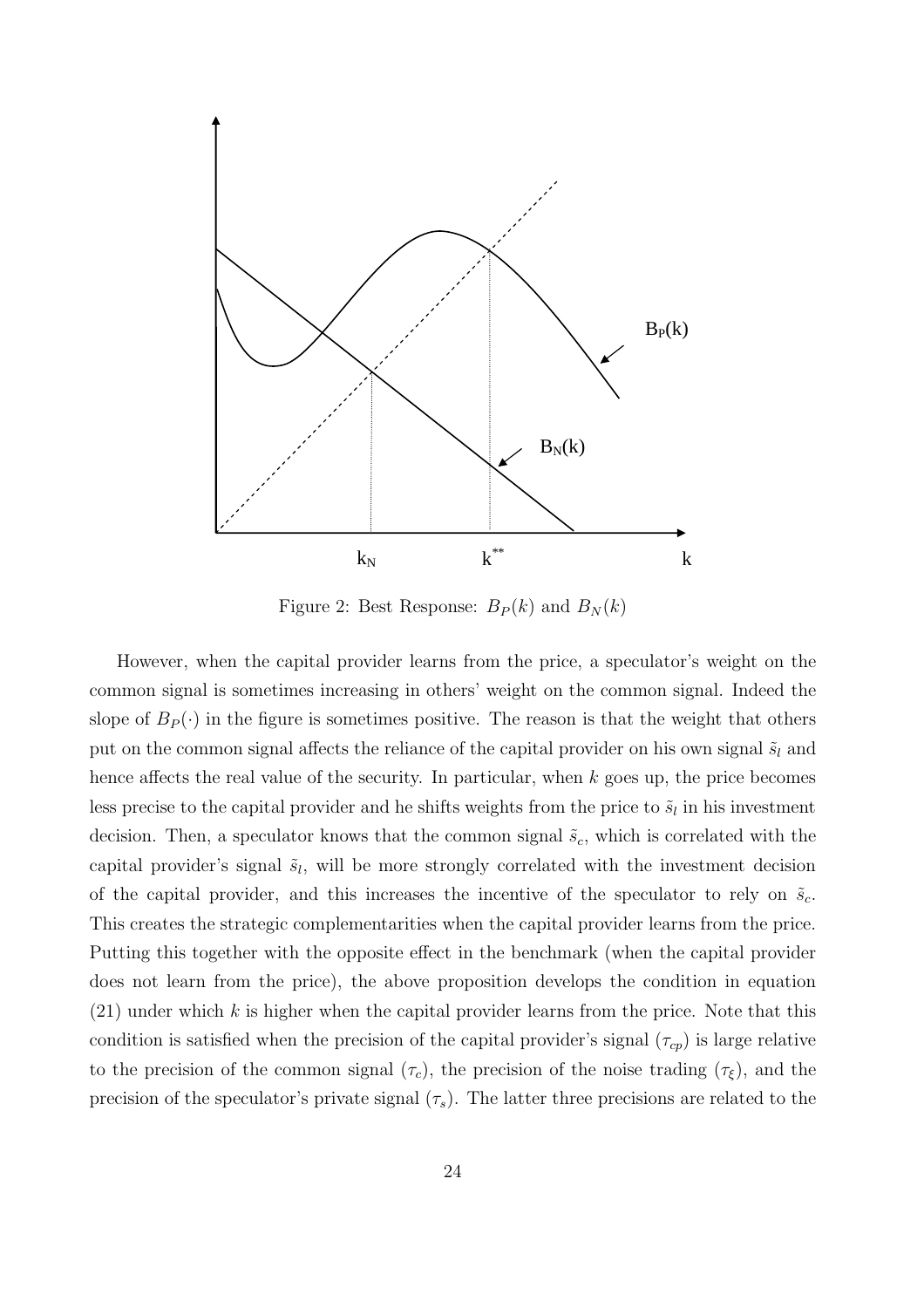Figure 2: Best Response: $B_P(k)$ and $B_N(k)$

However, when the capital provider learns from the price, a speculator's weight on the common signal is sometimes increasing in others' weight on the common signal. Indeed the slope of $B_P(\cdot)$ in the figure is sometimes positive. The reason is that the weight that others put on the common signal affects the reliance of the capital provider on his own signal $\tilde{s}_l$ and hence affects the real value of the security. In particular, when $k$ goes up, the price becomes less precise to the capital provider and he shifts weights from the price to $\tilde{s}_l$ in his investment decision. Then, a speculator knows that the common signal $\tilde{s}_c$, which is correlated with the capital provider's signal $\tilde{s}_l$, will be more strongly correlated with the investment decision of the capital provider, and this increases the incentive of the speculator to rely on $\tilde{s}_c$. This creates the strategic complementarities when the capital provider learns from the price. Putting this together with the opposite effect in the benchmark (when the capital provider does not learn from the price), the above proposition develops the condition in equation (21) under which $k$ is higher when the capital provider learns from the price. Note that this condition is satisfied when the precision of the capital provider's signal ($\tau_{cp}$) is large relative to the precision of the common signal ($\tau_c$), the precision of the noise trading ($\tau_\xi$), and the precision of the speculator's private signal ($\tau_s$). The latter three precisions are related to the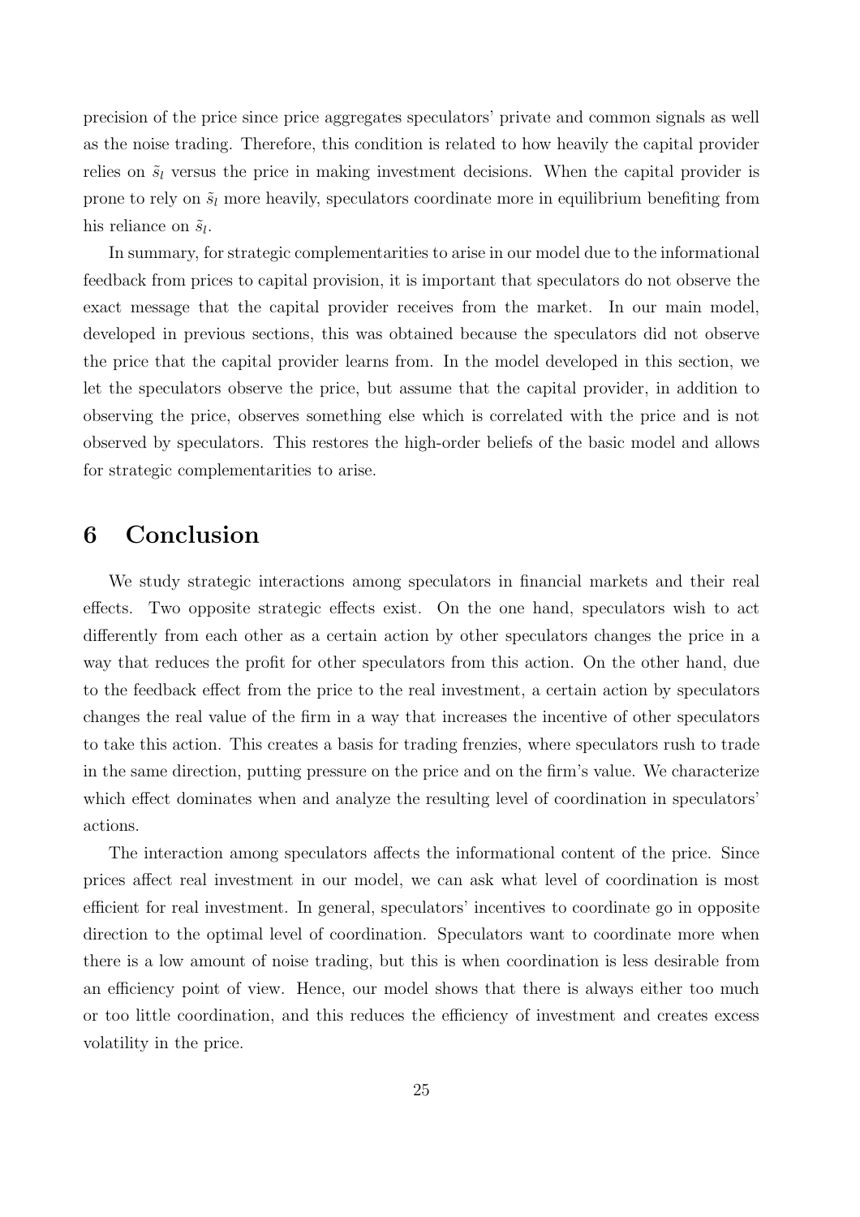precision of the price since price aggregates speculators' private and common signals as well as the noise trading. Therefore, this condition is related to how heavily the capital provider relies on $\tilde{s}_l$ versus the price in making investment decisions. When the capital provider is prone to rely on $\tilde{s}_l$ more heavily, speculators coordinate more in equilibrium benefiting from his reliance on $\tilde{s}_l$.

In summary, for strategic complementarities to arise in our model due to the informational feedback from prices to capital provision, it is important that speculators do not observe the exact message that the capital provider receives from the market. In our main model, developed in previous sections, this was obtained because the speculators did not observe the price that the capital provider learns from. In the model developed in this section, we let the speculators observe the price, but assume that the capital provider, in addition to observing the price, observes something else which is correlated with the price and is not observed by speculators. This restores the high-order beliefs of the basic model and allows for strategic complementarities to arise.

# 6 Conclusion

We study strategic interactions among speculators in financial markets and their real effects. Two opposite strategic effects exist. On the one hand, speculators wish to act differently from each other as a certain action by other speculators changes the price in a way that reduces the profit for other speculators from this action. On the other hand, due to the feedback effect from the price to the real investment, a certain action by speculators changes the real value of the firm in a way that increases the incentive of other speculators to take this action. This creates a basis for trading frenzies, where speculators rush to trade in the same direction, putting pressure on the price and on the firm's value. We characterize which effect dominates when and analyze the resulting level of coordination in speculators' actions.

The interaction among speculators affects the informational content of the price. Since prices affect real investment in our model, we can ask what level of coordination is most efficient for real investment. In general, speculators' incentives to coordinate go in opposite direction to the optimal level of coordination. Speculators want to coordinate more when there is a low amount of noise trading, but this is when coordination is less desirable from an efficiency point of view. Hence, our model shows that there is always either too much or too little coordination, and this reduces the efficiency of investment and creates excess volatility in the price.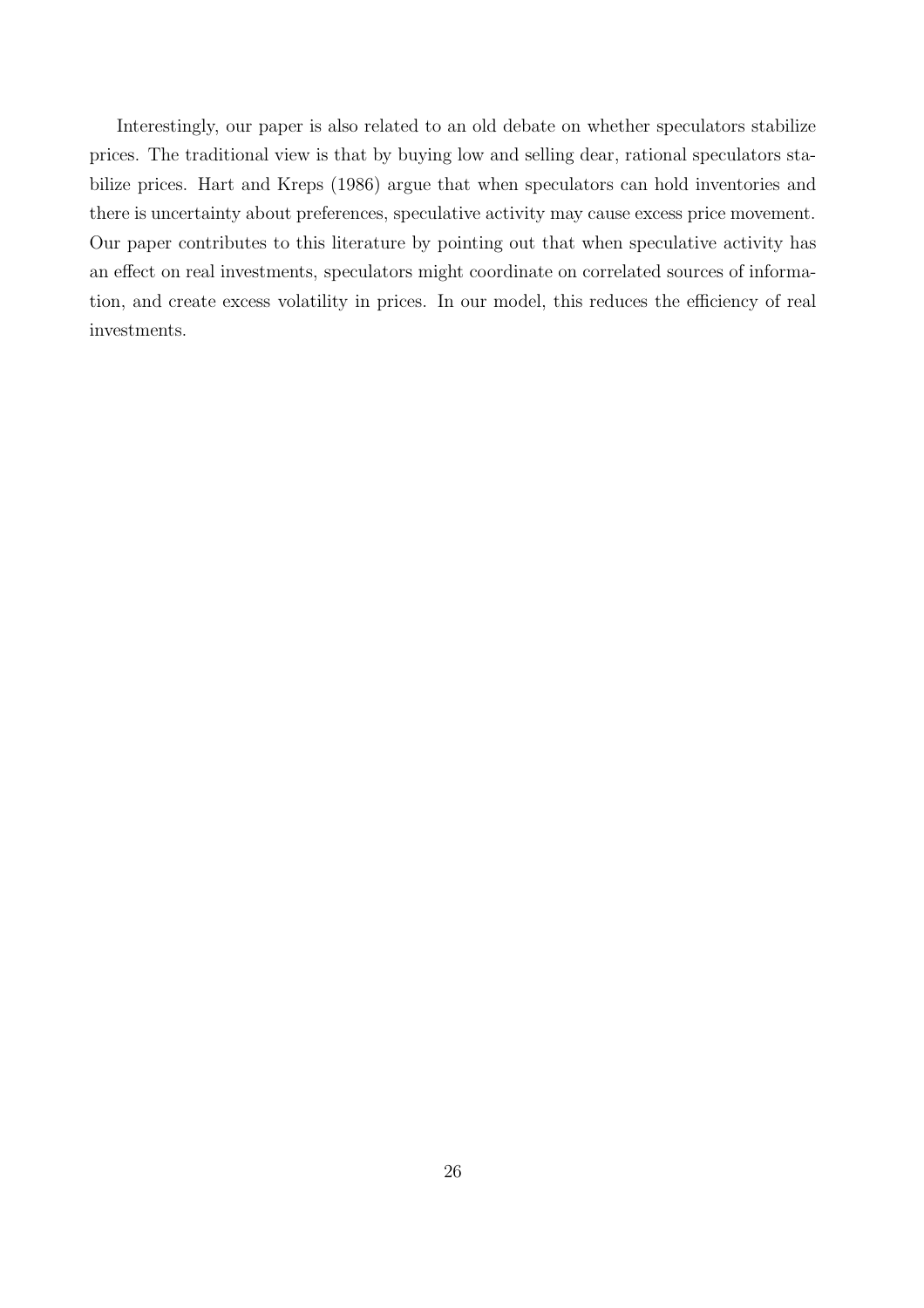Interestingly, our paper is also related to an old debate on whether speculators stabilize prices. The traditional view is that by buying low and selling dear, rational speculators stabilize prices. Hart and Kreps (1986) argue that when speculators can hold inventories and there is uncertainty about preferences, speculative activity may cause excess price movement. Our paper contributes to this literature by pointing out that when speculative activity has an effect on real investments, speculators might coordinate on correlated sources of information, and create excess volatility in prices. In our model, this reduces the efficiency of real investments.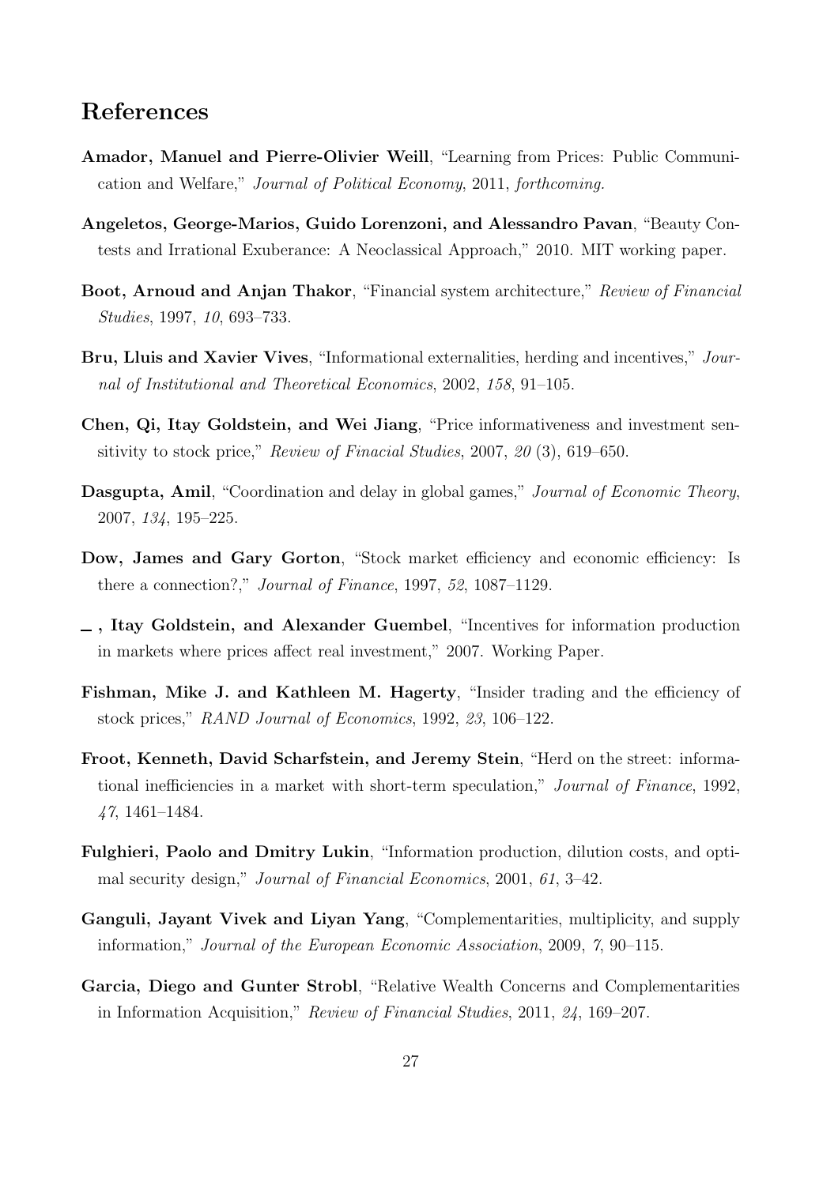## References

**Amador, Manuel and Pierre-Olivier Weill**, "Learning from Prices: Public Communication and Welfare," *Journal of Political Economy*, 2011, *forthcoming.*

**Angeletos, George-Marios, Guido Lorenzoni, and Alessandro Pavan**, "Beauty Contests and Irrational Exuberance: A Neoclassical Approach," 2010. MIT working paper.

**Boot, Arnoud and Anjan Thakor**, "Financial system architecture," *Review of Financial Studies*, 1997, *10*, 693–733.

**Bru, Lluis and Xavier Vives**, "Informational externalities, herding and incentives," *Journal of Institutional and Theoretical Economics*, 2002, *158*, 91–105.

**Chen, Qi, Itay Goldstein, and Wei Jiang**, "Price informativeness and investment sensitivity to stock price," *Review of Finacial Studies*, 2007, *20* (3), 619–650.

**Dasgupta, Amil**, "Coordination and delay in global games," *Journal of Economic Theory*, 2007, *134*, 195–225.

**Dow, James and Gary Gorton**, "Stock market efficiency and economic efficiency: Is there a connection?," *Journal of Finance*, 1997, *52*, 1087–1129.

**\_, Itay Goldstein, and Alexander Guembel**, "Incentives for information production in markets where prices affect real investment," 2007. Working Paper.

**Fishman, Mike J. and Kathleen M. Hagerty**, "Insider trading and the efficiency of stock prices," *RAND Journal of Economics*, 1992, *23*, 106–122.

**Froot, Kenneth, David Scharfstein, and Jeremy Stein**, "Herd on the street: informational inefficiencies in a market with short-term speculation," *Journal of Finance*, 1992, *47*, 1461–1484.

**Fulghieri, Paolo and Dmitry Lukin**, "Information production, dilution costs, and optimal security design," *Journal of Financial Economics*, 2001, *61*, 3–42.

**Ganguli, Jayant Vivek and Liyan Yang**, "Complementarities, multiplicity, and supply information," *Journal of the European Economic Association*, 2009, *7*, 90–115.

**Garcia, Diego and Gunter Strobl**, "Relative Wealth Concerns and Complementarities in Information Acquisition," *Review of Financial Studies*, 2011, *24*, 169–207.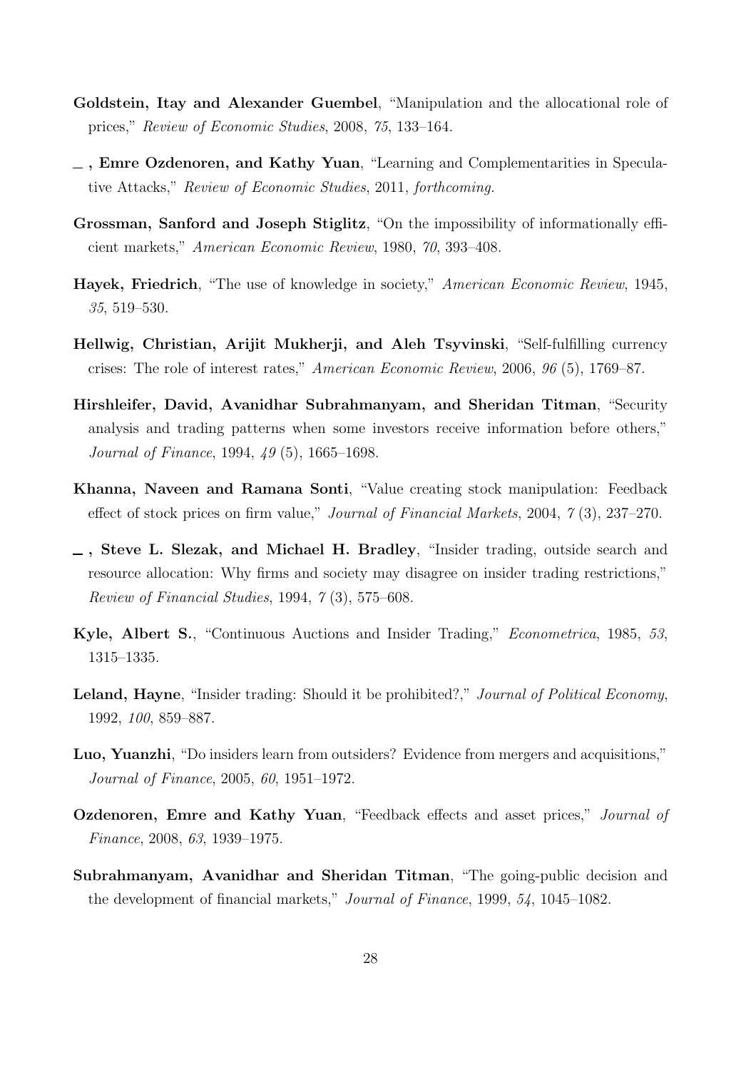**Goldstein, Itay and Alexander Guembel**, "Manipulation and the allocational role of prices," *Review of Economic Studies*, 2008, *75*, 133–164.

**\_, Emre Ozdenoren, and Kathy Yuan**, "Learning and Complementarities in Speculative Attacks," *Review of Economic Studies*, 2011, *forthcoming.*

**Grossman, Sanford and Joseph Stiglitz**, "On the impossibility of informationally efficient markets," *American Economic Review*, 1980, *70*, 393–408.

**Hayek, Friedrich**, "The use of knowledge in society," *American Economic Review*, 1945, *35*, 519–530.

**Hellwig, Christian, Arijit Mukherji, and Aleh Tsyvinski**, "Self-fulfilling currency crises: The role of interest rates," *American Economic Review*, 2006, *96* (5), 1769–87.

**Hirshleifer, David, Avanidhar Subrahmanyam, and Sheridan Titman**, "Security analysis and trading patterns when some investors receive information before others," *Journal of Finance*, 1994, *49* (5), 1665–1698.

**Khanna, Naveen and Ramana Sonti**, "Value creating stock manipulation: Feedback effect of stock prices on firm value," *Journal of Financial Markets*, 2004, *7* (3), 237–270.

**\_, Steve L. Slezak, and Michael H. Bradley**, "Insider trading, outside search and resource allocation: Why firms and society may disagree on insider trading restrictions," *Review of Financial Studies*, 1994, *7* (3), 575–608.

**Kyle, Albert S.**, "Continuous Auctions and Insider Trading," *Econometrica*, 1985, *53*, 1315–1335.

**Leland, Hayne**, "Insider trading: Should it be prohibited?," *Journal of Political Economy*, 1992, *100*, 859–887.

**Luo, Yuanzhi**, "Do insiders learn from outsiders? Evidence from mergers and acquisitions," *Journal of Finance*, 2005, *60*, 1951–1972.

**Ozdenoren, Emre and Kathy Yuan**, "Feedback effects and asset prices," *Journal of Finance*, 2008, *63*, 1939–1975.

**Subrahmanyam, Avanidhar and Sheridan Titman**, "The going-public decision and the development of financial markets," *Journal of Finance*, 1999, *54*, 1045–1082.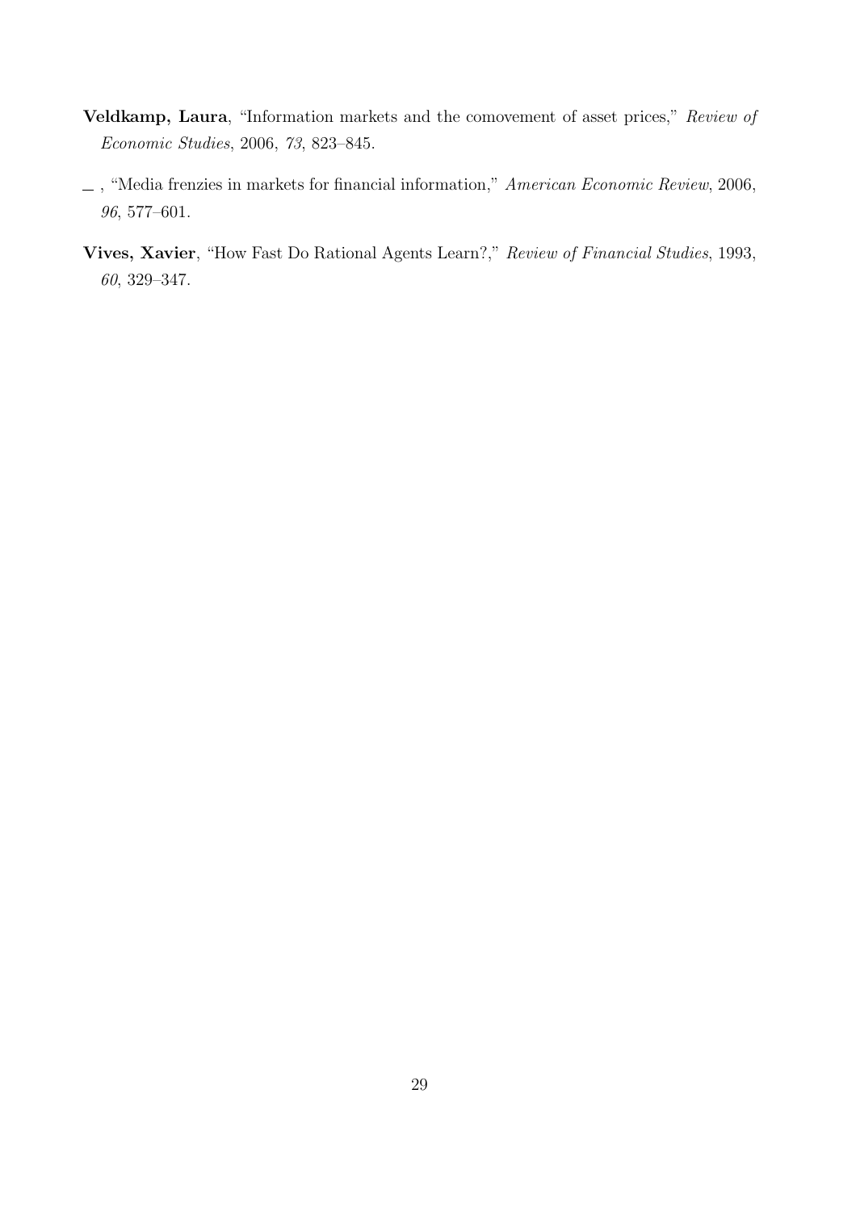**Veldkamp, Laura**, "Information markets and the comovement of asset prices," *Review of Economic Studies*, 2006, *73*, 823–845.

\_, "Media frenzies in markets for financial information," *American Economic Review*, 2006, *96*, 577–601.

**Vives, Xavier**, "How Fast Do Rational Agents Learn?," *Review of Financial Studies*, 1993, *60*, 329–347.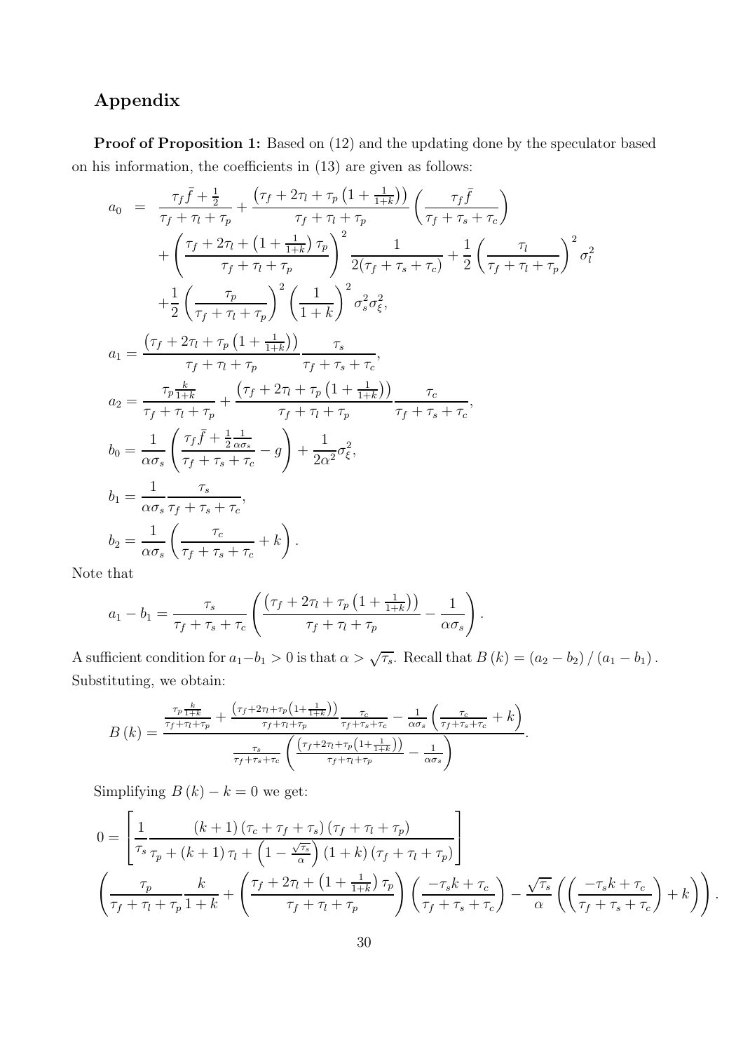## Appendix

**Proof of Proposition 1:** Based on (12) and the updating done by the speculator based on his information, the coefficients in (13) are given as follows:

$$
\begin{aligned}
a_0 \;&=\; \frac{\tau_f \bar{f} + \frac{1}{2}}{\tau_f + \tau_l + \tau_p} + \frac{\left(\tau_f + 2\tau_l + \tau_p\left(1 + \frac{1}{1+k}\right)\right)}{\tau_f + \tau_l + \tau_p}\left(\frac{\tau_f \bar{f}}{\tau_f + \tau_s + \tau_c}\right) \\
&\quad + \left(\frac{\tau_f + 2\tau_l + \left(1 + \frac{1}{1+k}\right)\tau_p}{\tau_f + \tau_l + \tau_p}\right)^2 \frac{1}{2(\tau_f + \tau_s + \tau_c)} + \frac{1}{2}\left(\frac{\tau_l}{\tau_f + \tau_l + \tau_p}\right)^2 \sigma_l^2 \\
&\quad + \frac{1}{2}\left(\frac{\tau_p}{\tau_f + \tau_l + \tau_p}\right)^2 \left(\frac{1}{1+k}\right)^2 \sigma_s^2 \sigma_\xi^2,
\end{aligned}
$$

$$
a_1 = \frac{\left(\tau_f + 2\tau_l + \tau_p\left(1 + \frac{1}{1+k}\right)\right)}{\tau_f + \tau_l + \tau_p}\frac{\tau_s}{\tau_f + \tau_s + \tau_c},
$$

$$
a_2 = \frac{\tau_p \frac{k}{1+k}}{\tau_f + \tau_l + \tau_p} + \frac{\left(\tau_f + 2\tau_l + \tau_p\left(1 + \frac{1}{1+k}\right)\right)}{\tau_f + \tau_l + \tau_p}\frac{\tau_c}{\tau_f + \tau_s + \tau_c},
$$

$$
b_0 = \frac{1}{\alpha\sigma_s}\left(\frac{\tau_f \bar{f} + \frac{1}{2}\frac{1}{\alpha\sigma_s}}{\tau_f + \tau_s + \tau_c} - g\right) + \frac{1}{2\alpha^2}\sigma_\xi^2,
$$

$$
b_1 = \frac{1}{\alpha\sigma_s}\frac{\tau_s}{\tau_f + \tau_s + \tau_c},
$$

$$
b_2 = \frac{1}{\alpha\sigma_s}\left(\frac{\tau_c}{\tau_f + \tau_s + \tau_c} + k\right).
$$

Note that

$$
a_1 - b_1 = \frac{\tau_s}{\tau_f + \tau_s + \tau_c}\left(\frac{\left(\tau_f + 2\tau_l + \tau_p\left(1 + \frac{1}{1+k}\right)\right)}{\tau_f + \tau_l + \tau_p} - \frac{1}{\alpha\sigma_s}\right).
$$

A sufficient condition for $a_1 - b_1 > 0$ is that $\alpha > \sqrt{\tau_s}$. Recall that $B(k) = (a_2 - b_2)/(a_1 - b_1)$. Substituting, we obtain:

$$
B(k) = \frac{\frac{\tau_p \frac{k}{1+k}}{\tau_f + \tau_l + \tau_p} + \frac{\left(\tau_f + 2\tau_l + \tau_p\left(1 + \frac{1}{1+k}\right)\right)}{\tau_f + \tau_l + \tau_p}\frac{\tau_c}{\tau_f + \tau_s + \tau_c} - \frac{1}{\alpha\sigma_s}\left(\frac{\tau_c}{\tau_f + \tau_s + \tau_c} + k\right)}{\frac{\tau_s}{\tau_f + \tau_s + \tau_c}\left(\frac{\left(\tau_f + 2\tau_l + \tau_p\left(1 + \frac{1}{1+k}\right)\right)}{\tau_f + \tau_l + \tau_p} - \frac{1}{\alpha\sigma_s}\right)}.
$$

Simplifying $B(k) - k = 0$ we get:

$$
0 = \left[\frac{1}{\tau_s}\frac{(k+1)(\tau_c + \tau_f + \tau_s)(\tau_f + \tau_l + \tau_p)}{\tau_p + (k+1)\tau_l + \left(1 - \frac{\sqrt{\tau_s}}{\alpha}\right)(1+k)(\tau_f + \tau_l + \tau_p)}\right]
$$

$$
\left(\frac{\tau_p}{\tau_f + \tau_l + \tau_p}\frac{k}{1+k} + \left(\frac{\tau_f + 2\tau_l + \left(1 + \frac{1}{1+k}\right)\tau_p}{\tau_f + \tau_l + \tau_p}\right)\left(\frac{-\tau_s k + \tau_c}{\tau_f + \tau_s + \tau_c}\right) - \frac{\sqrt{\tau_s}}{\alpha}\left(\left(\frac{-\tau_s k + \tau_c}{\tau_f + \tau_s + \tau_c}\right) + k\right)\right).
$$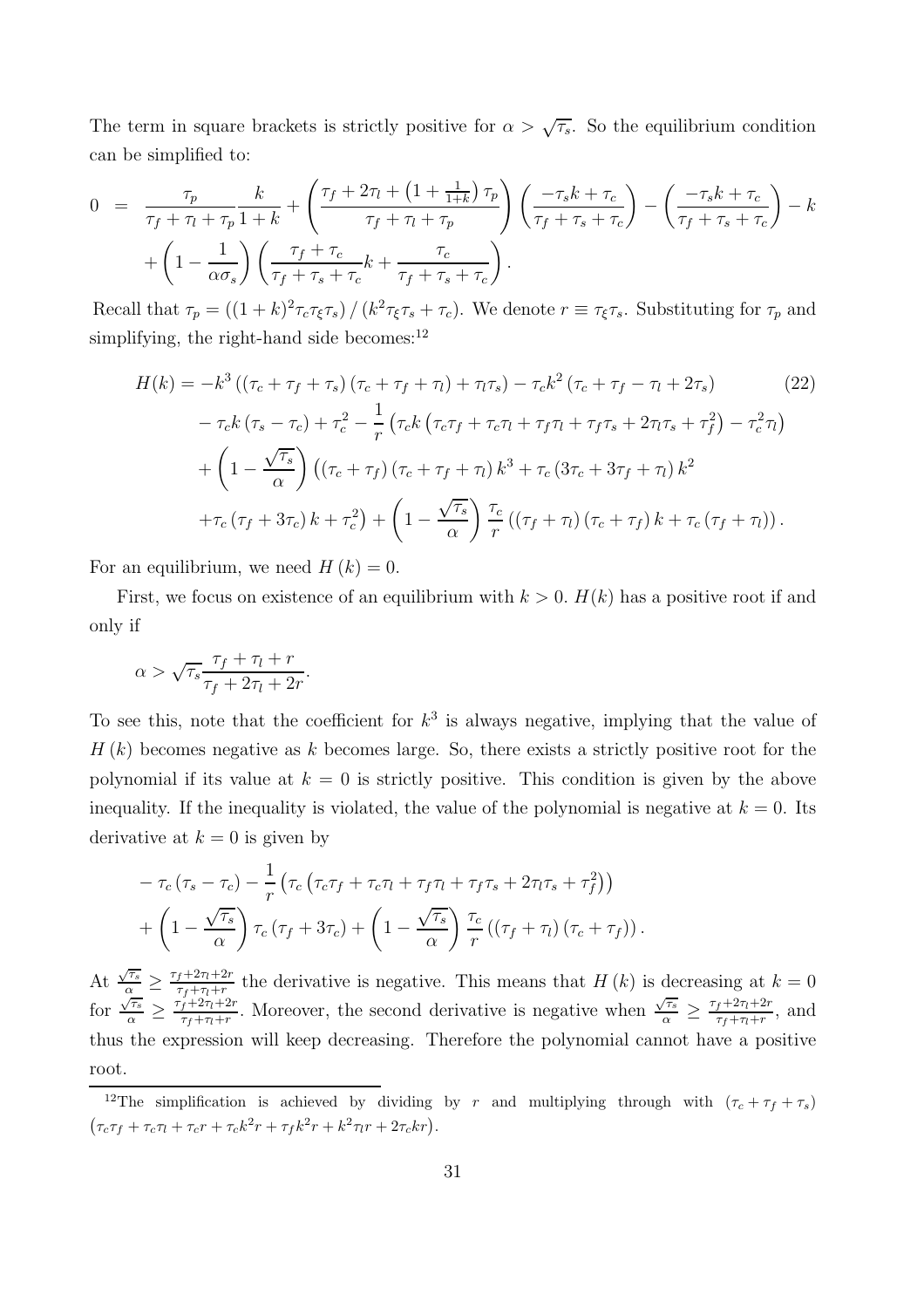The term in square brackets is strictly positive for $\alpha > \sqrt{\tau_s}$. So the equilibrium condition can be simplified to:

$$
\begin{aligned}
0 \;=\; & \frac{\tau_p}{\tau_f + \tau_l + \tau_p} \frac{k}{1+k} + \left( \frac{\tau_f + 2\tau_l + \left(1 + \frac{1}{1+k}\right) \tau_p}{\tau_f + \tau_l + \tau_p} \right) \left( \frac{-\tau_s k + \tau_c}{\tau_f + \tau_s + \tau_c} \right) - \left( \frac{-\tau_s k + \tau_c}{\tau_f + \tau_s + \tau_c} \right) - k \\
& + \left( 1 - \frac{1}{\alpha \sigma_s} \right) \left( \frac{\tau_f + \tau_c}{\tau_f + \tau_s + \tau_c} k + \frac{\tau_c}{\tau_f + \tau_s + \tau_c} \right).
\end{aligned}
$$

Recall that $\tau_p = \left((1+k)^2 \tau_c \tau_\xi \tau_s\right) / \left(k^2 \tau_\xi \tau_s + \tau_c\right)$. We denote $r \equiv \tau_\xi \tau_s$. Substituting for $\tau_p$ and simplifying, the right-hand side becomes:[12]

$$
\begin{aligned}
H(k) = & -k^3 \left( \left(\tau_c + \tau_f + \tau_s\right) \left(\tau_c + \tau_f + \tau_l\right) + \tau_l \tau_s \right) - \tau_c k^2 \left(\tau_c + \tau_f - \tau_l + 2\tau_s\right) \qquad (22) \\
& - \tau_c k \left(\tau_s - \tau_c\right) + \tau_c^2 - \frac{1}{r} \left( \tau_c k \left( \tau_c \tau_f + \tau_c \tau_l + \tau_f \tau_l + \tau_f \tau_s + 2\tau_l \tau_s + \tau_f^2 \right) - \tau_c^2 \tau_l \right) \\
& + \left( 1 - \frac{\sqrt{\tau_s}}{\alpha} \right) \left( \left(\tau_c + \tau_f\right)\left(\tau_c + \tau_f + \tau_l\right) k^3 + \tau_c \left(3\tau_c + 3\tau_f + \tau_l\right) k^2 \right. \\
& \left. + \tau_c \left(\tau_f + 3\tau_c\right) k + \tau_c^2 \right) + \left( 1 - \frac{\sqrt{\tau_s}}{\alpha} \right) \frac{\tau_c}{r} \left( \left(\tau_f + \tau_l\right)\left(\tau_c + \tau_f\right) k + \tau_c \left(\tau_f + \tau_l\right) \right).
\end{aligned}
$$

For an equilibrium, we need $H(k) = 0$.

First, we focus on existence of an equilibrium with $k > 0$. $H(k)$ has a positive root if and only if

$$
\alpha > \sqrt{\tau_s} \frac{\tau_f + \tau_l + r}{\tau_f + 2\tau_l + 2r}.
$$

To see this, note that the coefficient for $k^3$ is always negative, implying that the value of $H(k)$ becomes negative as $k$ becomes large. So, there exists a strictly positive root for the polynomial if its value at $k = 0$ is strictly positive. This condition is given by the above inequality. If the inequality is violated, the value of the polynomial is negative at $k = 0$. Its derivative at $k = 0$ is given by

$$
\begin{aligned}
& - \tau_c \left(\tau_s - \tau_c\right) - \frac{1}{r} \left( \tau_c \left( \tau_c \tau_f + \tau_c \tau_l + \tau_f \tau_l + \tau_f \tau_s + 2\tau_l \tau_s + \tau_f^2 \right) \right) \\
& + \left( 1 - \frac{\sqrt{\tau_s}}{\alpha} \right) \tau_c \left(\tau_f + 3\tau_c\right) + \left( 1 - \frac{\sqrt{\tau_s}}{\alpha} \right) \frac{\tau_c}{r} \left( \left(\tau_f + \tau_l\right)\left(\tau_c + \tau_f\right) \right).
\end{aligned}
$$

At $\frac{\sqrt{\tau_s}}{\alpha} \geq \frac{\tau_f + 2\tau_l + 2r}{\tau_f + \tau_l + r}$ the derivative is negative. This means that $H(k)$ is decreasing at $k = 0$ for $\frac{\sqrt{\tau_s}}{\alpha} \geq \frac{\tau_f + 2\tau_l + 2r}{\tau_f + \tau_l + r}$. Moreover, the second derivative is negative when $\frac{\sqrt{\tau_s}}{\alpha} \geq \frac{\tau_f + 2\tau_l + 2r}{\tau_f + \tau_l + r}$, and thus the expression will keep decreasing. Therefore the polynomial cannot have a positive root.

---

[12] The simplification is achieved by dividing by $r$ and multiplying through with $\left(\tau_c + \tau_f + \tau_s\right)$ $\left(\tau_c \tau_f + \tau_c \tau_l + \tau_c r + \tau_c k^2 r + \tau_f k^2 r + k^2 \tau_l r + 2\tau_c k r\right)$.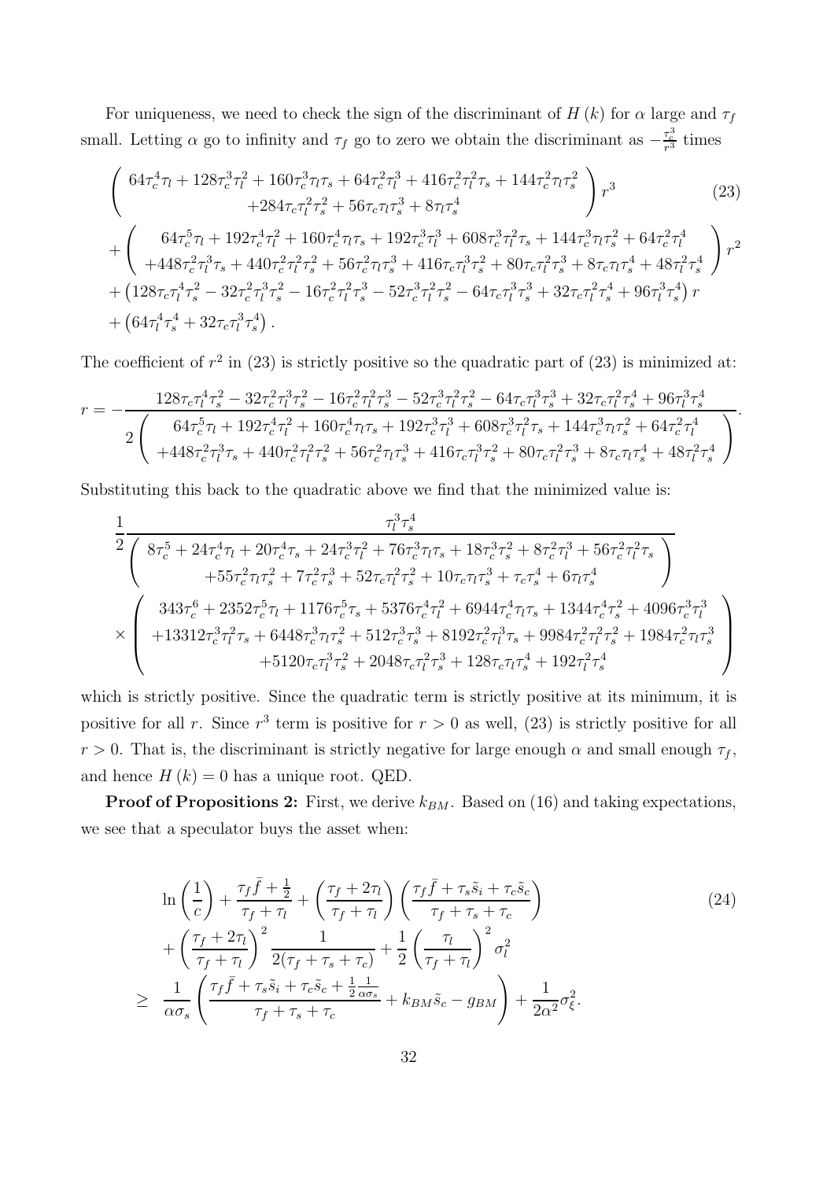For uniqueness, we need to check the sign of the discriminant of $H(k)$ for $\alpha$ large and $\tau_f$ small. Letting $\alpha$ go to infinity and $\tau_f$ go to zero we obtain the discriminant as $-\frac{\tau_c^3}{r^3}$ times

$$
\begin{aligned}
&\left(\begin{array}{c} 64\tau_c^4\tau_l + 128\tau_c^3\tau_l^2 + 160\tau_c^3\tau_l\tau_s + 64\tau_c^2\tau_l^3 + 416\tau_c^2\tau_l^2\tau_s + 144\tau_c^2\tau_l\tau_s^2 \\ +284\tau_c\tau_l^2\tau_s^2 + 56\tau_c\tau_l\tau_s^3 + 8\tau_l\tau_s^4 \end{array}\right) r^3 \\
&+\left(\begin{array}{c} 64\tau_c^5\tau_l + 192\tau_c^4\tau_l^2 + 160\tau_c^4\tau_l\tau_s + 192\tau_c^3\tau_l^3 + 608\tau_c^3\tau_l^2\tau_s + 144\tau_c^3\tau_l\tau_s^2 + 64\tau_c^2\tau_l^4 \\ +448\tau_c^2\tau_l^3\tau_s + 440\tau_c^2\tau_l^2\tau_s^2 + 56\tau_c^2\tau_l\tau_s^3 + 416\tau_c\tau_l^3\tau_s^2 + 80\tau_c\tau_l^2\tau_s^3 + 8\tau_c\tau_l\tau_s^4 + 48\tau_l^2\tau_s^4 \end{array}\right) r^2 \\
&+\left(128\tau_c\tau_l^4\tau_s^2 - 32\tau_c^2\tau_l^3\tau_s^2 - 16\tau_c^2\tau_l^2\tau_s^3 - 52\tau_c^3\tau_l^2\tau_s^2 - 64\tau_c\tau_l^3\tau_s^3 + 32\tau_c\tau_l^2\tau_s^4 + 96\tau_l^3\tau_s^4\right) r \\
&+\left(64\tau_l^4\tau_s^4 + 32\tau_c\tau_l^3\tau_s^4\right).
\end{aligned} \tag{23}
$$

The coefficient of $r^2$ in (23) is strictly positive so the quadratic part of (23) is minimized at:

$$
r = -\frac{128\tau_c\tau_l^4\tau_s^2 - 32\tau_c^2\tau_l^3\tau_s^2 - 16\tau_c^2\tau_l^2\tau_s^3 - 52\tau_c^3\tau_l^2\tau_s^2 - 64\tau_c\tau_l^3\tau_s^3 + 32\tau_c\tau_l^2\tau_s^4 + 96\tau_l^3\tau_s^4}{2\left(\begin{array}{c} 64\tau_c^5\tau_l + 192\tau_c^4\tau_l^2 + 160\tau_c^4\tau_l\tau_s + 192\tau_c^3\tau_l^3 + 608\tau_c^3\tau_l^2\tau_s + 144\tau_c^3\tau_l\tau_s^2 + 64\tau_c^2\tau_l^4 \\ +448\tau_c^2\tau_l^3\tau_s + 440\tau_c^2\tau_l^2\tau_s^2 + 56\tau_c^2\tau_l\tau_s^3 + 416\tau_c\tau_l^3\tau_s^2 + 80\tau_c\tau_l^2\tau_s^3 + 8\tau_c\tau_l\tau_s^4 + 48\tau_l^2\tau_s^4 \end{array}\right)}.
$$

Substituting this back to the quadratic above we find that the minimized value is:

$$
\begin{aligned}
&\frac{1}{2}\frac{\tau_l^3\tau_s^4}{\left(\begin{array}{c} 8\tau_c^5 + 24\tau_c^4\tau_l + 20\tau_c^4\tau_s + 24\tau_c^3\tau_l^2 + 76\tau_c^3\tau_l\tau_s + 18\tau_c^3\tau_s^2 + 8\tau_c^2\tau_l^3 + 56\tau_c^2\tau_l^2\tau_s \\ +55\tau_c^2\tau_l\tau_s^2 + 7\tau_c^2\tau_s^3 + 52\tau_c\tau_l^2\tau_s^2 + 10\tau_c\tau_l\tau_s^3 + \tau_c\tau_s^4 + 6\tau_l\tau_s^4 \end{array}\right)} \\
&\times\left(\begin{array}{c} 343\tau_c^6 + 2352\tau_c^5\tau_l + 1176\tau_c^5\tau_s + 5376\tau_c^4\tau_l^2 + 6944\tau_c^4\tau_l\tau_s + 1344\tau_c^4\tau_s^2 + 4096\tau_c^3\tau_l^3 \\ +13312\tau_c^3\tau_l^2\tau_s + 6448\tau_c^3\tau_l\tau_s^2 + 512\tau_c^3\tau_s^3 + 8192\tau_c^2\tau_l^3\tau_s + 9984\tau_c^2\tau_l^2\tau_s^2 + 1984\tau_c^2\tau_l\tau_s^3 \\ +5120\tau_c\tau_l^3\tau_s^2 + 2048\tau_c\tau_l^2\tau_s^3 + 128\tau_c\tau_l\tau_s^4 + 192\tau_l^2\tau_s^4 \end{array}\right)
\end{aligned}
$$

which is strictly positive. Since the quadratic term is strictly positive at its minimum, it is positive for all $r$. Since $r^3$ term is positive for $r > 0$ as well, (23) is strictly positive for all $r > 0$. That is, the discriminant is strictly negative for large enough $\alpha$ and small enough $\tau_f$, and hence $H(k) = 0$ has a unique root. QED.

**Proof of Propositions 2:** First, we derive $k_{BM}$. Based on (16) and taking expectations, we see that a speculator buys the asset when:

$$
\begin{aligned}
&\ln\left(\frac{1}{c}\right) + \frac{\tau_f\bar{f} + \frac{1}{2}}{\tau_f + \tau_l} + \left(\frac{\tau_f + 2\tau_l}{\tau_f + \tau_l}\right)\left(\frac{\tau_f\bar{f} + \tau_s\tilde{s}_i + \tau_c\tilde{s}_c}{\tau_f + \tau_s + \tau_c}\right) \\
&+\left(\frac{\tau_f + 2\tau_l}{\tau_f + \tau_l}\right)^2\frac{1}{2(\tau_f + \tau_s + \tau_c)} + \frac{1}{2}\left(\frac{\tau_l}{\tau_f + \tau_l}\right)^2\sigma_l^2 \\
\geq\ &\frac{1}{\alpha\sigma_s}\left(\frac{\tau_f\bar{f} + \tau_s\tilde{s}_i + \tau_c\tilde{s}_c + \frac{1}{2}\frac{1}{\alpha\sigma_s}}{\tau_f + \tau_s + \tau_c} + k_{BM}\tilde{s}_c - g_{BM}\right) + \frac{1}{2\alpha^2}\sigma_\xi^2.
\end{aligned} \tag{24}
$$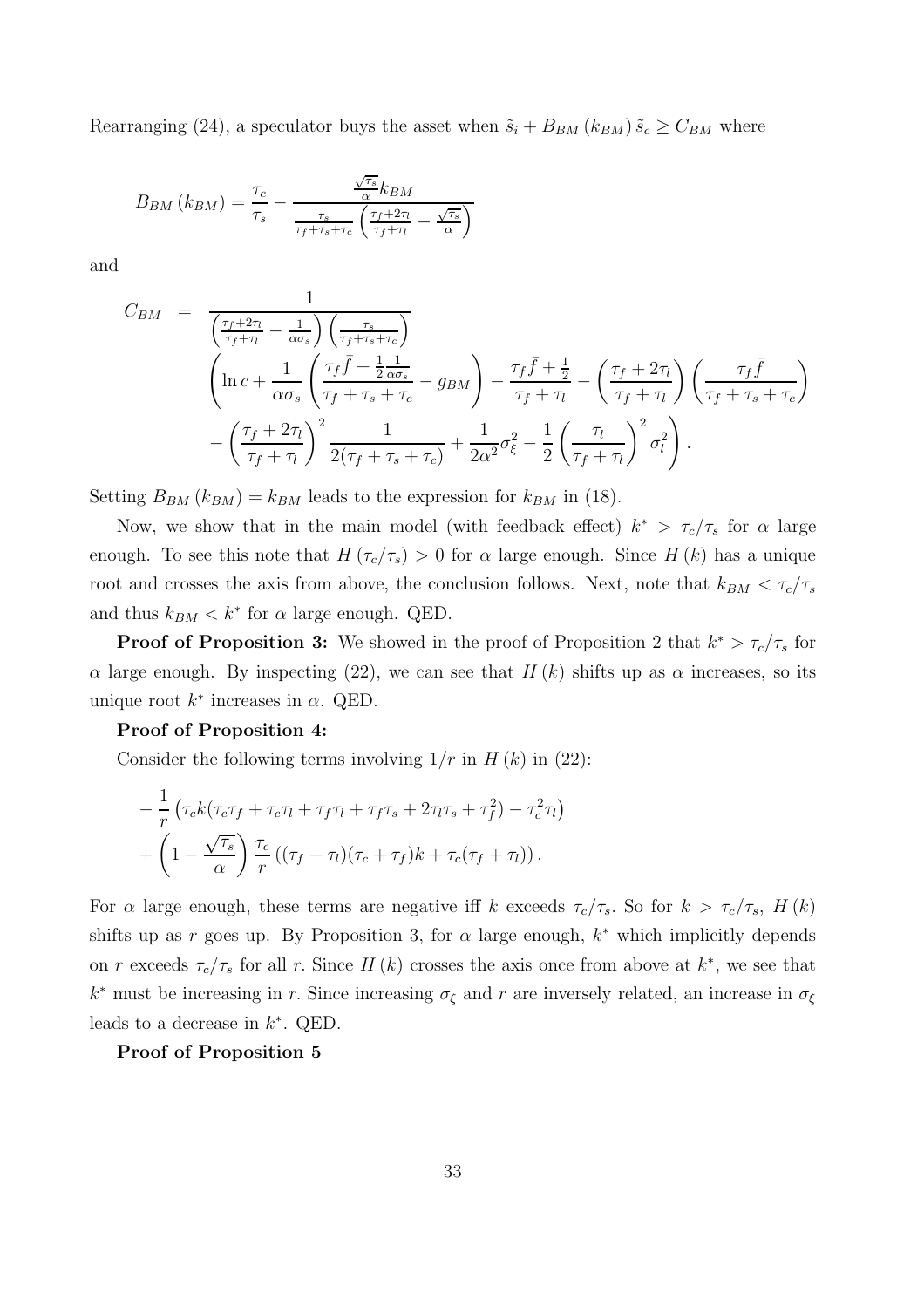Rearranging (24), a speculator buys the asset when $\tilde{s}_i + B_{BM}(k_{BM})\tilde{s}_c \geq C_{BM}$ where

$$B_{BM}(k_{BM}) = \frac{\tau_c}{\tau_s} - \frac{\frac{\sqrt{\tau_s}}{\alpha}k_{BM}}{\frac{\tau_s}{\tau_f+\tau_s+\tau_c}\left(\frac{\tau_f+2\tau_l}{\tau_f+\tau_l} - \frac{\sqrt{\tau_s}}{\alpha}\right)}$$

and

$$\begin{aligned} C_{BM} &= \frac{1}{\left(\frac{\tau_f+2\tau_l}{\tau_f+\tau_l} - \frac{1}{\alpha\sigma_s}\right)\left(\frac{\tau_s}{\tau_f+\tau_s+\tau_c}\right)} \\ &\quad \left(\ln c + \frac{1}{\alpha\sigma_s}\left(\frac{\tau_f\bar{f} + \frac{1}{2}\frac{1}{\alpha\sigma_s}}{\tau_f+\tau_s+\tau_c} - g_{BM}\right) - \frac{\tau_f\bar{f}+\frac{1}{2}}{\tau_f+\tau_l} - \left(\frac{\tau_f+2\tau_l}{\tau_f+\tau_l}\right)\left(\frac{\tau_f\bar{f}}{\tau_f+\tau_s+\tau_c}\right)\right. \\ &\quad \left. - \left(\frac{\tau_f+2\tau_l}{\tau_f+\tau_l}\right)^2 \frac{1}{2(\tau_f+\tau_s+\tau_c)} + \frac{1}{2\alpha^2}\sigma_\xi^2 - \frac{1}{2}\left(\frac{\tau_l}{\tau_f+\tau_l}\right)^2\sigma_l^2\right). \end{aligned}$$

Setting $B_{BM}(k_{BM}) = k_{BM}$ leads to the expression for $k_{BM}$ in (18).

Now, we show that in the main model (with feedback effect) $k^* > \tau_c/\tau_s$ for $\alpha$ large enough. To see this note that $H(\tau_c/\tau_s) > 0$ for $\alpha$ large enough. Since $H(k)$ has a unique root and crosses the axis from above, the conclusion follows. Next, note that $k_{BM} < \tau_c/\tau_s$ and thus $k_{BM} < k^*$ for $\alpha$ large enough. QED.

**Proof of Proposition 3:** We showed in the proof of Proposition 2 that $k^* > \tau_c/\tau_s$ for $\alpha$ large enough. By inspecting (22), we can see that $H(k)$ shifts up as $\alpha$ increases, so its unique root $k^*$ increases in $\alpha$. QED.

**Proof of Proposition 4:**

Consider the following terms involving $1/r$ in $H(k)$ in (22):

$$\begin{aligned} &-\frac{1}{r}\left(\tau_c k(\tau_c\tau_f + \tau_c\tau_l + \tau_f\tau_l + \tau_f\tau_s + 2\tau_l\tau_s + \tau_f^2) - \tau_c^2\tau_l\right) \\ &+ \left(1 - \frac{\sqrt{\tau_s}}{\alpha}\right)\frac{\tau_c}{r}\left((\tau_f+\tau_l)(\tau_c+\tau_f)k + \tau_c(\tau_f+\tau_l)\right). \end{aligned}$$

For $\alpha$ large enough, these terms are negative iff $k$ exceeds $\tau_c/\tau_s$. So for $k > \tau_c/\tau_s$, $H(k)$ shifts up as $r$ goes up. By Proposition 3, for $\alpha$ large enough, $k^*$ which implicitly depends on $r$ exceeds $\tau_c/\tau_s$ for all $r$. Since $H(k)$ crosses the axis once from above at $k^*$, we see that $k^*$ must be increasing in $r$. Since increasing $\sigma_\xi$ and $r$ are inversely related, an increase in $\sigma_\xi$ leads to a decrease in $k^*$. QED.

**Proof of Proposition 5**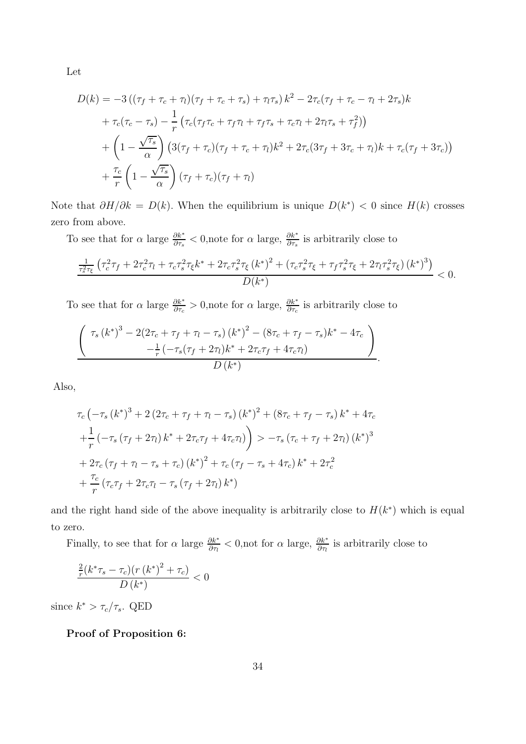Let

$$
\begin{aligned}
D(k) = & -3\left((\tau_f+\tau_c+\tau_l)(\tau_f+\tau_c+\tau_s)+\tau_l\tau_s\right)k^2 - 2\tau_c(\tau_f+\tau_c-\tau_l+2\tau_s)k \\
& + \tau_c(\tau_c-\tau_s) - \frac{1}{r}\left(\tau_c(\tau_f\tau_c+\tau_f\tau_l+\tau_f\tau_s+\tau_c\tau_l+2\tau_l\tau_s+\tau_f^2)\right) \\
& + \left(1-\frac{\sqrt{\tau_s}}{\alpha}\right)\left(3(\tau_f+\tau_c)(\tau_f+\tau_c+\tau_l)k^2 + 2\tau_c(3\tau_f+3\tau_c+\tau_l)k + \tau_c(\tau_f+3\tau_c)\right) \\
& + \frac{\tau_c}{r}\left(1-\frac{\sqrt{\tau_s}}{\alpha}\right)(\tau_f+\tau_c)(\tau_f+\tau_l)
\end{aligned}
$$

Note that $\partial H/\partial k = D(k)$. When the equilibrium is unique $D(k^*) < 0$ since $H(k)$ crosses zero from above.

To see that for $\alpha$ large $\frac{\partial k^*}{\partial \tau_s} < 0$,note for $\alpha$ large, $\frac{\partial k^*}{\partial \tau_s}$ is arbitrarily close to

$$
\frac{\frac{1}{\tau_s^2\tau_\xi}\left(\tau_c^2\tau_f + 2\tau_c^2\tau_l + \tau_c\tau_s^2\tau_\xi k^* + 2\tau_c\tau_s^2\tau_\xi\left(k^*\right)^2 + \left(\tau_c\tau_s^2\tau_\xi + \tau_f\tau_s^2\tau_\xi + 2\tau_l\tau_s^2\tau_\xi\right)\left(k^*\right)^3\right)}{D(k^*)} < 0.
$$

To see that for $\alpha$ large $\frac{\partial k^*}{\partial \tau_c} > 0$,note for $\alpha$ large, $\frac{\partial k^*}{\partial \tau_c}$ is arbitrarily close to

$$
\frac{\left(\begin{array}{c} \tau_s\left(k^*\right)^3 - 2(2\tau_c+\tau_f+\tau_l-\tau_s)\left(k^*\right)^2 - (8\tau_c+\tau_f-\tau_s)k^* - 4\tau_c \\ -\frac{1}{r}\left(-\tau_s(\tau_f+2\tau_l)k^* + 2\tau_c\tau_f + 4\tau_c\tau_l\right) \end{array}\right)}{D\left(k^*\right)}.
$$

Also,

$$
\begin{aligned}
& \tau_c\Big(-\tau_s\left(k^*\right)^3 + 2\left(2\tau_c+\tau_f+\tau_l-\tau_s\right)\left(k^*\right)^2 + \left(8\tau_c+\tau_f-\tau_s\right)k^* + 4\tau_c \\
& +\frac{1}{r}\left(-\tau_s\left(\tau_f+2\tau_l\right)k^* + 2\tau_c\tau_f + 4\tau_c\tau_l\right)\Big) > -\tau_s\left(\tau_c+\tau_f+2\tau_l\right)\left(k^*\right)^3 \\
& + 2\tau_c\left(\tau_f+\tau_l-\tau_s+\tau_c\right)\left(k^*\right)^2 + \tau_c\left(\tau_f-\tau_s+4\tau_c\right)k^* + 2\tau_c^2 \\
& + \frac{\tau_c}{r}\left(\tau_c\tau_f + 2\tau_c\tau_l - \tau_s\left(\tau_f+2\tau_l\right)k^*\right)
\end{aligned}
$$

and the right hand side of the above inequality is arbitrarily close to $H(k^*)$ which is equal to zero.

Finally, to see that for $\alpha$ large $\frac{\partial k^*}{\partial \tau_l} < 0$,not for $\alpha$ large, $\frac{\partial k^*}{\partial \tau_l}$ is arbitrarily close to

$$
\frac{\frac{2}{r}(k^*\tau_s - \tau_c)(r\left(k^*\right)^2 + \tau_c)}{D\left(k^*\right)} < 0
$$

since $k^* > \tau_c/\tau_s$. QED

**Proof of Proposition 6:**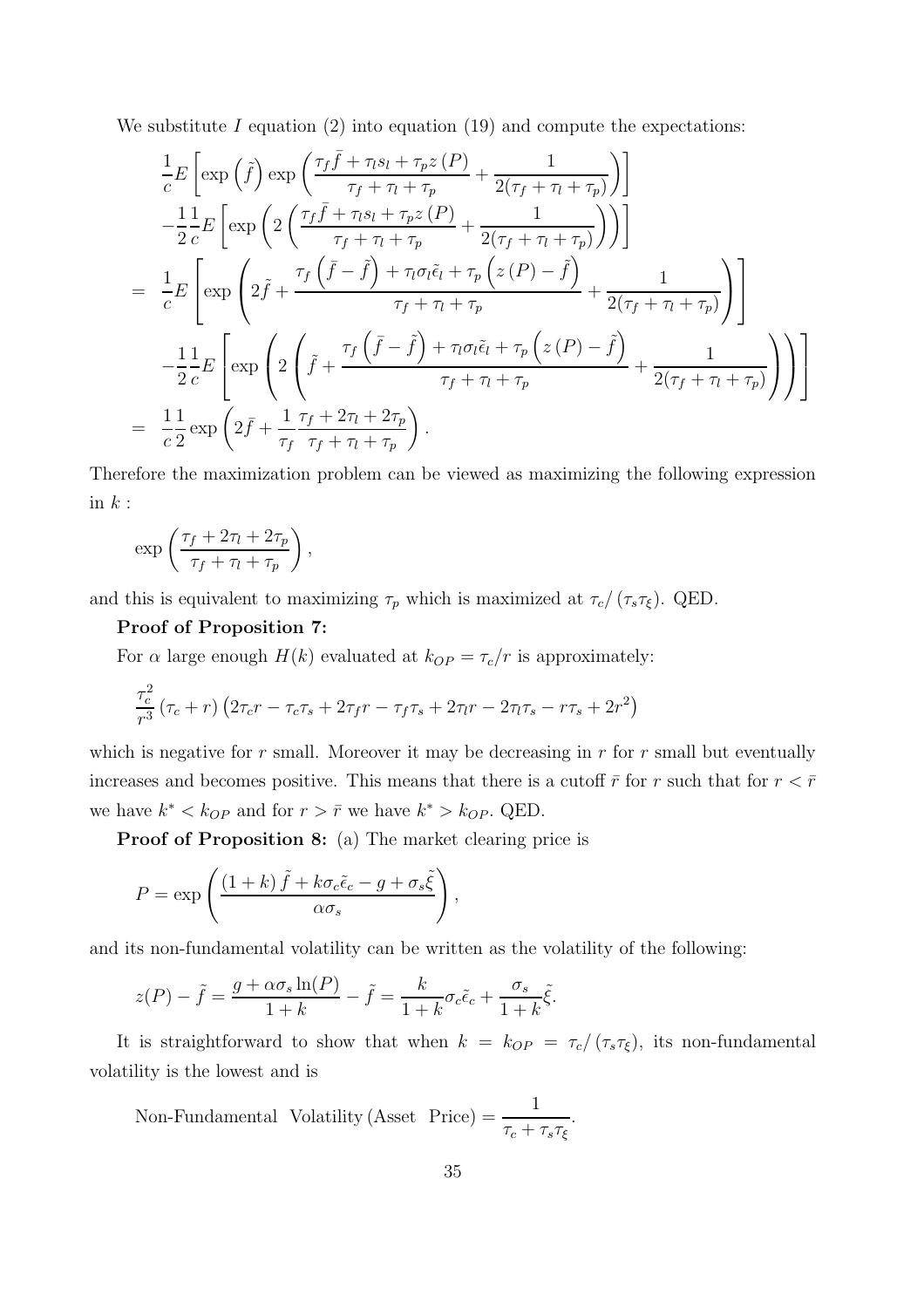We substitute $I$ equation (2) into equation (19) and compute the expectations:

$$
\begin{aligned}
& \frac{1}{c} E\left[\exp\left(\tilde{f}\right)\exp\left(\frac{\tau_f \bar{f} + \tau_l s_l + \tau_p z(P)}{\tau_f + \tau_l + \tau_p} + \frac{1}{2(\tau_f + \tau_l + \tau_p)}\right)\right] \\
& -\frac{1}{2}\frac{1}{c} E\left[\exp\left(2\left(\frac{\tau_f \bar{f} + \tau_l s_l + \tau_p z(P)}{\tau_f + \tau_l + \tau_p} + \frac{1}{2(\tau_f + \tau_l + \tau_p)}\right)\right)\right] \\
= \; & \frac{1}{c} E\left[\exp\left(2\tilde{f} + \frac{\tau_f\left(\bar{f} - \tilde{f}\right) + \tau_l \sigma_l \tilde{\epsilon}_l + \tau_p\left(z(P) - \tilde{f}\right)}{\tau_f + \tau_l + \tau_p} + \frac{1}{2(\tau_f + \tau_l + \tau_p)}\right)\right] \\
& -\frac{1}{2}\frac{1}{c} E\left[\exp\left(2\left(\tilde{f} + \frac{\tau_f\left(\bar{f} - \tilde{f}\right) + \tau_l \sigma_l \tilde{\epsilon}_l + \tau_p\left(z(P) - \tilde{f}\right)}{\tau_f + \tau_l + \tau_p} + \frac{1}{2(\tau_f + \tau_l + \tau_p)}\right)\right)\right] \\
= \; & \frac{1}{c}\frac{1}{2}\exp\left(2\bar{f} + \frac{1}{\tau_f}\frac{\tau_f + 2\tau_l + 2\tau_p}{\tau_f + \tau_l + \tau_p}\right).
\end{aligned}
$$

Therefore the maximization problem can be viewed as maximizing the following expression in $k$ :

$$
\exp\left(\frac{\tau_f + 2\tau_l + 2\tau_p}{\tau_f + \tau_l + \tau_p}\right),
$$

and this is equivalent to maximizing $\tau_p$ which is maximized at $\tau_c/(\tau_s \tau_\xi)$. QED.

**Proof of Proposition 7:**

For $\alpha$ large enough $H(k)$ evaluated at $k_{OP} = \tau_c/r$ is approximately:

$$
\frac{\tau_c^2}{r^3}\left(\tau_c + r\right)\left(2\tau_c r - \tau_c \tau_s + 2\tau_f r - \tau_f \tau_s + 2\tau_l r - 2\tau_l \tau_s - r\tau_s + 2r^2\right)
$$

which is negative for $r$ small. Moreover it may be decreasing in $r$ for $r$ small but eventually increases and becomes positive. This means that there is a cutoff $\bar{r}$ for $r$ such that for $r < \bar{r}$ we have $k^* < k_{OP}$ and for $r > \bar{r}$ we have $k^* > k_{OP}$. QED.

**Proof of Proposition 8:** (a) The market clearing price is

$$
P = \exp\left(\frac{(1+k)\tilde{f} + k\sigma_c \tilde{\epsilon}_c - g + \sigma_s \tilde{\xi}}{\alpha \sigma_s}\right),
$$

and its non-fundamental volatility can be written as the volatility of the following:

$$
z(P) - \tilde{f} = \frac{g + \alpha \sigma_s \ln(P)}{1+k} - \tilde{f} = \frac{k}{1+k}\sigma_c \tilde{\epsilon}_c + \frac{\sigma_s}{1+k}\tilde{\xi}.
$$

It is straightforward to show that when $k = k_{OP} = \tau_c/(\tau_s \tau_\xi)$, its non-fundamental volatility is the lowest and is

$$
\text{Non-Fundamental Volatility (Asset Price)} = \frac{1}{\tau_c + \tau_s \tau_\xi}.
$$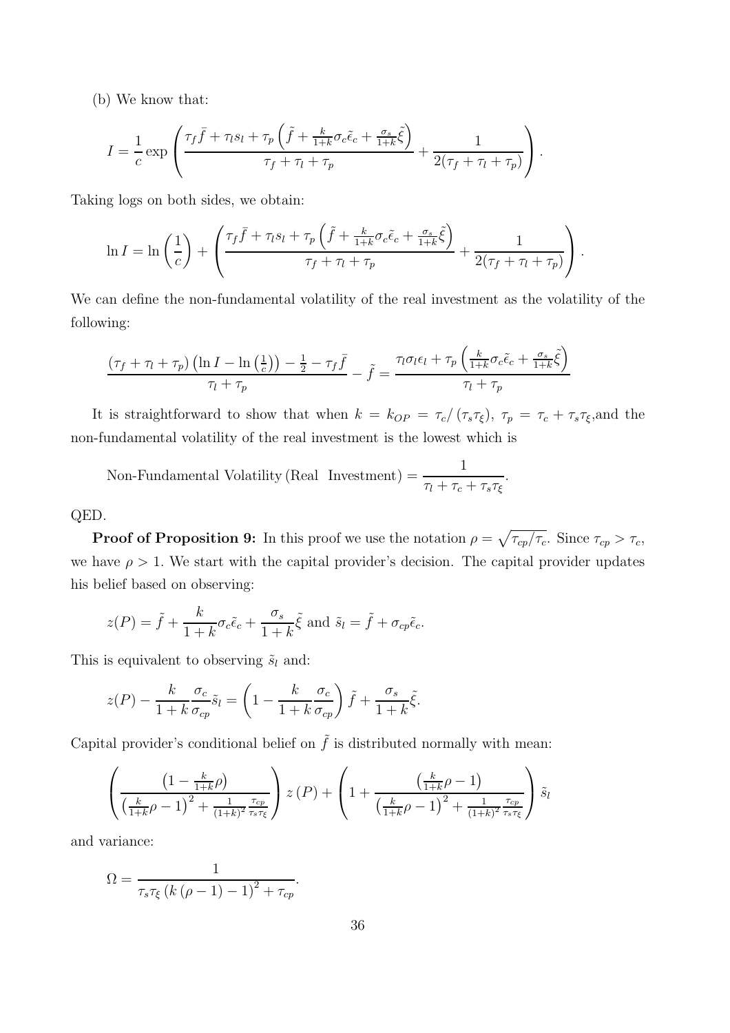(b) We know that:

$$I = \frac{1}{c} \exp \left( \frac{\tau_f \bar{f} + \tau_l s_l + \tau_p \left( \tilde{f} + \frac{k}{1+k} \sigma_c \tilde{\epsilon}_c + \frac{\sigma_s}{1+k} \tilde{\xi} \right)}{\tau_f + \tau_l + \tau_p} + \frac{1}{2(\tau_f + \tau_l + \tau_p)} \right).$$

Taking logs on both sides, we obtain:

$$\ln I = \ln \left( \frac{1}{c} \right) + \left( \frac{\tau_f \bar{f} + \tau_l s_l + \tau_p \left( \tilde{f} + \frac{k}{1+k} \sigma_c \tilde{\epsilon}_c + \frac{\sigma_s}{1+k} \tilde{\xi} \right)}{\tau_f + \tau_l + \tau_p} + \frac{1}{2(\tau_f + \tau_l + \tau_p)} \right).$$

We can define the non-fundamental volatility of the real investment as the volatility of the following:

$$\frac{(\tau_f + \tau_l + \tau_p) \left( \ln I - \ln \left( \frac{1}{c} \right) \right) - \frac{1}{2} - \tau_f \bar{f}}{\tau_l + \tau_p} - \tilde{f} = \frac{\tau_l \sigma_l \epsilon_l + \tau_p \left( \frac{k}{1+k} \sigma_c \tilde{\epsilon}_c + \frac{\sigma_s}{1+k} \tilde{\xi} \right)}{\tau_l + \tau_p}$$

It is straightforward to show that when $k = k_{OP} = \tau_c / (\tau_s \tau_\xi)$, $\tau_p = \tau_c + \tau_s \tau_\xi$,and the non-fundamental volatility of the real investment is the lowest which is

$$\text{Non-Fundamental Volatility (Real Investment)} = \frac{1}{\tau_l + \tau_c + \tau_s \tau_\xi}.$$

QED.

**Proof of Proposition 9:** In this proof we use the notation $\rho = \sqrt{\tau_{cp}/\tau_c}$. Since $\tau_{cp} > \tau_c$, we have $\rho > 1$. We start with the capital provider's decision. The capital provider updates his belief based on observing:

$$z(P) = \tilde{f} + \frac{k}{1+k} \sigma_c \tilde{\epsilon}_c + \frac{\sigma_s}{1+k} \tilde{\xi} \text{ and } \tilde{s}_l = \tilde{f} + \sigma_{cp} \tilde{\epsilon}_c.$$

This is equivalent to observing $\tilde{s}_l$ and:

$$z(P) - \frac{k}{1+k} \frac{\sigma_c}{\sigma_{cp}} \tilde{s}_l = \left( 1 - \frac{k}{1+k} \frac{\sigma_c}{\sigma_{cp}} \right) \tilde{f} + \frac{\sigma_s}{1+k} \tilde{\xi}.$$

Capital provider's conditional belief on $\tilde{f}$ is distributed normally with mean:

$$\left( \frac{\left(1 - \frac{k}{1+k} \rho\right)}{\left(\frac{k}{1+k} \rho - 1\right)^2 + \frac{1}{(1+k)^2} \frac{\tau_{cp}}{\tau_s \tau_\xi}} \right) z(P) + \left( 1 + \frac{\left(\frac{k}{1+k} \rho - 1\right)}{\left(\frac{k}{1+k} \rho - 1\right)^2 + \frac{1}{(1+k)^2} \frac{\tau_{cp}}{\tau_s \tau_\xi}} \right) \tilde{s}_l$$

and variance:

$$\Omega = \frac{1}{\tau_s \tau_\xi \left(k(\rho - 1) - 1\right)^2 + \tau_{cp}}.$$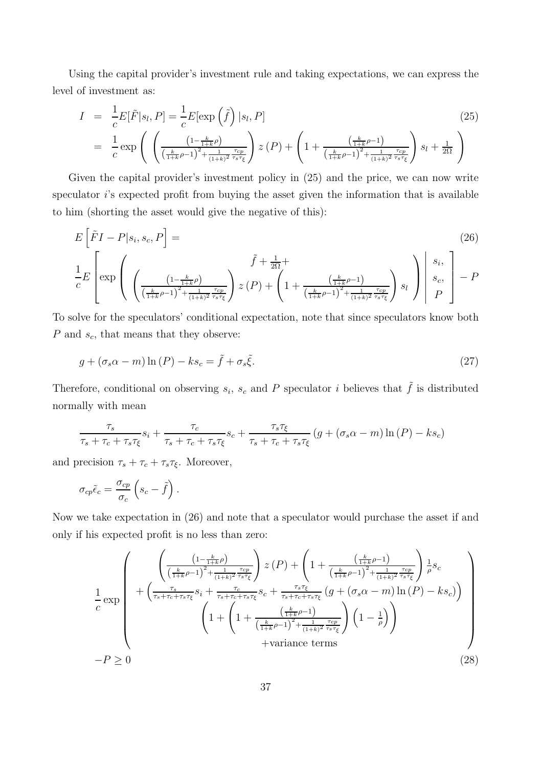Using the capital provider's investment rule and taking expectations, we can express the level of investment as:

$$
\begin{aligned}
I &= \frac{1}{c}E[\tilde{F}|s_l, P] = \frac{1}{c}E[\exp\left(\tilde{f}\right)|s_l, P] \qquad (25)\\
&= \frac{1}{c}\exp\left( \left(\frac{\left(1-\frac{k}{1+k}\rho\right)}{\left(\frac{k}{1+k}\rho-1\right)^2+\frac{1}{(1+k)^2}\frac{\tau_{cp}}{\tau_s\tau_\xi}}\right)z(P) + \left(1+\frac{\left(\frac{k}{1+k}\rho-1\right)}{\left(\frac{k}{1+k}\rho-1\right)^2+\frac{1}{(1+k)^2}\frac{\tau_{cp}}{\tau_s\tau_\xi}}\right)s_l + \frac{1}{2\Omega} \right)
\end{aligned}
$$

Given the capital provider's investment policy in (25) and the price, we can now write speculator $i$'s expected profit from buying the asset given the information that is available to him (shorting the asset would give the negative of this):

$$
\begin{aligned}
&E\left[\tilde{F}I - P|s_i, s_c, P\right] = \qquad (26)\\
&\frac{1}{c}E\left[\exp\left( \begin{array}{c} \tilde{f}+\frac{1}{2\Omega}+ \\ \left(\frac{\left(1-\frac{k}{1+k}\rho\right)}{\left(\frac{k}{1+k}\rho-1\right)^2+\frac{1}{(1+k)^2}\frac{\tau_{cp}}{\tau_s\tau_\xi}}\right)z(P) + \left(1+\frac{\left(\frac{k}{1+k}\rho-1\right)}{\left(\frac{k}{1+k}\rho-1\right)^2+\frac{1}{(1+k)^2}\frac{\tau_{cp}}{\tau_s\tau_\xi}}\right)s_l \end{array}\right) \left| \begin{array}{c} s_i, \\ s_c, \\ P \end{array}\right.\right] - P
\end{aligned}
$$

To solve for the speculators' conditional expectation, note that since speculators know both $P$ and $s_c$, that means that they observe:

$$
g + (\sigma_s\alpha - m)\ln(P) - ks_c = \tilde{f} + \sigma_s\tilde{\xi}. \qquad (27)
$$

Therefore, conditional on observing $s_i$, $s_c$ and $P$ speculator $i$ believes that $\tilde{f}$ is distributed normally with mean

$$
\frac{\tau_s}{\tau_s+\tau_c+\tau_s\tau_\xi}s_i + \frac{\tau_c}{\tau_s+\tau_c+\tau_s\tau_\xi}s_c + \frac{\tau_s\tau_\xi}{\tau_s+\tau_c+\tau_s\tau_\xi}\left(g+(\sigma_s\alpha-m)\ln(P) - ks_c\right)
$$

and precision $\tau_s + \tau_c + \tau_s\tau_\xi$. Moreover,

$$
\sigma_{cp}\tilde{\epsilon}_c = \frac{\sigma_{cp}}{\sigma_c}\left(s_c - \tilde{f}\right).
$$

Now we take expectation in (26) and note that a speculator would purchase the asset if and only if his expected profit is no less than zero:

$$
\begin{aligned}
&\frac{1}{c}\exp\left( \begin{array}{c} \left(\frac{\left(1-\frac{k}{1+k}\rho\right)}{\left(\frac{k}{1+k}\rho-1\right)^2+\frac{1}{(1+k)^2}\frac{\tau_{cp}}{\tau_s\tau_\xi}}\right)z(P) + \left(1+\frac{\left(\frac{k}{1+k}\rho-1\right)}{\left(\frac{k}{1+k}\rho-1\right)^2+\frac{1}{(1+k)^2}\frac{\tau_{cp}}{\tau_s\tau_\xi}}\right)\frac{1}{\rho}s_c \\ +\left(\frac{\tau_s}{\tau_s+\tau_c+\tau_s\tau_\xi}s_i + \frac{\tau_c}{\tau_s+\tau_c+\tau_s\tau_\xi}s_c + \frac{\tau_s\tau_\xi}{\tau_s+\tau_c+\tau_s\tau_\xi}\left(g+(\sigma_s\alpha-m)\ln(P)-ks_c\right)\right) \\ \left(1+\left(1+\frac{\left(\frac{k}{1+k}\rho-1\right)}{\left(\frac{k}{1+k}\rho-1\right)^2+\frac{1}{(1+k)^2}\frac{\tau_{cp}}{\tau_s\tau_\xi}}\right)\left(1-\frac{1}{\rho}\right)\right) \\ +\text{variance terms} \end{array}\right) \\
&-P \geq 0 \qquad (28)
\end{aligned}
$$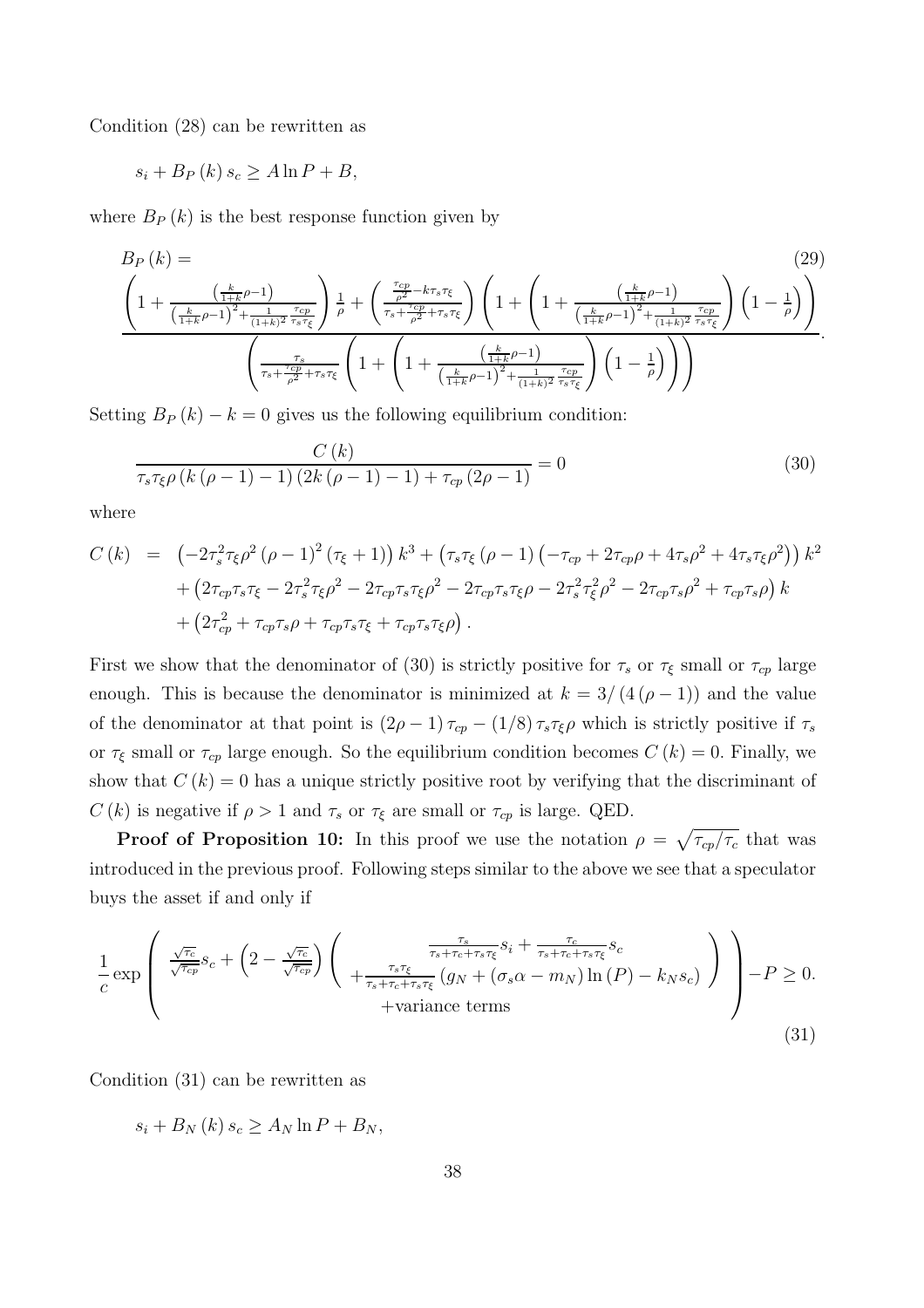Condition (28) can be rewritten as

$$s_i + B_P(k)\, s_c \geq A \ln P + B,$$

where $B_P(k)$ is the best response function given by

$$B_P(k) = \tag{29}$$
$$\frac{\left(1 + \frac{\left(\frac{k}{1+k}\rho - 1\right)}{\left(\frac{k}{1+k}\rho - 1\right)^2 + \frac{1}{(1+k)^2}\frac{\tau_{cp}}{\tau_s \tau_\xi}}\right)\frac{1}{\rho} + \left(\frac{\frac{\tau_{cp}}{\rho^2} - k\tau_s\tau_\xi}{\tau_s + \frac{\tau_{cp}}{\rho^2} + \tau_s\tau_\xi}\right)\left(1 + \left(1 + \frac{\left(\frac{k}{1+k}\rho - 1\right)}{\left(\frac{k}{1+k}\rho - 1\right)^2 + \frac{1}{(1+k)^2}\frac{\tau_{cp}}{\tau_s\tau_\xi}}\right)\left(1 - \frac{1}{\rho}\right)\right)}{\left(\frac{\tau_s}{\tau_s + \frac{\tau_{cp}}{\rho^2} + \tau_s\tau_\xi}\left(1 + \left(1 + \frac{\left(\frac{k}{1+k}\rho - 1\right)}{\left(\frac{k}{1+k}\rho - 1\right)^2 + \frac{1}{(1+k)^2}\frac{\tau_{cp}}{\tau_s\tau_\xi}}\right)\left(1 - \frac{1}{\rho}\right)\right)\right)}.$$

Setting $B_P(k) - k = 0$ gives us the following equilibrium condition:

$$\frac{C(k)}{\tau_s\tau_\xi\rho\left(k(\rho - 1) - 1\right)\left(2k(\rho - 1) - 1\right) + \tau_{cp}(2\rho - 1)} = 0 \tag{30}$$

where

$$\begin{aligned} C(k) &= \left(-2\tau_s^2\tau_\xi\rho^2(\rho - 1)^2(\tau_\xi + 1)\right)k^3 + \left(\tau_s\tau_\xi(\rho - 1)\left(-\tau_{cp} + 2\tau_{cp}\rho + 4\tau_s\rho^2 + 4\tau_s\tau_\xi\rho^2\right)\right)k^2 \\ &\quad + \left(2\tau_{cp}\tau_s\tau_\xi - 2\tau_s^2\tau_\xi\rho^2 - 2\tau_{cp}\tau_s\tau_\xi\rho^2 - 2\tau_{cp}\tau_s\tau_\xi\rho - 2\tau_s^2\tau_\xi^2\rho^2 - 2\tau_{cp}\tau_s\rho^2 + \tau_{cp}\tau_s\rho\right)k \\ &\quad + \left(2\tau_{cp}^2 + \tau_{cp}\tau_s\rho + \tau_{cp}\tau_s\tau_\xi + \tau_{cp}\tau_s\tau_\xi\rho\right). \end{aligned}$$

First we show that the denominator of (30) is strictly positive for $\tau_s$ or $\tau_\xi$ small or $\tau_{cp}$ large enough. This is because the denominator is minimized at $k = 3/(4(\rho - 1))$ and the value of the denominator at that point is $(2\rho - 1)\tau_{cp} - (1/8)\tau_s\tau_\xi\rho$ which is strictly positive if $\tau_s$ or $\tau_\xi$ small or $\tau_{cp}$ large enough. So the equilibrium condition becomes $C(k) = 0$. Finally, we show that $C(k) = 0$ has a unique strictly positive root by verifying that the discriminant of $C(k)$ is negative if $\rho > 1$ and $\tau_s$ or $\tau_\xi$ are small or $\tau_{cp}$ is large. QED.

**Proof of Proposition 10:** In this proof we use the notation $\rho = \sqrt{\tau_{cp}/\tau_c}$ that was introduced in the previous proof. Following steps similar to the above we see that a speculator buys the asset if and only if

$$\frac{1}{c}\exp\left(\begin{array}{c} \frac{\sqrt{\tau_c}}{\sqrt{\tau_{cp}}}s_c + \left(2 - \frac{\sqrt{\tau_c}}{\sqrt{\tau_{cp}}}\right)\left(\begin{array}{c} \frac{\tau_s}{\tau_s + \tau_c + \tau_s\tau_\xi}s_i + \frac{\tau_c}{\tau_s + \tau_c + \tau_s\tau_\xi}s_c \\ + \frac{\tau_s\tau_\xi}{\tau_s + \tau_c + \tau_s\tau_\xi}\left(g_N + (\sigma_s\alpha - m_N)\ln(P) - k_N s_c\right) \end{array}\right) \\ + \text{variance terms} \end{array}\right) - P \geq 0. \tag{31}$$

Condition (31) can be rewritten as

$$s_i + B_N(k)\, s_c \geq A_N \ln P + B_N,$$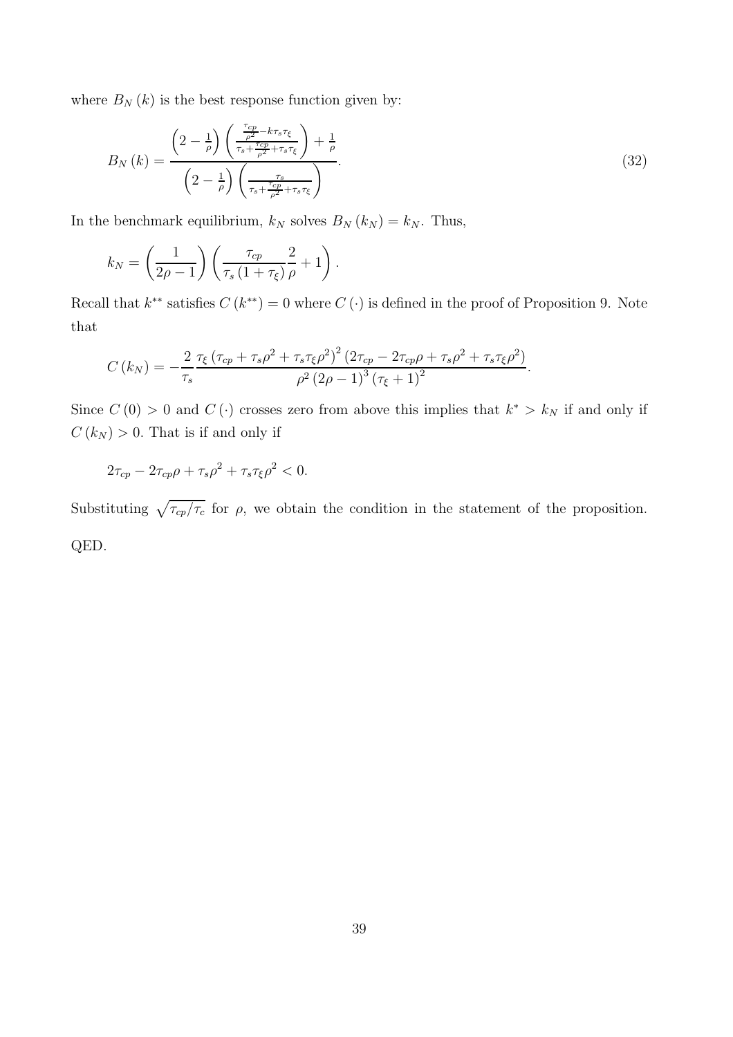where $B_N(k)$ is the best response function given by:

$$B_N(k) = \frac{\left(2 - \frac{1}{\rho}\right)\left(\frac{\frac{\tau_{cp}}{\rho^2} - k\tau_s\tau_\xi}{\tau_s + \frac{\tau_{cp}}{\rho^2} + \tau_s\tau_\xi}\right) + \frac{1}{\rho}}{\left(2 - \frac{1}{\rho}\right)\left(\frac{\tau_s}{\tau_s + \frac{\tau_{cp}}{\rho^2} + \tau_s\tau_\xi}\right)}. \tag{32}$$

In the benchmark equilibrium, $k_N$ solves $B_N(k_N) = k_N$. Thus,

$$k_N = \left(\frac{1}{2\rho - 1}\right)\left(\frac{\tau_{cp}}{\tau_s(1 + \tau_\xi)}\frac{2}{\rho} + 1\right).$$

Recall that $k^{**}$ satisfies $C(k^{**}) = 0$ where $C(\cdot)$ is defined in the proof of Proposition 9. Note that

$$C(k_N) = -\frac{2}{\tau_s}\frac{\tau_\xi\left(\tau_{cp} + \tau_s\rho^2 + \tau_s\tau_\xi\rho^2\right)^2\left(2\tau_{cp} - 2\tau_{cp}\rho + \tau_s\rho^2 + \tau_s\tau_\xi\rho^2\right)}{\rho^2(2\rho - 1)^3(\tau_\xi + 1)^2}.$$

Since $C(0) > 0$ and $C(\cdot)$ crosses zero from above this implies that $k^* > k_N$ if and only if $C(k_N) > 0$. That is if and only if

$$2\tau_{cp} - 2\tau_{cp}\rho + \tau_s\rho^2 + \tau_s\tau_\xi\rho^2 < 0.$$

Substituting $\sqrt{\tau_{cp}/\tau_c}$ for $\rho$, we obtain the condition in the statement of the proposition.

QED.